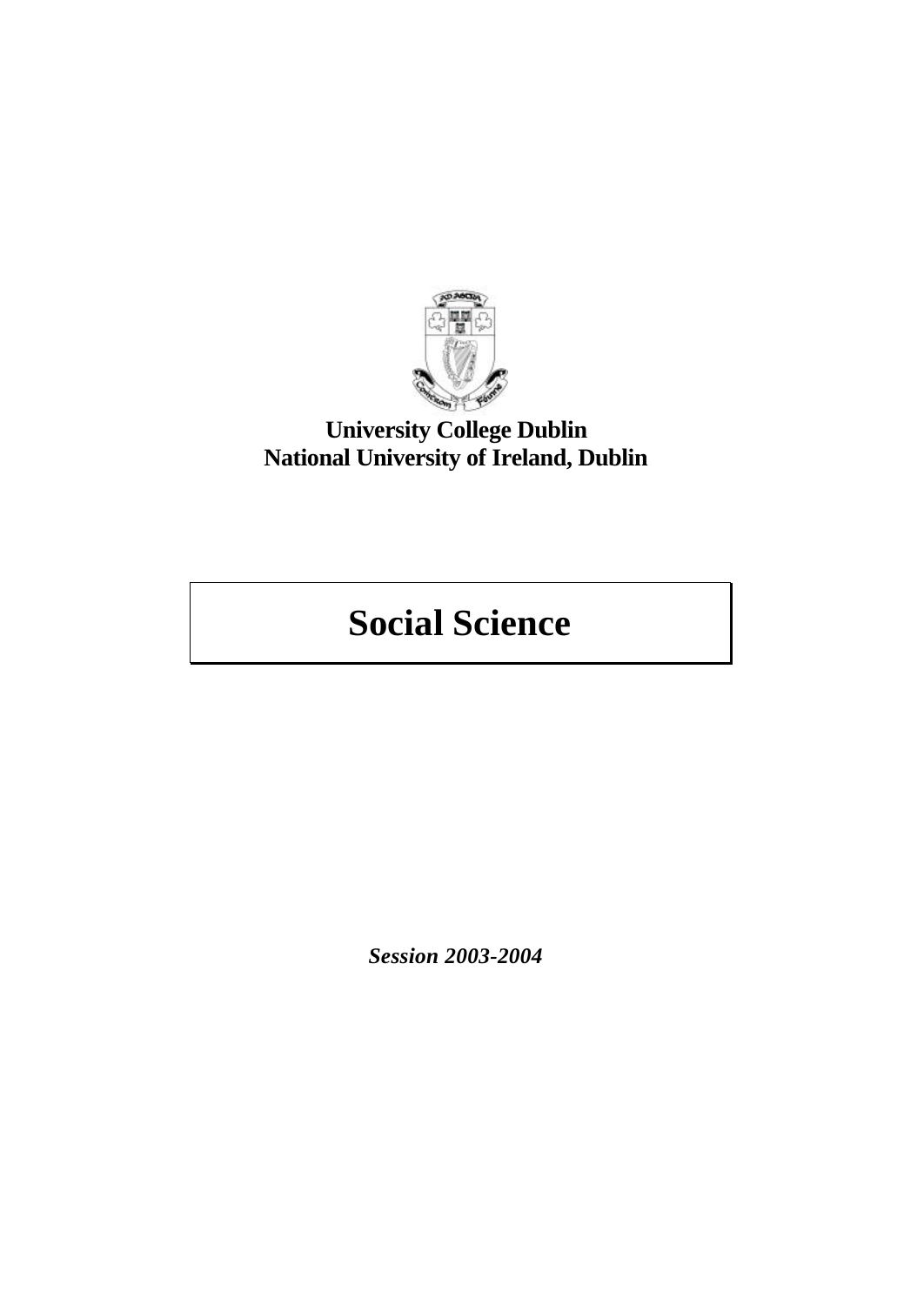**University College Dublin**
**National University of Ireland, Dublin**

# Social Science

***Session 2003-2004***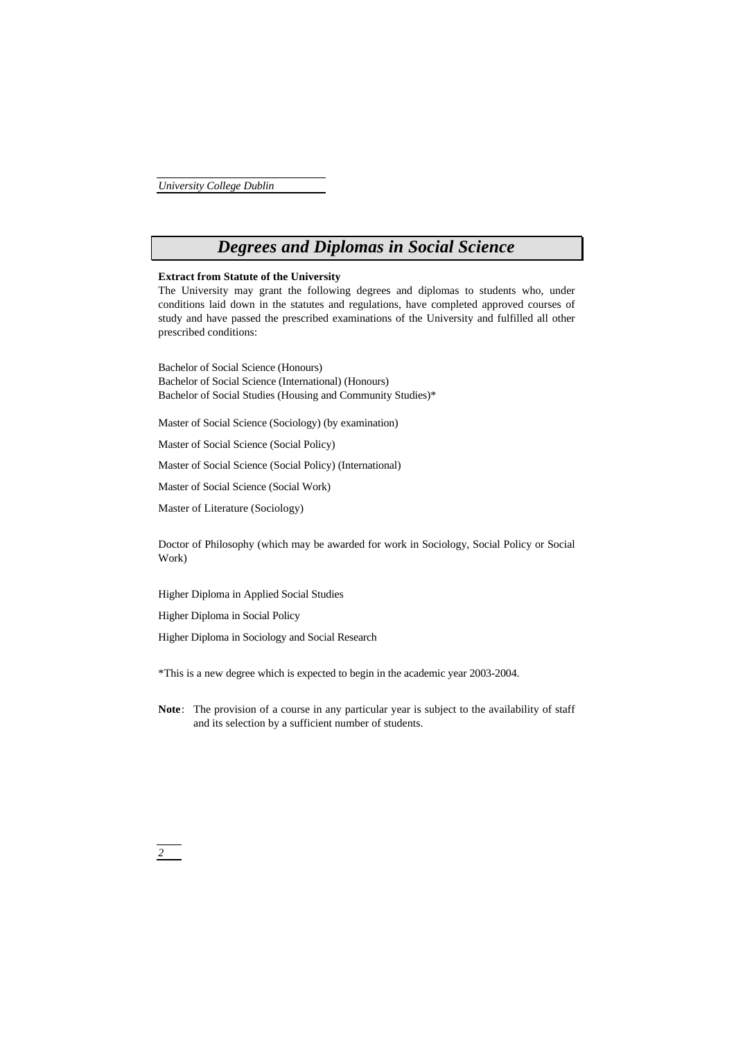# Degrees and Diplomas in Social Science

**Extract from Statute of the University**

The University may grant the following degrees and diplomas to students who, under conditions laid down in the statutes and regulations, have completed approved courses of study and have passed the prescribed examinations of the University and fulfilled all other prescribed conditions:

Bachelor of Social Science (Honours)
Bachelor of Social Science (International) (Honours)
Bachelor of Social Studies (Housing and Community Studies)*

Master of Social Science (Sociology) (by examination)

Master of Social Science (Social Policy)

Master of Social Science (Social Policy) (International)

Master of Social Science (Social Work)

Master of Literature (Sociology)

Doctor of Philosophy (which may be awarded for work in Sociology, Social Policy or Social Work)

Higher Diploma in Applied Social Studies

Higher Diploma in Social Policy

Higher Diploma in Sociology and Social Research

*This is a new degree which is expected to begin in the academic year 2003-2004.

**Note**: The provision of a course in any particular year is subject to the availability of staff and its selection by a sufficient number of students.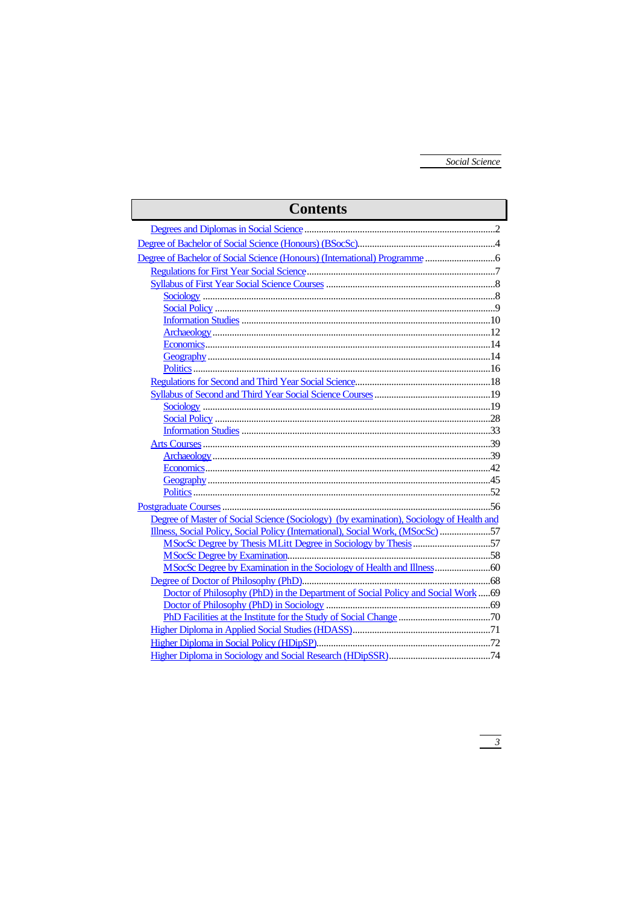# Contents

- Degrees and Diplomas in Social Science ....2
- Degree of Bachelor of Social Science (Honours) (BSocSc)....4
- Degree of Bachelor of Social Science (Honours) (International) Programme ....6
  - Regulations for First Year Social Science....7
  - Syllabus of First Year Social Science Courses ....8
    - Sociology ....8
    - Social Policy ....9
    - Information Studies ....10
    - Archaeology....12
    - Economics....14
    - Geography ....14
    - Politics ....16
  - Regulations for Second and Third Year Social Science....18
  - Syllabus of Second and Third Year Social Science Courses ....19
    - Sociology ....19
    - Social Policy ....28
    - Information Studies ....33
  - Arts Courses....39
    - Archaeology....39
    - Economics....42
    - Geography ....45
    - Politics ....52
- Postgraduate Courses ....56
  - Degree of Master of Social Science (Sociology) (by examination), Sociology of Health and Illness, Social Policy, Social Policy (International), Social Work, (MSocSc) ....57
    - MSocSc Degree by Thesis MLitt Degree in Sociology by Thesis ....57
    - MSocSc Degree by Examination....58
    - MSocSc Degree by Examination in the Sociology of Health and Illness....60
  - Degree of Doctor of Philosophy (PhD)....68
    - Doctor of Philosophy (PhD) in the Department of Social Policy and Social Work ....69
    - Doctor of Philosophy (PhD) in Sociology ....69
    - PhD Facilities at the Institute for the Study of Social Change ....70
  - Higher Diploma in Applied Social Studies (HDASS)....71
  - Higher Diploma in Social Policy (HDipSP)....72
  - Higher Diploma in Sociology and Social Research (HDipSSR)....74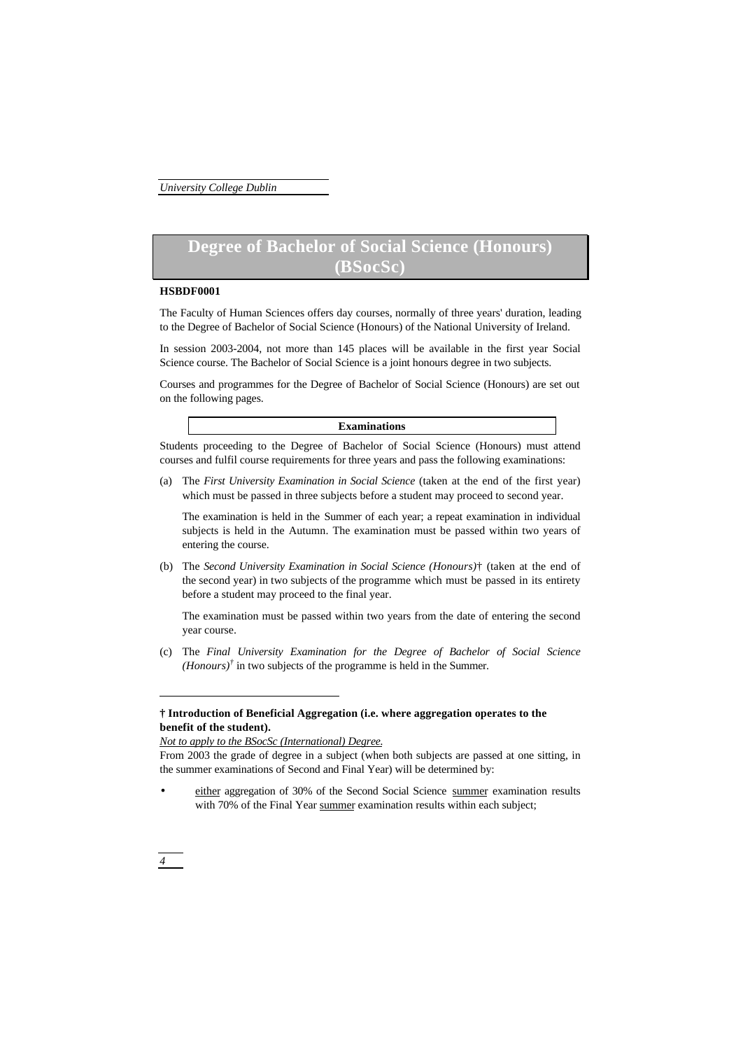# Degree of Bachelor of Social Science (Honours) (BSocSc)

**HSBDF0001**

The Faculty of Human Sciences offers day courses, normally of three years' duration, leading to the Degree of Bachelor of Social Science (Honours) of the National University of Ireland.

In session 2003-2004, not more than 145 places will be available in the first year Social Science course. The Bachelor of Social Science is a joint honours degree in two subjects.

Courses and programmes for the Degree of Bachelor of Social Science (Honours) are set out on the following pages.

## Examinations

Students proceeding to the Degree of Bachelor of Social Science (Honours) must attend courses and fulfil course requirements for three years and pass the following examinations:

(a) The *First University Examination in Social Science* (taken at the end of the first year) which must be passed in three subjects before a student may proceed to second year.

   The examination is held in the Summer of each year; a repeat examination in individual subjects is held in the Autumn. The examination must be passed within two years of entering the course.

(b) The *Second University Examination in Social Science (Honours)*† (taken at the end of the second year) in two subjects of the programme which must be passed in its entirety before a student may proceed to the final year.

   The examination must be passed within two years from the date of entering the second year course.

(c) The *Final University Examination for the Degree of Bachelor of Social Science (Honours)*† in two subjects of the programme is held in the Summer.

---

**† Introduction of Beneficial Aggregation (i.e. where aggregation operates to the benefit of the student).**

*Not to apply to the BSocSc (International) Degree.*

From 2003 the grade of degree in a subject (when both subjects are passed at one sitting, in the summer examinations of Second and Final Year) will be determined by:

- either aggregation of 30% of the Second Social Science summer examination results with 70% of the Final Year summer examination results within each subject;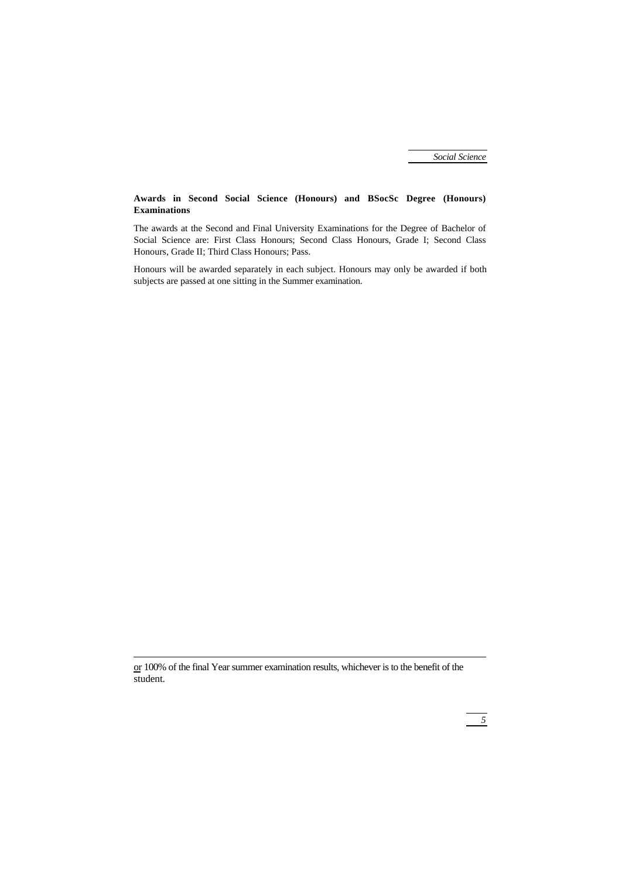**Awards in Second Social Science (Honours) and BSocSc Degree (Honours) Examinations**

The awards at the Second and Final University Examinations for the Degree of Bachelor of Social Science are: First Class Honours; Second Class Honours, Grade I; Second Class Honours, Grade II; Third Class Honours; Pass.

Honours will be awarded separately in each subject. Honours may only be awarded if both subjects are passed at one sitting in the Summer examination.

---

or 100% of the final Year summer examination results, whichever is to the benefit of the student.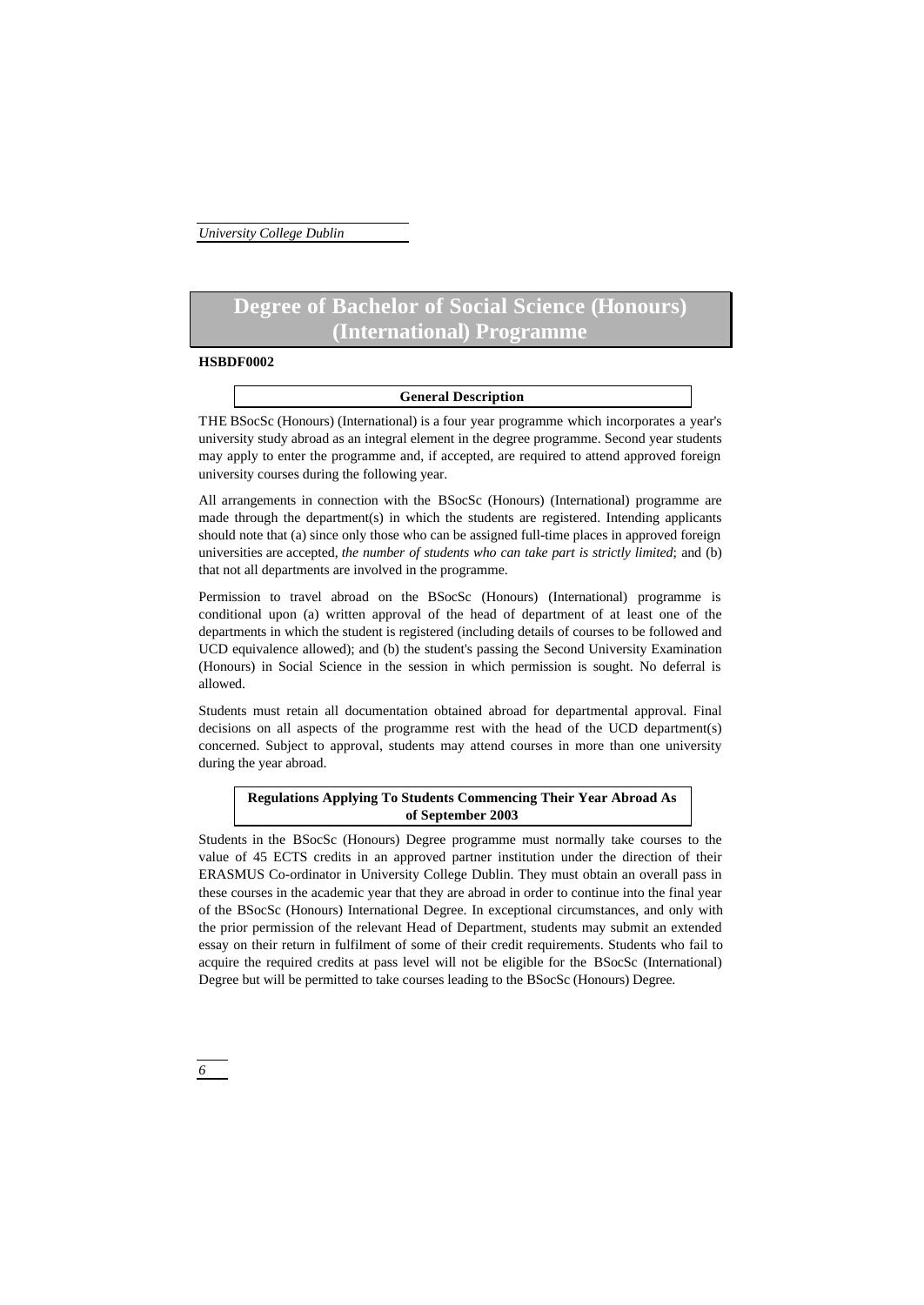# Degree of Bachelor of Social Science (Honours) (International) Programme

**HSBDF0002**

## General Description

THE BSocSc (Honours) (International) is a four year programme which incorporates a year's university study abroad as an integral element in the degree programme. Second year students may apply to enter the programme and, if accepted, are required to attend approved foreign university courses during the following year.

All arrangements in connection with the BSocSc (Honours) (International) programme are made through the department(s) in which the students are registered. Intending applicants should note that (a) since only those who can be assigned full-time places in approved foreign universities are accepted, *the number of students who can take part is strictly limited*; and (b) that not all departments are involved in the programme.

Permission to travel abroad on the BSocSc (Honours) (International) programme is conditional upon (a) written approval of the head of department of at least one of the departments in which the student is registered (including details of courses to be followed and UCD equivalence allowed); and (b) the student's passing the Second University Examination (Honours) in Social Science in the session in which permission is sought. No deferral is allowed.

Students must retain all documentation obtained abroad for departmental approval. Final decisions on all aspects of the programme rest with the head of the UCD department(s) concerned. Subject to approval, students may attend courses in more than one university during the year abroad.

## Regulations Applying To Students Commencing Their Year Abroad As of September 2003

Students in the BSocSc (Honours) Degree programme must normally take courses to the value of 45 ECTS credits in an approved partner institution under the direction of their ERASMUS Co-ordinator in University College Dublin. They must obtain an overall pass in these courses in the academic year that they are abroad in order to continue into the final year of the BSocSc (Honours) International Degree. In exceptional circumstances, and only with the prior permission of the relevant Head of Department, students may submit an extended essay on their return in fulfilment of some of their credit requirements. Students who fail to acquire the required credits at pass level will not be eligible for the BSocSc (International) Degree but will be permitted to take courses leading to the BSocSc (Honours) Degree.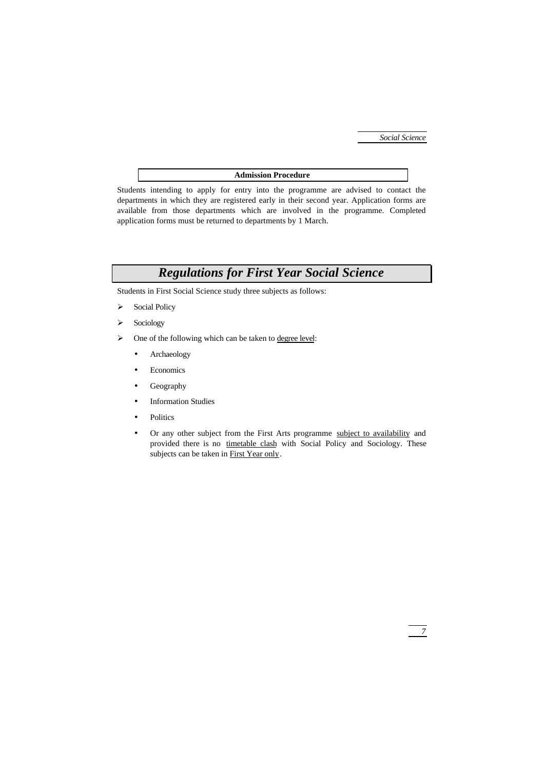## Admission Procedure

Students intending to apply for entry into the programme are advised to contact the departments in which they are registered early in their second year. Application forms are available from those departments which are involved in the programme. Completed application forms must be returned to departments by 1 March.

# *Regulations for First Year Social Science*

Students in First Social Science study three subjects as follows:

- Social Policy
- Sociology
- One of the following which can be taken to degree level:
  - Archaeology
  - Economics
  - Geography
  - Information Studies
  - Politics
  - Or any other subject from the First Arts programme subject to availability and provided there is no timetable clash with Social Policy and Sociology. These subjects can be taken in First Year only.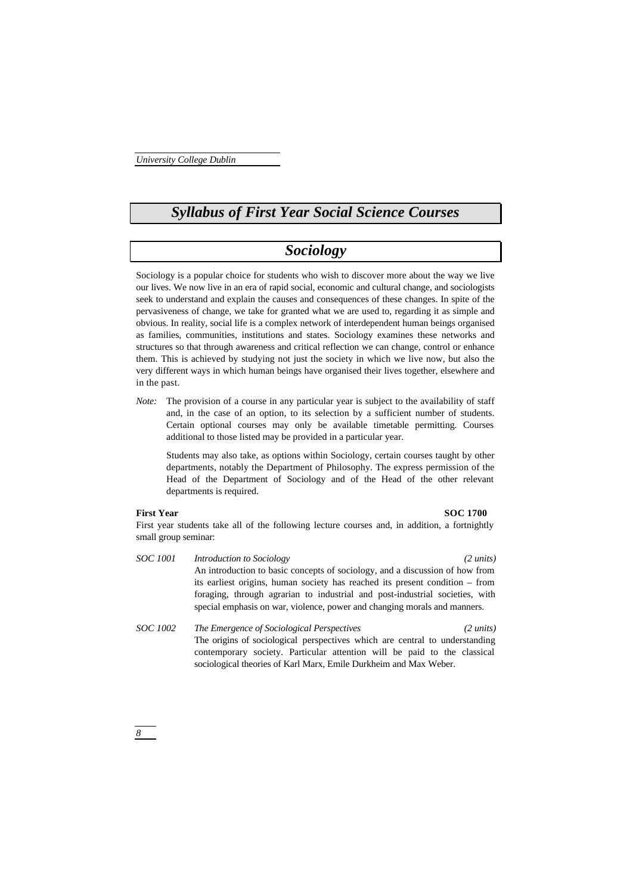# Syllabus of First Year Social Science Courses

## Sociology

Sociology is a popular choice for students who wish to discover more about the way we live our lives. We now live in an era of rapid social, economic and cultural change, and sociologists seek to understand and explain the causes and consequences of these changes. In spite of the pervasiveness of change, we take for granted what we are used to, regarding it as simple and obvious. In reality, social life is a complex network of interdependent human beings organised as families, communities, institutions and states. Sociology examines these networks and structures so that through awareness and critical reflection we can change, control or enhance them. This is achieved by studying not just the society in which we live now, but also the very different ways in which human beings have organised their lives together, elsewhere and in the past.

*Note:* The provision of a course in any particular year is subject to the availability of staff and, in the case of an option, to its selection by a sufficient number of students. Certain optional courses may only be available timetable permitting. Courses additional to those listed may be provided in a particular year.

Students may also take, as options within Sociology, certain courses taught by other departments, notably the Department of Philosophy. The express permission of the Head of the Department of Sociology and of the Head of the other relevant departments is required.

**First Year** **SOC 1700**

First year students take all of the following lecture courses and, in addition, a fortnightly small group seminar:

*SOC 1001* *Introduction to Sociology* *(2 units)*
An introduction to basic concepts of sociology, and a discussion of how from its earliest origins, human society has reached its present condition – from foraging, through agrarian to industrial and post-industrial societies, with special emphasis on war, violence, power and changing morals and manners.

*SOC 1002* *The Emergence of Sociological Perspectives* *(2 units)*
The origins of sociological perspectives which are central to understanding contemporary society. Particular attention will be paid to the classical sociological theories of Karl Marx, Emile Durkheim and Max Weber.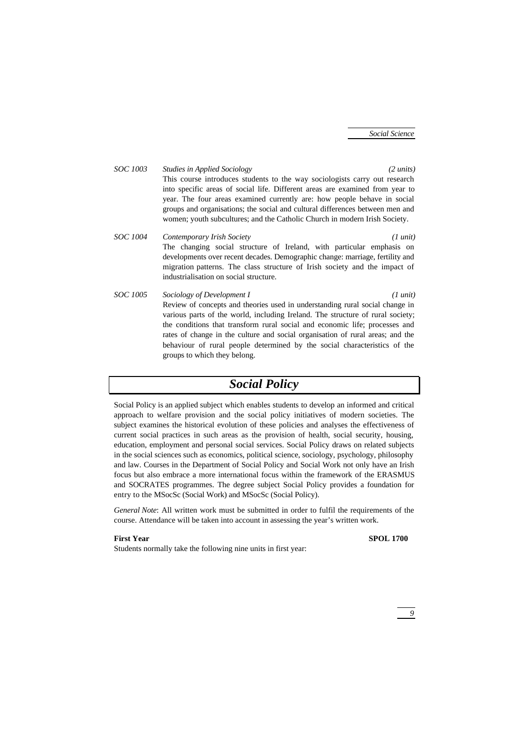*SOC 1003* *Studies in Applied Sociology* *(2 units)*

This course introduces students to the way sociologists carry out research into specific areas of social life. Different areas are examined from year to year. The four areas examined currently are: how people behave in social groups and organisations; the social and cultural differences between men and women; youth subcultures; and the Catholic Church in modern Irish Society.

*SOC 1004* *Contemporary Irish Society* *(1 unit)*

The changing social structure of Ireland, with particular emphasis on developments over recent decades. Demographic change: marriage, fertility and migration patterns. The class structure of Irish society and the impact of industrialisation on social structure.

*SOC 1005* *Sociology of Development I* *(1 unit)*

Review of concepts and theories used in understanding rural social change in various parts of the world, including Ireland. The structure of rural society; the conditions that transform rural social and economic life; processes and rates of change in the culture and social organisation of rural areas; and the behaviour of rural people determined by the social characteristics of the groups to which they belong.

# *Social Policy*

Social Policy is an applied subject which enables students to develop an informed and critical approach to welfare provision and the social policy initiatives of modern societies. The subject examines the historical evolution of these policies and analyses the effectiveness of current social practices in such areas as the provision of health, social security, housing, education, employment and personal social services. Social Policy draws on related subjects in the social sciences such as economics, political science, sociology, psychology, philosophy and law. Courses in the Department of Social Policy and Social Work not only have an Irish focus but also embrace a more international focus within the framework of the ERASMUS and SOCRATES programmes. The degree subject Social Policy provides a foundation for entry to the MSocSc (Social Work) and MSocSc (Social Policy).

*General Note*: All written work must be submitted in order to fulfil the requirements of the course. Attendance will be taken into account in assessing the year's written work.

**First Year** **SPOL 1700**

Students normally take the following nine units in first year: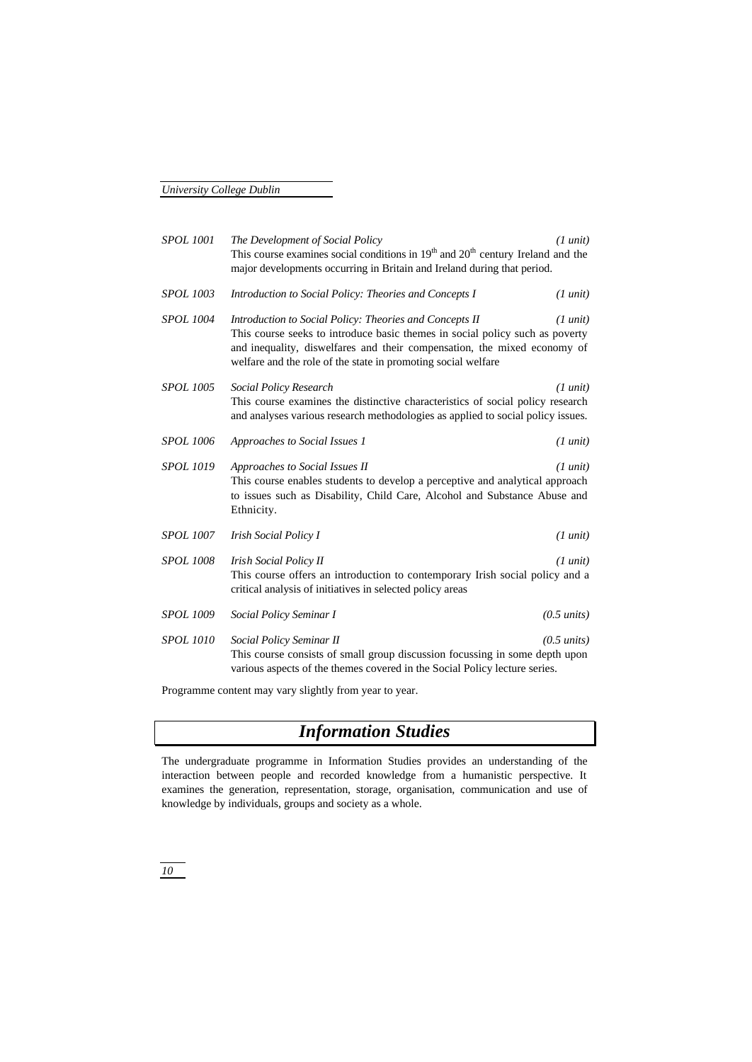*SPOL 1001* *The Development of Social Policy* *(1 unit)*
This course examines social conditions in 19th and 20th century Ireland and the major developments occurring in Britain and Ireland during that period.

*SPOL 1003* *Introduction to Social Policy: Theories and Concepts I* *(1 unit)*

*SPOL 1004* *Introduction to Social Policy: Theories and Concepts II* *(1 unit)*
This course seeks to introduce basic themes in social policy such as poverty and inequality, diswelfares and their compensation, the mixed economy of welfare and the role of the state in promoting social welfare

*SPOL 1005* *Social Policy Research* *(1 unit)*
This course examines the distinctive characteristics of social policy research and analyses various research methodologies as applied to social policy issues.

*SPOL 1006* *Approaches to Social Issues 1* *(1 unit)*

*SPOL 1019* *Approaches to Social Issues II* *(1 unit)*
This course enables students to develop a perceptive and analytical approach to issues such as Disability, Child Care, Alcohol and Substance Abuse and Ethnicity.

*SPOL 1007* *Irish Social Policy I* *(1 unit)*

*SPOL 1008* *Irish Social Policy II* *(1 unit)*
This course offers an introduction to contemporary Irish social policy and a critical analysis of initiatives in selected policy areas

*SPOL 1009* *Social Policy Seminar I* *(0.5 units)*

*SPOL 1010* *Social Policy Seminar II* *(0.5 units)*
This course consists of small group discussion focussing in some depth upon various aspects of the themes covered in the Social Policy lecture series.

Programme content may vary slightly from year to year.

## *Information Studies*

The undergraduate programme in Information Studies provides an understanding of the interaction between people and recorded knowledge from a humanistic perspective. It examines the generation, representation, storage, organisation, communication and use of knowledge by individuals, groups and society as a whole.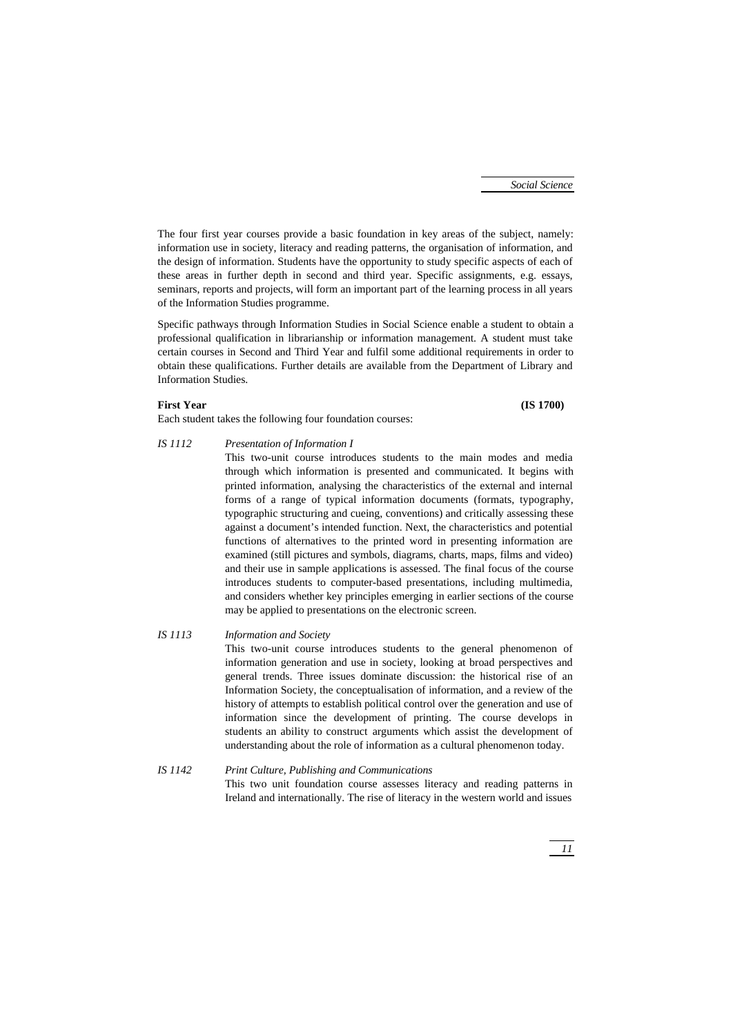The four first year courses provide a basic foundation in key areas of the subject, namely: information use in society, literacy and reading patterns, the organisation of information, and the design of information. Students have the opportunity to study specific aspects of each of these areas in further depth in second and third year. Specific assignments, e.g. essays, seminars, reports and projects, will form an important part of the learning process in all years of the Information Studies programme.

Specific pathways through Information Studies in Social Science enable a student to obtain a professional qualification in librarianship or information management. A student must take certain courses in Second and Third Year and fulfil some additional requirements in order to obtain these qualifications. Further details are available from the Department of Library and Information Studies.

**First Year** **(IS 1700)**

Each student takes the following four foundation courses:

*IS 1112* *Presentation of Information I*

This two-unit course introduces students to the main modes and media through which information is presented and communicated. It begins with printed information, analysing the characteristics of the external and internal forms of a range of typical information documents (formats, typography, typographic structuring and cueing, conventions) and critically assessing these against a document's intended function. Next, the characteristics and potential functions of alternatives to the printed word in presenting information are examined (still pictures and symbols, diagrams, charts, maps, films and video) and their use in sample applications is assessed. The final focus of the course introduces students to computer-based presentations, including multimedia, and considers whether key principles emerging in earlier sections of the course may be applied to presentations on the electronic screen.

*IS 1113* *Information and Society*

This two-unit course introduces students to the general phenomenon of information generation and use in society, looking at broad perspectives and general trends. Three issues dominate discussion: the historical rise of an Information Society, the conceptualisation of information, and a review of the history of attempts to establish political control over the generation and use of information since the development of printing. The course develops in students an ability to construct arguments which assist the development of understanding about the role of information as a cultural phenomenon today.

*IS 1142* *Print Culture, Publishing and Communications*

This two unit foundation course assesses literacy and reading patterns in Ireland and internationally. The rise of literacy in the western world and issues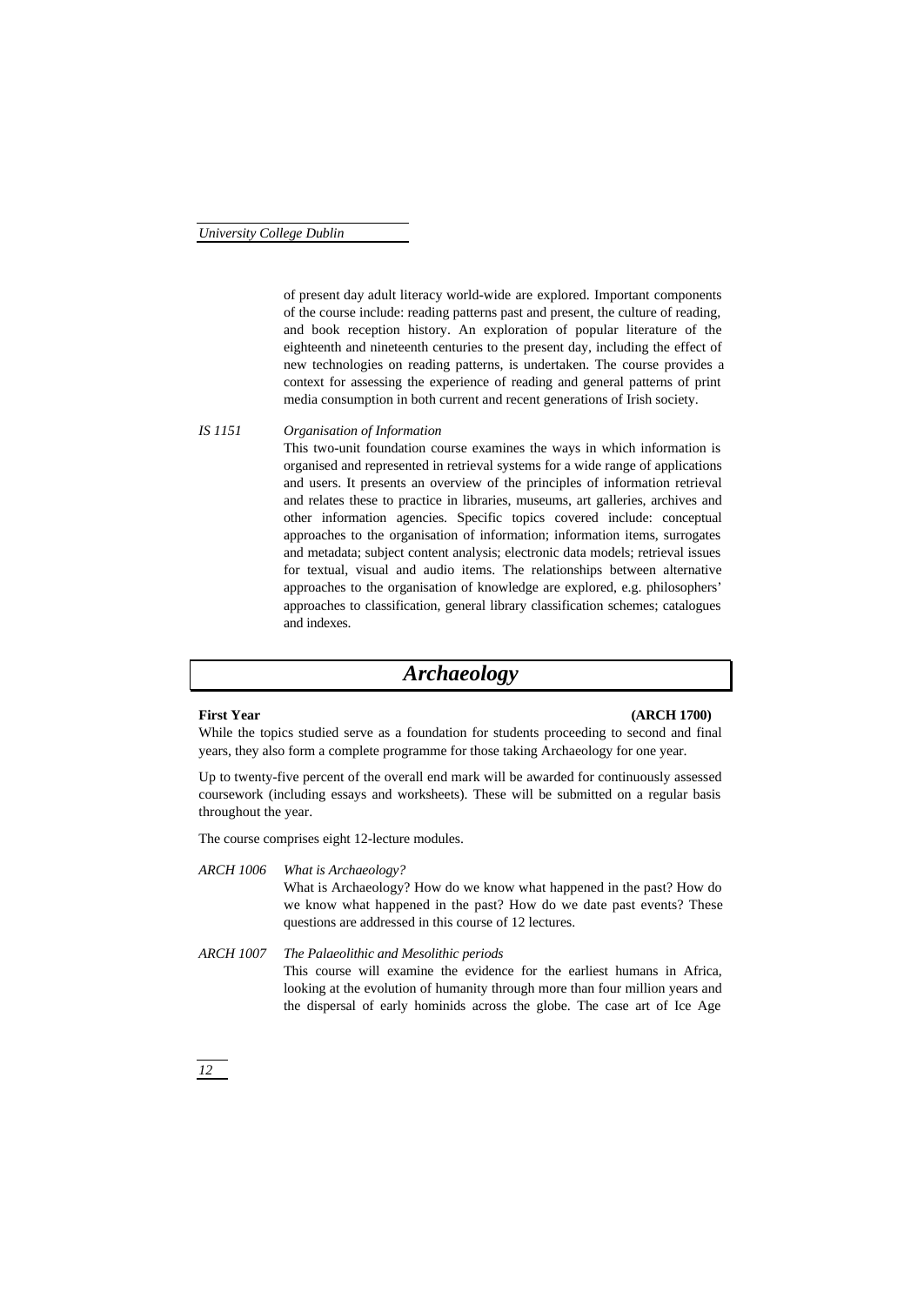of present day adult literacy world-wide are explored. Important components of the course include: reading patterns past and present, the culture of reading, and book reception history. An exploration of popular literature of the eighteenth and nineteenth centuries to the present day, including the effect of new technologies on reading patterns, is undertaken. The course provides a context for assessing the experience of reading and general patterns of print media consumption in both current and recent generations of Irish society.

*IS 1151* *Organisation of Information*

This two-unit foundation course examines the ways in which information is organised and represented in retrieval systems for a wide range of applications and users. It presents an overview of the principles of information retrieval and relates these to practice in libraries, museums, art galleries, archives and other information agencies. Specific topics covered include: conceptual approaches to the organisation of information; information items, surrogates and metadata; subject content analysis; electronic data models; retrieval issues for textual, visual and audio items. The relationships between alternative approaches to the organisation of knowledge are explored, e.g. philosophers' approaches to classification, general library classification schemes; catalogues and indexes.

# *Archaeology*

**First Year** **(ARCH 1700)**

While the topics studied serve as a foundation for students proceeding to second and final years, they also form a complete programme for those taking Archaeology for one year.

Up to twenty-five percent of the overall end mark will be awarded for continuously assessed coursework (including essays and worksheets). These will be submitted on a regular basis throughout the year.

The course comprises eight 12-lecture modules.

*ARCH 1006* *What is Archaeology?*

What is Archaeology? How do we know what happened in the past? How do we know what happened in the past? How do we date past events? These questions are addressed in this course of 12 lectures.

*ARCH 1007* *The Palaeolithic and Mesolithic periods*

This course will examine the evidence for the earliest humans in Africa, looking at the evolution of humanity through more than four million years and the dispersal of early hominids across the globe. The case art of Ice Age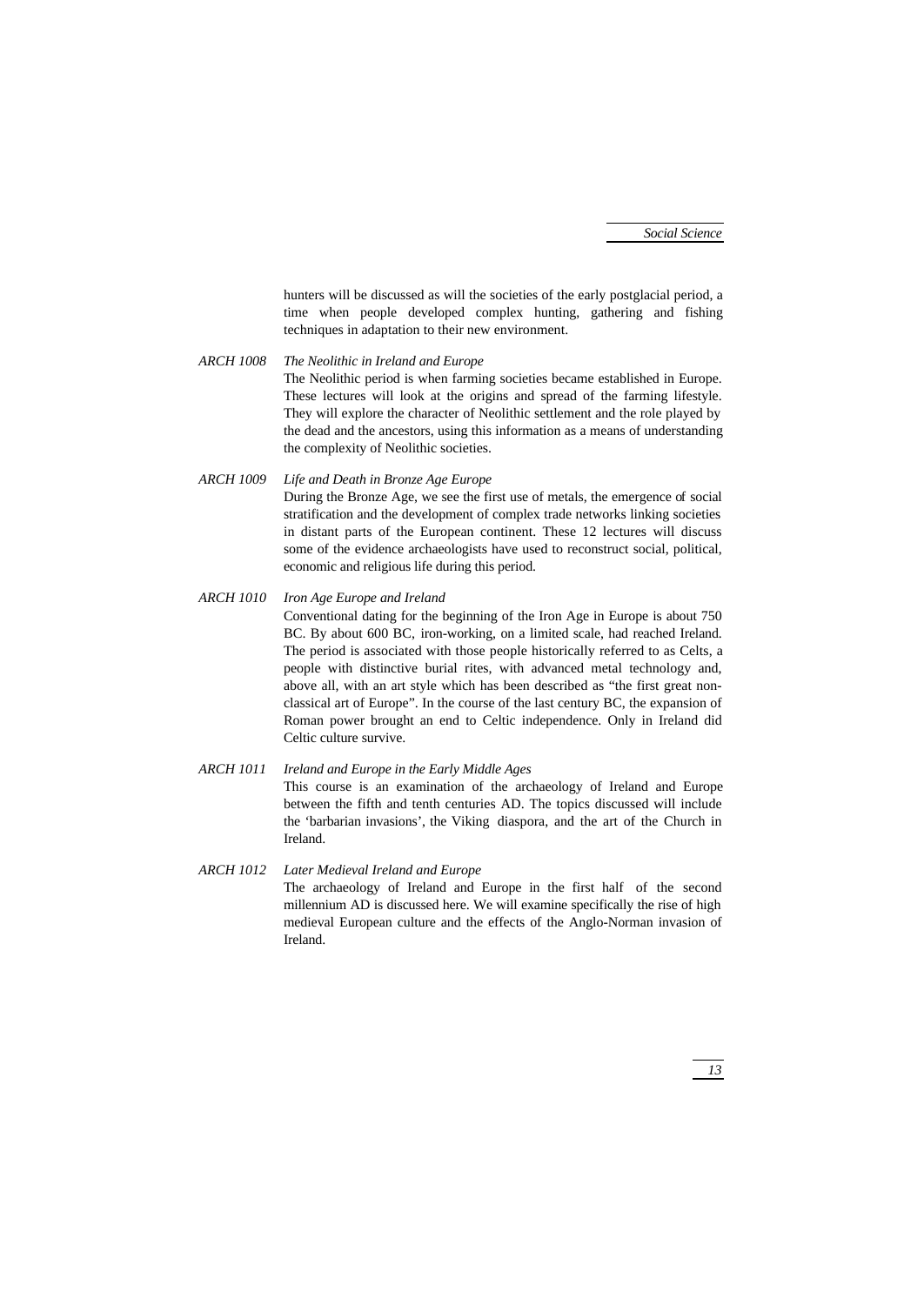hunters will be discussed as will the societies of the early postglacial period, a time when people developed complex hunting, gathering and fishing techniques in adaptation to their new environment.

*ARCH 1008* *The Neolithic in Ireland and Europe*

The Neolithic period is when farming societies became established in Europe. These lectures will look at the origins and spread of the farming lifestyle. They will explore the character of Neolithic settlement and the role played by the dead and the ancestors, using this information as a means of understanding the complexity of Neolithic societies.

*ARCH 1009* *Life and Death in Bronze Age Europe*

During the Bronze Age, we see the first use of metals, the emergence of social stratification and the development of complex trade networks linking societies in distant parts of the European continent. These 12 lectures will discuss some of the evidence archaeologists have used to reconstruct social, political, economic and religious life during this period.

*ARCH 1010* *Iron Age Europe and Ireland*

Conventional dating for the beginning of the Iron Age in Europe is about 750 BC. By about 600 BC, iron-working, on a limited scale, had reached Ireland. The period is associated with those people historically referred to as Celts, a people with distinctive burial rites, with advanced metal technology and, above all, with an art style which has been described as "the first great non-classical art of Europe". In the course of the last century BC, the expansion of Roman power brought an end to Celtic independence. Only in Ireland did Celtic culture survive.

*ARCH 1011* *Ireland and Europe in the Early Middle Ages*

This course is an examination of the archaeology of Ireland and Europe between the fifth and tenth centuries AD. The topics discussed will include the 'barbarian invasions', the Viking diaspora, and the art of the Church in Ireland.

*ARCH 1012* *Later Medieval Ireland and Europe*

The archaeology of Ireland and Europe in the first half of the second millennium AD is discussed here. We will examine specifically the rise of high medieval European culture and the effects of the Anglo-Norman invasion of Ireland.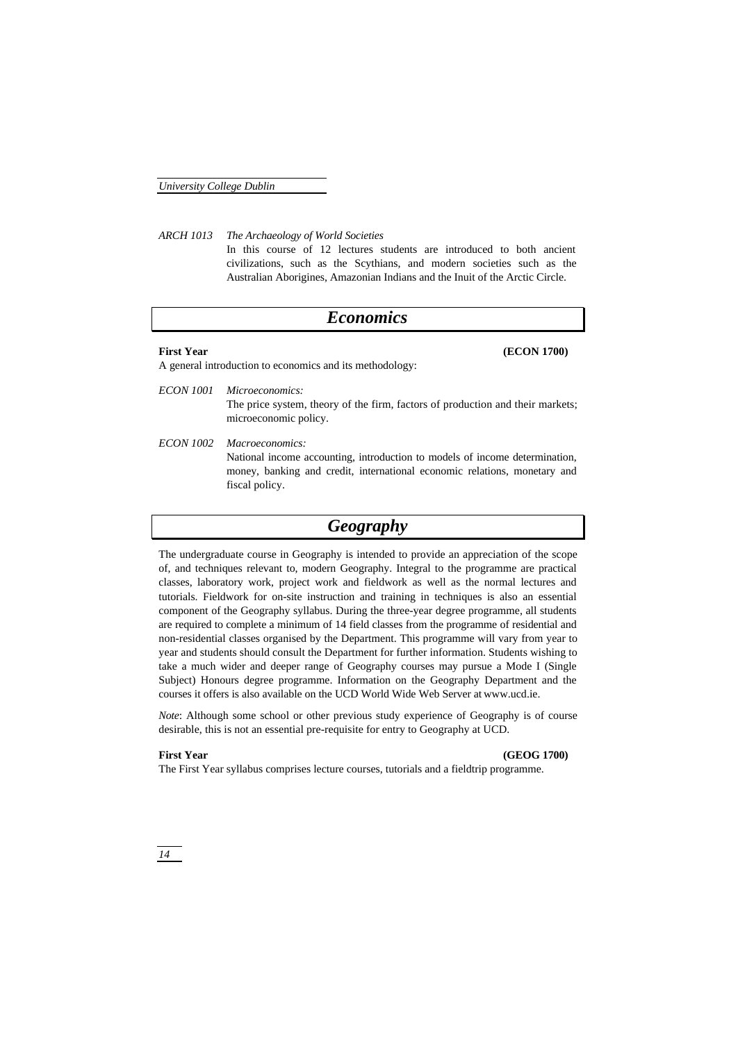*ARCH 1013* *The Archaeology of World Societies*

In this course of 12 lectures students are introduced to both ancient civilizations, such as the Scythians, and modern societies such as the Australian Aborigines, Amazonian Indians and the Inuit of the Arctic Circle.

## *Economics*

**First Year** **(ECON 1700)**

A general introduction to economics and its methodology:

*ECON 1001* *Microeconomics:*

The price system, theory of the firm, factors of production and their markets; microeconomic policy.

*ECON 1002* *Macroeconomics:*

National income accounting, introduction to models of income determination, money, banking and credit, international economic relations, monetary and fiscal policy.

## *Geography*

The undergraduate course in Geography is intended to provide an appreciation of the scope of, and techniques relevant to, modern Geography. Integral to the programme are practical classes, laboratory work, project work and fieldwork as well as the normal lectures and tutorials. Fieldwork for on-site instruction and training in techniques is also an essential component of the Geography syllabus. During the three-year degree programme, all students are required to complete a minimum of 14 field classes from the programme of residential and non-residential classes organised by the Department. This programme will vary from year to year and students should consult the Department for further information. Students wishing to take a much wider and deeper range of Geography courses may pursue a Mode I (Single Subject) Honours degree programme. Information on the Geography Department and the courses it offers is also available on the UCD World Wide Web Server at www.ucd.ie.

*Note*: Although some school or other previous study experience of Geography is of course desirable, this is not an essential pre-requisite for entry to Geography at UCD.

**First Year** **(GEOG 1700)**

The First Year syllabus comprises lecture courses, tutorials and a fieldtrip programme.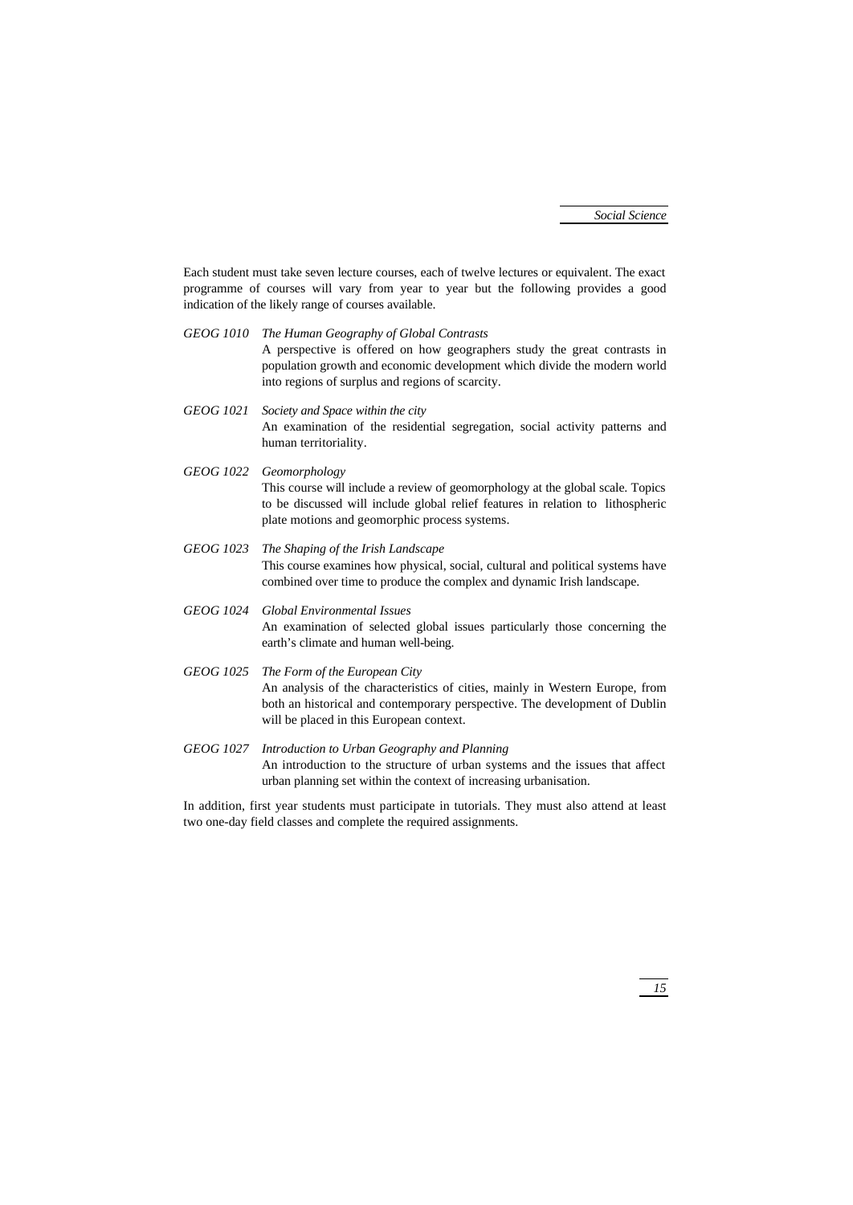Each student must take seven lecture courses, each of twelve lectures or equivalent. The exact programme of courses will vary from year to year but the following provides a good indication of the likely range of courses available.

*GEOG 1010* *The Human Geography of Global Contrasts*
A perspective is offered on how geographers study the great contrasts in population growth and economic development which divide the modern world into regions of surplus and regions of scarcity.

*GEOG 1021* *Society and Space within the city*
An examination of the residential segregation, social activity patterns and human territoriality.

*GEOG 1022* *Geomorphology*
This course will include a review of geomorphology at the global scale. Topics to be discussed will include global relief features in relation to lithospheric plate motions and geomorphic process systems.

*GEOG 1023* *The Shaping of the Irish Landscape*
This course examines how physical, social, cultural and political systems have combined over time to produce the complex and dynamic Irish landscape.

*GEOG 1024* *Global Environmental Issues*
An examination of selected global issues particularly those concerning the earth's climate and human well-being.

*GEOG 1025* *The Form of the European City*
An analysis of the characteristics of cities, mainly in Western Europe, from both an historical and contemporary perspective. The development of Dublin will be placed in this European context.

*GEOG 1027* *Introduction to Urban Geography and Planning*
An introduction to the structure of urban systems and the issues that affect urban planning set within the context of increasing urbanisation.

In addition, first year students must participate in tutorials. They must also attend at least two one-day field classes and complete the required assignments.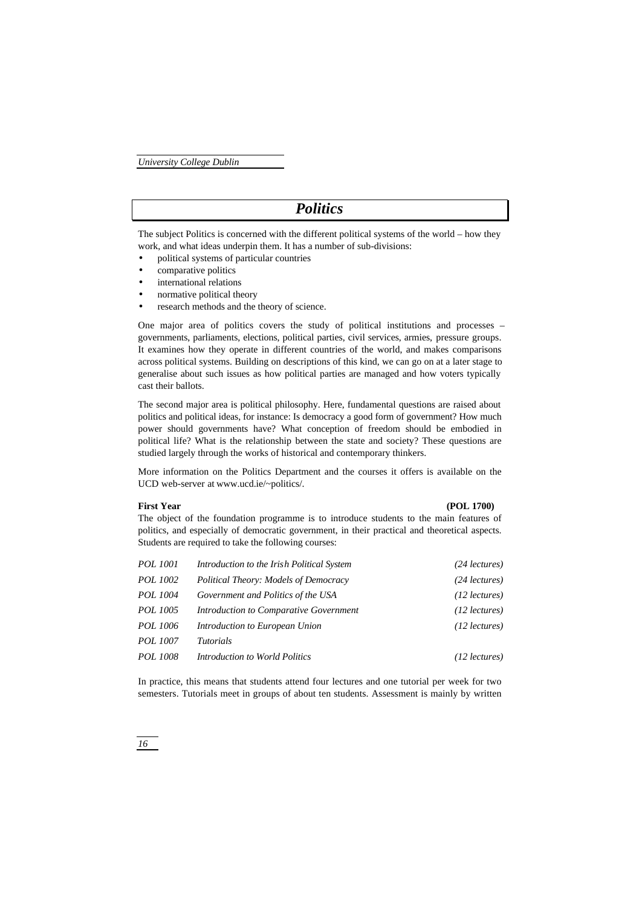# Politics

The subject Politics is concerned with the different political systems of the world – how they work, and what ideas underpin them. It has a number of sub-divisions:

- political systems of particular countries
- comparative politics
- international relations
- normative political theory
- research methods and the theory of science.

One major area of politics covers the study of political institutions and processes – governments, parliaments, elections, political parties, civil services, armies, pressure groups. It examines how they operate in different countries of the world, and makes comparisons across political systems. Building on descriptions of this kind, we can go on at a later stage to generalise about such issues as how political parties are managed and how voters typically cast their ballots.

The second major area is political philosophy. Here, fundamental questions are raised about politics and political ideas, for instance: Is democracy a good form of government? How much power should governments have? What conception of freedom should be embodied in political life? What is the relationship between the state and society? These questions are studied largely through the works of historical and contemporary thinkers.

More information on the Politics Department and the courses it offers is available on the UCD web-server at www.ucd.ie/~politics/.

**First Year** **(POL 1700)**

The object of the foundation programme is to introduce students to the main features of politics, and especially of democratic government, in their practical and theoretical aspects. Students are required to take the following courses:

| | | |
|---|---|---|
| *POL 1001* | *Introduction to the Irish Political System* | *(24 lectures)* |
| *POL 1002* | *Political Theory: Models of Democracy* | *(24 lectures)* |
| *POL 1004* | *Government and Politics of the USA* | *(12 lectures)* |
| *POL 1005* | *Introduction to Comparative Government* | *(12 lectures)* |
| *POL 1006* | *Introduction to European Union* | *(12 lectures)* |
| *POL 1007* | *Tutorials* | |
| *POL 1008* | *Introduction to World Politics* | *(12 lectures)* |

In practice, this means that students attend four lectures and one tutorial per week for two semesters. Tutorials meet in groups of about ten students. Assessment is mainly by written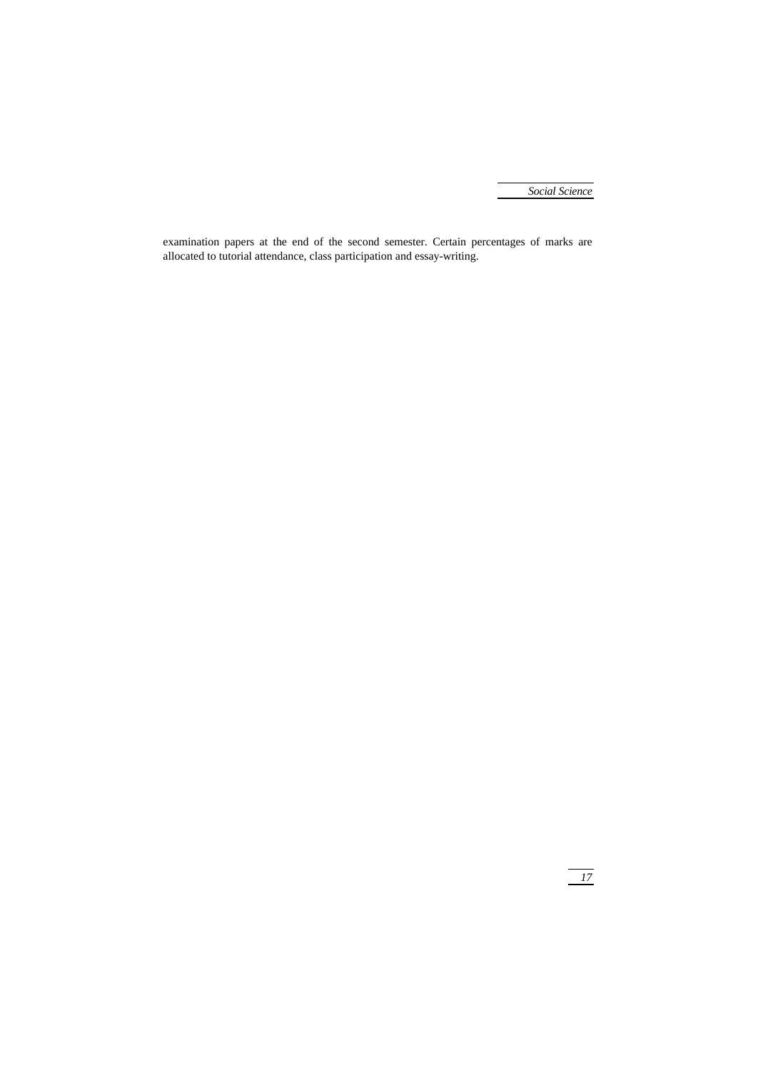examination papers at the end of the second semester. Certain percentages of marks are allocated to tutorial attendance, class participation and essay-writing.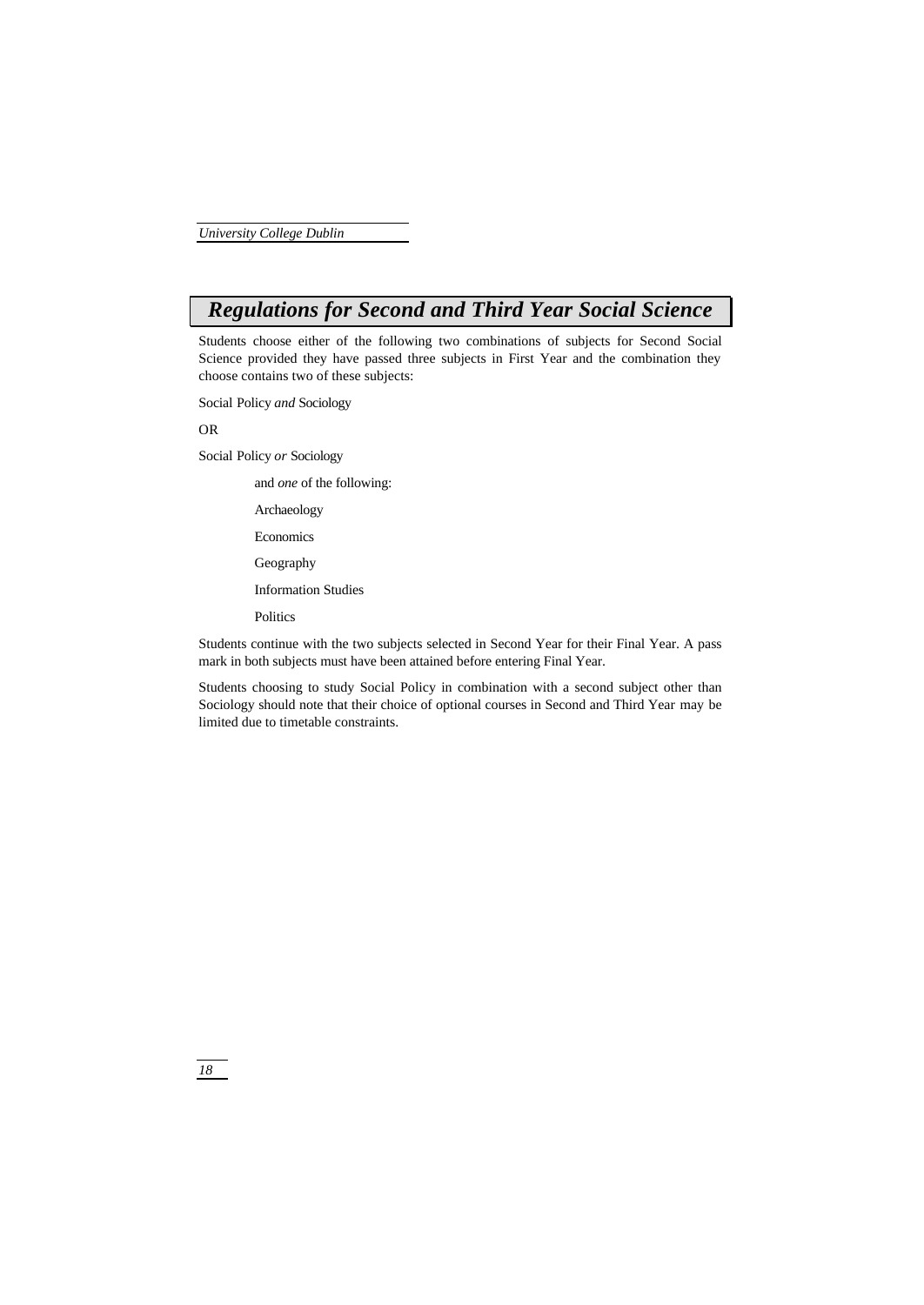# *Regulations for Second and Third Year Social Science*

Students choose either of the following two combinations of subjects for Second Social Science provided they have passed three subjects in First Year and the combination they choose contains two of these subjects:

Social Policy *and* Sociology

OR

Social Policy *or* Sociology

> and *one* of the following:
>
> Archaeology
>
> Economics
>
> Geography
>
> Information Studies
>
> Politics

Students continue with the two subjects selected in Second Year for their Final Year. A pass mark in both subjects must have been attained before entering Final Year.

Students choosing to study Social Policy in combination with a second subject other than Sociology should note that their choice of optional courses in Second and Third Year may be limited due to timetable constraints.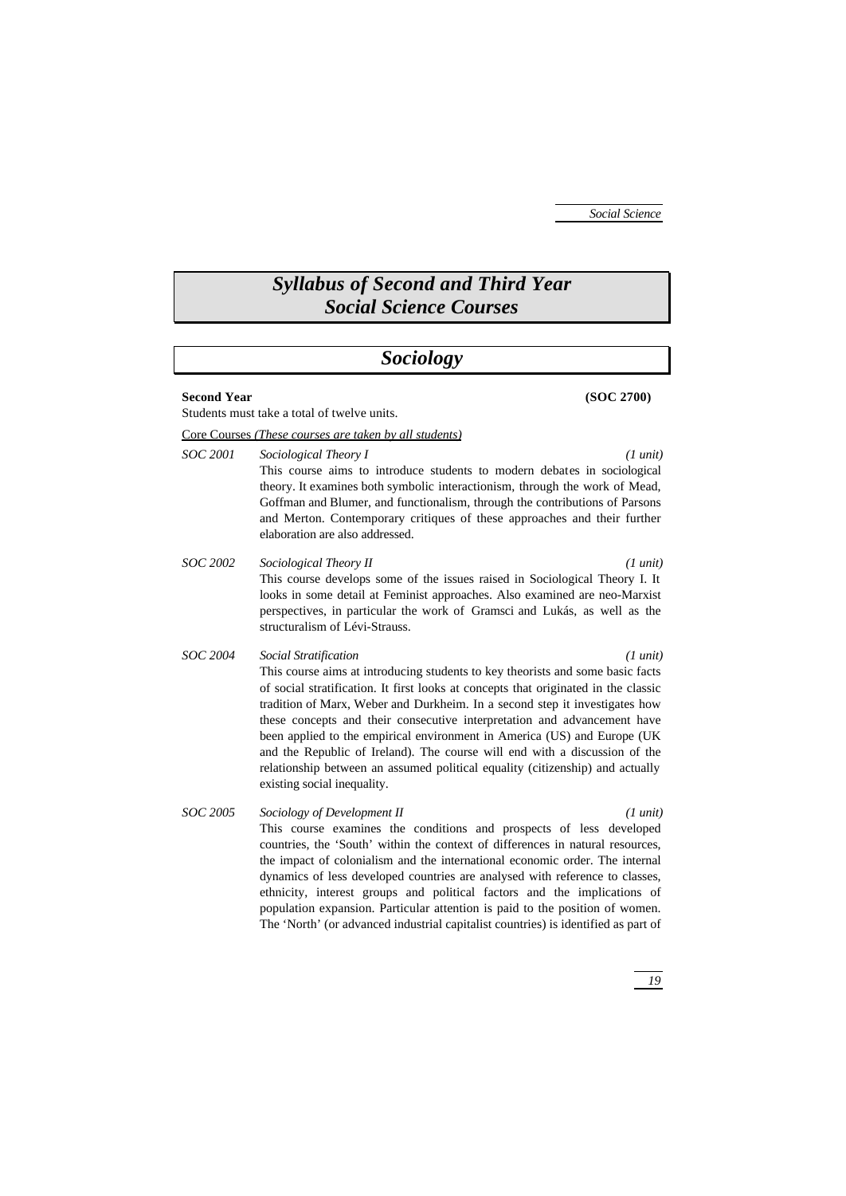# *Syllabus of Second and Third Year Social Science Courses*

## *Sociology*

**Second Year** **(SOC 2700)**

Students must take a total of twelve units.

Core Courses *(These courses are taken by all students)*

*SOC 2001* *Sociological Theory I* *(1 unit)*

This course aims to introduce students to modern debates in sociological theory. It examines both symbolic interactionism, through the work of Mead, Goffman and Blumer, and functionalism, through the contributions of Parsons and Merton. Contemporary critiques of these approaches and their further elaboration are also addressed.

*SOC 2002* *Sociological Theory II* *(1 unit)*

This course develops some of the issues raised in Sociological Theory I. It looks in some detail at Feminist approaches. Also examined are neo-Marxist perspectives, in particular the work of Gramsci and Lukás, as well as the structuralism of Lévi-Strauss.

*SOC 2004* *Social Stratification* *(1 unit)*

This course aims at introducing students to key theorists and some basic facts of social stratification. It first looks at concepts that originated in the classic tradition of Marx, Weber and Durkheim. In a second step it investigates how these concepts and their consecutive interpretation and advancement have been applied to the empirical environment in America (US) and Europe (UK and the Republic of Ireland). The course will end with a discussion of the relationship between an assumed political equality (citizenship) and actually existing social inequality.

*SOC 2005* *Sociology of Development II* *(1 unit)*

This course examines the conditions and prospects of less developed countries, the 'South' within the context of differences in natural resources, the impact of colonialism and the international economic order. The internal dynamics of less developed countries are analysed with reference to classes, ethnicity, interest groups and political factors and the implications of population expansion. Particular attention is paid to the position of women. The 'North' (or advanced industrial capitalist countries) is identified as part of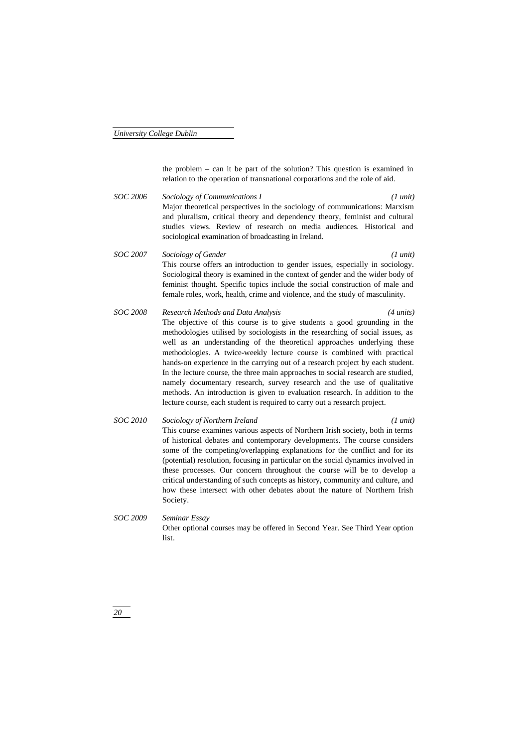the problem – can it be part of the solution? This question is examined in relation to the operation of transnational corporations and the role of aid.

*SOC 2006* *Sociology of Communications I* *(1 unit)*

Major theoretical perspectives in the sociology of communications: Marxism and pluralism, critical theory and dependency theory, feminist and cultural studies views. Review of research on media audiences. Historical and sociological examination of broadcasting in Ireland.

*SOC 2007* *Sociology of Gender* *(1 unit)*

This course offers an introduction to gender issues, especially in sociology. Sociological theory is examined in the context of gender and the wider body of feminist thought. Specific topics include the social construction of male and female roles, work, health, crime and violence, and the study of masculinity.

*SOC 2008* *Research Methods and Data Analysis* *(4 units)*

The objective of this course is to give students a good grounding in the methodologies utilised by sociologists in the researching of social issues, as well as an understanding of the theoretical approaches underlying these methodologies. A twice-weekly lecture course is combined with practical hands-on experience in the carrying out of a research project by each student. In the lecture course, the three main approaches to social research are studied, namely documentary research, survey research and the use of qualitative methods. An introduction is given to evaluation research. In addition to the lecture course, each student is required to carry out a research project.

*SOC 2010* *Sociology of Northern Ireland* *(1 unit)*

This course examines various aspects of Northern Irish society, both in terms of historical debates and contemporary developments. The course considers some of the competing/overlapping explanations for the conflict and for its (potential) resolution, focusing in particular on the social dynamics involved in these processes. Our concern throughout the course will be to develop a critical understanding of such concepts as history, community and culture, and how these intersect with other debates about the nature of Northern Irish Society.

*SOC 2009* *Seminar Essay*

Other optional courses may be offered in Second Year. See Third Year option list.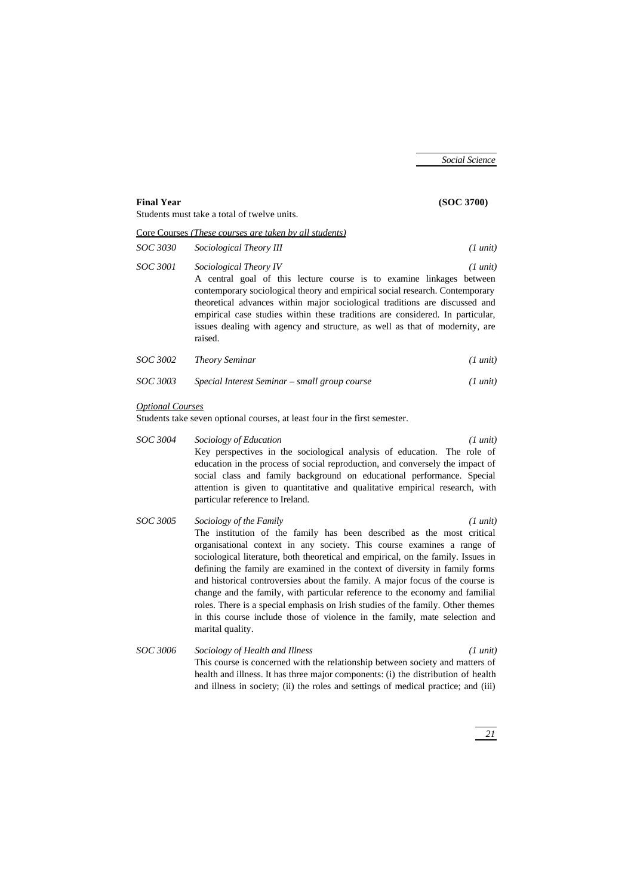**Final Year** **(SOC 3700)**

Students must take a total of twelve units.

<u>Core Courses *(These courses are taken by all students)*</u>

*SOC 3030* *Sociological Theory III* *(1 unit)*

*SOC 3001* *Sociological Theory IV* *(1 unit)*

A central goal of this lecture course is to examine linkages between contemporary sociological theory and empirical social research. Contemporary theoretical advances within major sociological traditions are discussed and empirical case studies within these traditions are considered. In particular, issues dealing with agency and structure, as well as that of modernity, are raised.

*SOC 3002* *Theory Seminar* *(1 unit)*

*SOC 3003* *Special Interest Seminar – small group course* *(1 unit)*

*<u>Optional Courses</u>*

Students take seven optional courses, at least four in the first semester.

*SOC 3004* *Sociology of Education* *(1 unit)*

Key perspectives in the sociological analysis of education. The role of education in the process of social reproduction, and conversely the impact of social class and family background on educational performance. Special attention is given to quantitative and qualitative empirical research, with particular reference to Ireland.

*SOC 3005* *Sociology of the Family* *(1 unit)*

The institution of the family has been described as the most critical organisational context in any society. This course examines a range of sociological literature, both theoretical and empirical, on the family. Issues in defining the family are examined in the context of diversity in family forms and historical controversies about the family. A major focus of the course is change and the family, with particular reference to the economy and familial roles. There is a special emphasis on Irish studies of the family. Other themes in this course include those of violence in the family, mate selection and marital quality.

*SOC 3006* *Sociology of Health and Illness* *(1 unit)*

This course is concerned with the relationship between society and matters of health and illness. It has three major components: (i) the distribution of health and illness in society; (ii) the roles and settings of medical practice; and (iii)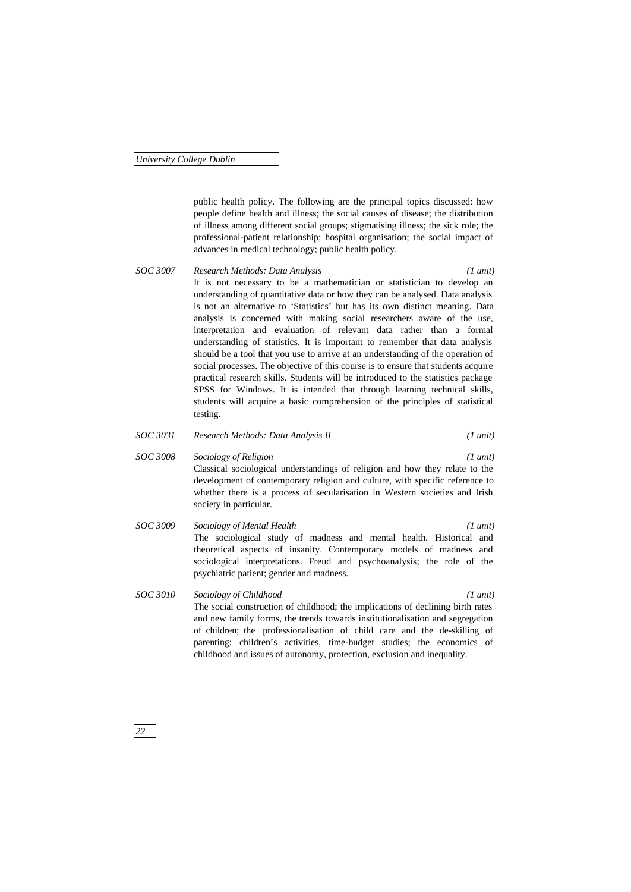public health policy. The following are the principal topics discussed: how people define health and illness; the social causes of disease; the distribution of illness among different social groups; stigmatising illness; the sick role; the professional-patient relationship; hospital organisation; the social impact of advances in medical technology; public health policy.

*SOC 3007* &nbsp;&nbsp;&nbsp; *Research Methods: Data Analysis* &nbsp;&nbsp;&nbsp; *(1 unit)*

It is not necessary to be a mathematician or statistician to develop an understanding of quantitative data or how they can be analysed. Data analysis is not an alternative to 'Statistics' but has its own distinct meaning. Data analysis is concerned with making social researchers aware of the use, interpretation and evaluation of relevant data rather than a formal understanding of statistics. It is important to remember that data analysis should be a tool that you use to arrive at an understanding of the operation of social processes. The objective of this course is to ensure that students acquire practical research skills. Students will be introduced to the statistics package SPSS for Windows. It is intended that through learning technical skills, students will acquire a basic comprehension of the principles of statistical testing.

*SOC 3031* &nbsp;&nbsp;&nbsp; *Research Methods: Data Analysis II* &nbsp;&nbsp;&nbsp; *(1 unit)*

*SOC 3008* &nbsp;&nbsp;&nbsp; *Sociology of Religion* &nbsp;&nbsp;&nbsp; *(1 unit)*

Classical sociological understandings of religion and how they relate to the development of contemporary religion and culture, with specific reference to whether there is a process of secularisation in Western societies and Irish society in particular.

*SOC 3009* &nbsp;&nbsp;&nbsp; *Sociology of Mental Health* &nbsp;&nbsp;&nbsp; *(1 unit)*

The sociological study of madness and mental health. Historical and theoretical aspects of insanity. Contemporary models of madness and sociological interpretations. Freud and psychoanalysis; the role of the psychiatric patient; gender and madness.

*SOC 3010* &nbsp;&nbsp;&nbsp; *Sociology of Childhood* &nbsp;&nbsp;&nbsp; *(1 unit)*

The social construction of childhood; the implications of declining birth rates and new family forms, the trends towards institutionalisation and segregation of children; the professionalisation of child care and the de-skilling of parenting; children's activities, time-budget studies; the economics of childhood and issues of autonomy, protection, exclusion and inequality.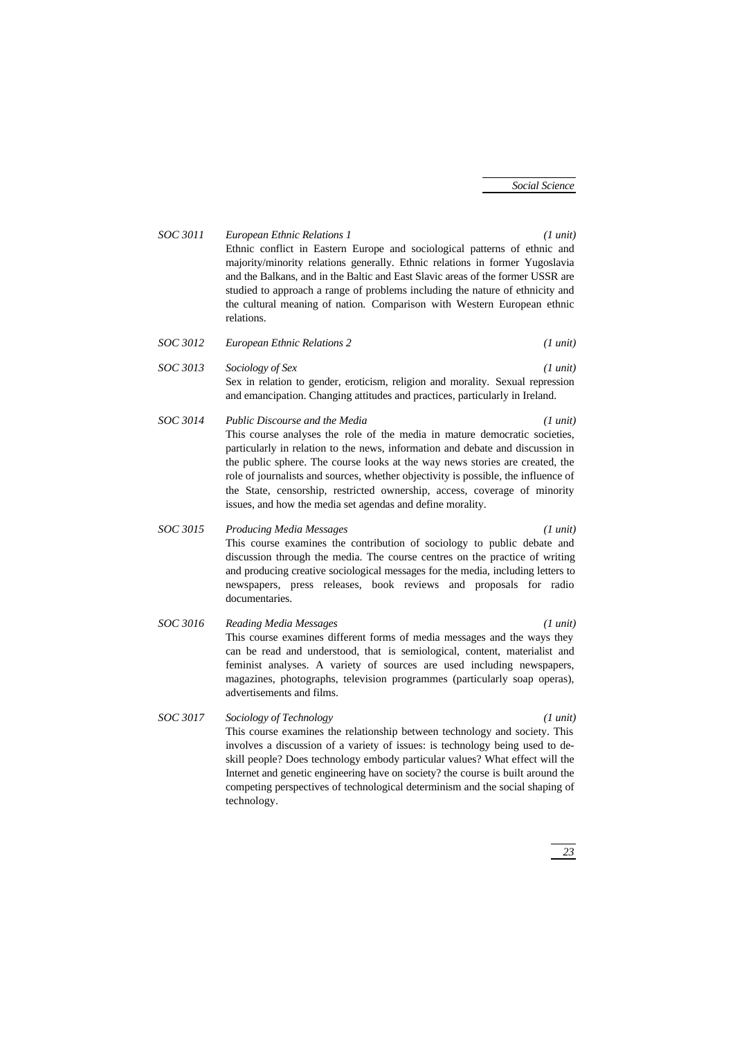*SOC 3011* *European Ethnic Relations 1* *(1 unit)*
Ethnic conflict in Eastern Europe and sociological patterns of ethnic and majority/minority relations generally. Ethnic relations in former Yugoslavia and the Balkans, and in the Baltic and East Slavic areas of the former USSR are studied to approach a range of problems including the nature of ethnicity and the cultural meaning of nation. Comparison with Western European ethnic relations.

*SOC 3012* *European Ethnic Relations 2* *(1 unit)*

*SOC 3013* *Sociology of Sex* *(1 unit)*
Sex in relation to gender, eroticism, religion and morality. Sexual repression and emancipation. Changing attitudes and practices, particularly in Ireland.

*SOC 3014* *Public Discourse and the Media* *(1 unit)*
This course analyses the role of the media in mature democratic societies, particularly in relation to the news, information and debate and discussion in the public sphere. The course looks at the way news stories are created, the role of journalists and sources, whether objectivity is possible, the influence of the State, censorship, restricted ownership, access, coverage of minority issues, and how the media set agendas and define morality.

*SOC 3015* *Producing Media Messages* *(1 unit)*
This course examines the contribution of sociology to public debate and discussion through the media. The course centres on the practice of writing and producing creative sociological messages for the media, including letters to newspapers, press releases, book reviews and proposals for radio documentaries.

*SOC 3016* *Reading Media Messages* *(1 unit)*
This course examines different forms of media messages and the ways they can be read and understood, that is semiological, content, materialist and feminist analyses. A variety of sources are used including newspapers, magazines, photographs, television programmes (particularly soap operas), advertisements and films.

*SOC 3017* *Sociology of Technology* *(1 unit)*
This course examines the relationship between technology and society. This involves a discussion of a variety of issues: is technology being used to de-skill people? Does technology embody particular values? What effect will the Internet and genetic engineering have on society? the course is built around the competing perspectives of technological determinism and the social shaping of technology.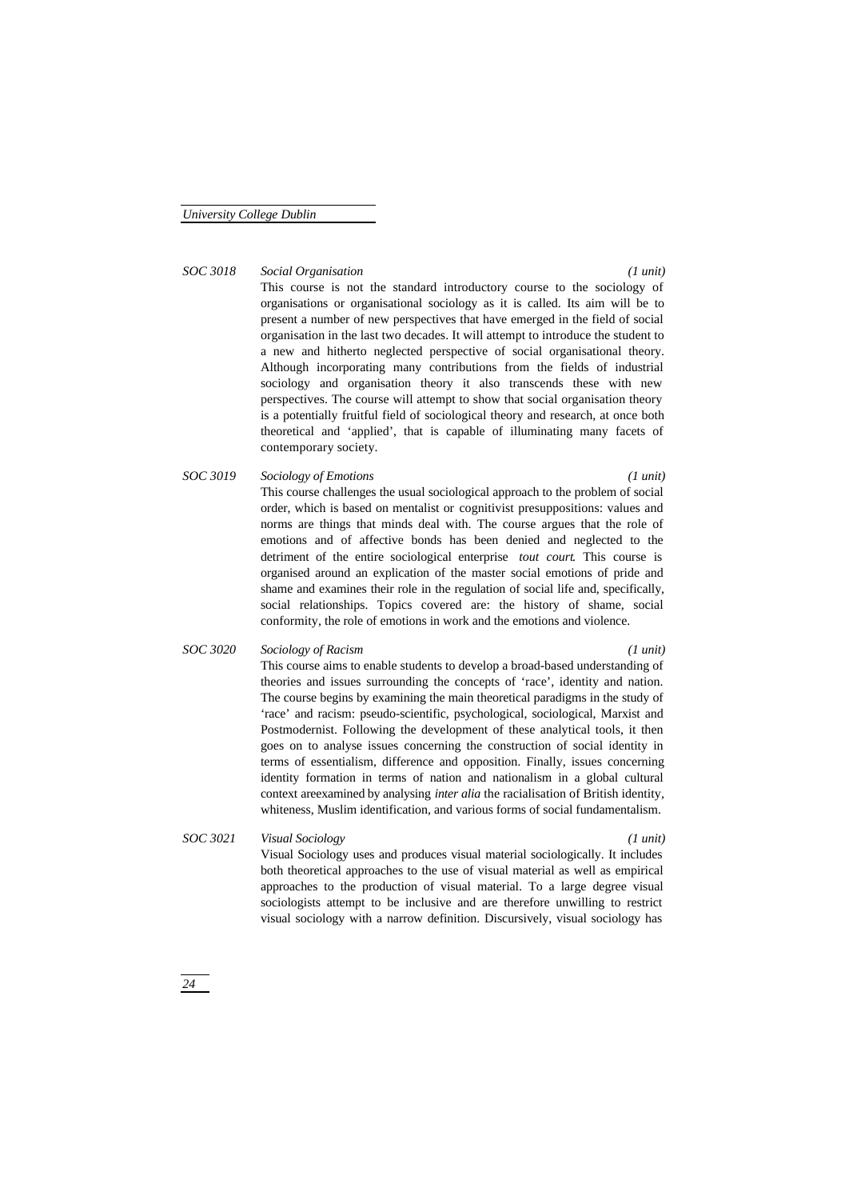*SOC 3018 Social Organisation (1 unit)*

This course is not the standard introductory course to the sociology of organisations or organisational sociology as it is called. Its aim will be to present a number of new perspectives that have emerged in the field of social organisation in the last two decades. It will attempt to introduce the student to a new and hitherto neglected perspective of social organisational theory. Although incorporating many contributions from the fields of industrial sociology and organisation theory it also transcends these with new perspectives. The course will attempt to show that social organisation theory is a potentially fruitful field of sociological theory and research, at once both theoretical and 'applied', that is capable of illuminating many facets of contemporary society.

*SOC 3019 Sociology of Emotions (1 unit)*

This course challenges the usual sociological approach to the problem of social order, which is based on mentalist or cognitivist presuppositions: values and norms are things that minds deal with. The course argues that the role of emotions and of affective bonds has been denied and neglected to the detriment of the entire sociological enterprise *tout court*. This course is organised around an explication of the master social emotions of pride and shame and examines their role in the regulation of social life and, specifically, social relationships. Topics covered are: the history of shame, social conformity, the role of emotions in work and the emotions and violence.

*SOC 3020 Sociology of Racism (1 unit)*

This course aims to enable students to develop a broad-based understanding of theories and issues surrounding the concepts of 'race', identity and nation. The course begins by examining the main theoretical paradigms in the study of 'race' and racism: pseudo-scientific, psychological, sociological, Marxist and Postmodernist. Following the development of these analytical tools, it then goes on to analyse issues concerning the construction of social identity in terms of essentialism, difference and opposition. Finally, issues concerning identity formation in terms of nation and nationalism in a global cultural context areexamined by analysing *inter alia* the racialisation of British identity, whiteness, Muslim identification, and various forms of social fundamentalism.

*SOC 3021 Visual Sociology (1 unit)*

Visual Sociology uses and produces visual material sociologically. It includes both theoretical approaches to the use of visual material as well as empirical approaches to the production of visual material. To a large degree visual sociologists attempt to be inclusive and are therefore unwilling to restrict visual sociology with a narrow definition. Discursively, visual sociology has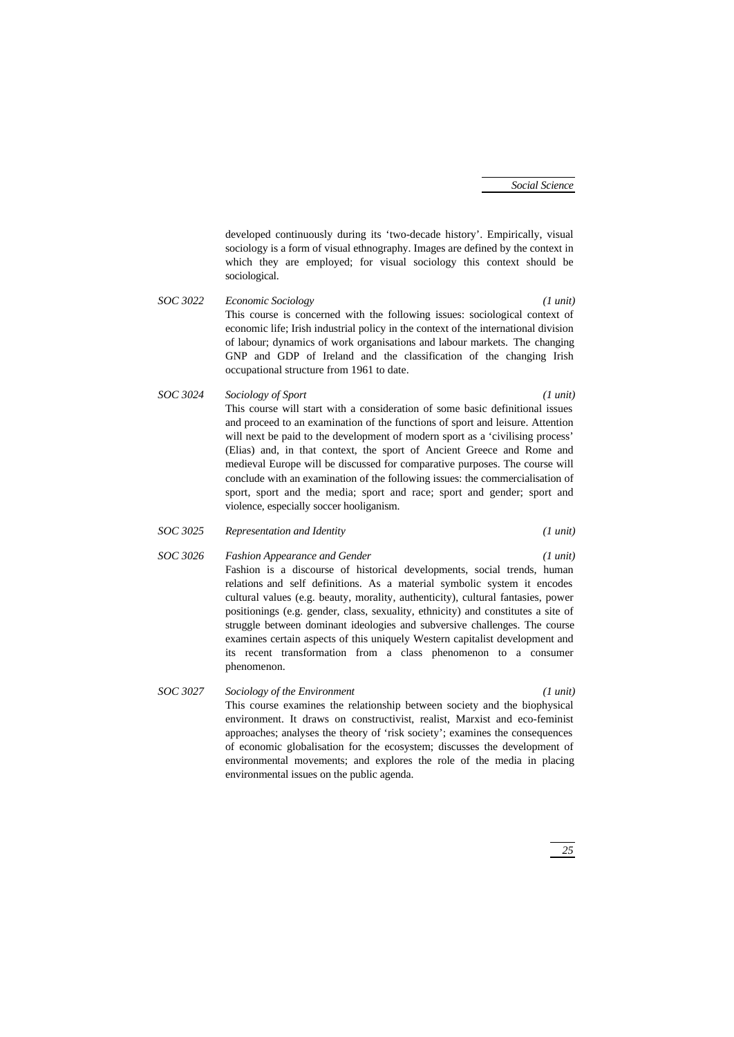developed continuously during its 'two-decade history'. Empirically, visual sociology is a form of visual ethnography. Images are defined by the context in which they are employed; for visual sociology this context should be sociological.

*SOC 3022* *Economic Sociology* *(1 unit)*

This course is concerned with the following issues: sociological context of economic life; Irish industrial policy in the context of the international division of labour; dynamics of work organisations and labour markets. The changing GNP and GDP of Ireland and the classification of the changing Irish occupational structure from 1961 to date.

*SOC 3024* *Sociology of Sport* *(1 unit)*

This course will start with a consideration of some basic definitional issues and proceed to an examination of the functions of sport and leisure. Attention will next be paid to the development of modern sport as a 'civilising process' (Elias) and, in that context, the sport of Ancient Greece and Rome and medieval Europe will be discussed for comparative purposes. The course will conclude with an examination of the following issues: the commercialisation of sport, sport and the media; sport and race; sport and gender; sport and violence, especially soccer hooliganism.

*SOC 3025* *Representation and Identity* *(1 unit)*

*SOC 3026* *Fashion Appearance and Gender* *(1 unit)*

Fashion is a discourse of historical developments, social trends, human relations and self definitions. As a material symbolic system it encodes cultural values (e.g. beauty, morality, authenticity), cultural fantasies, power positionings (e.g. gender, class, sexuality, ethnicity) and constitutes a site of struggle between dominant ideologies and subversive challenges. The course examines certain aspects of this uniquely Western capitalist development and its recent transformation from a class phenomenon to a consumer phenomenon.

*SOC 3027* *Sociology of the Environment* *(1 unit)*

This course examines the relationship between society and the biophysical environment. It draws on constructivist, realist, Marxist and eco-feminist approaches; analyses the theory of 'risk society'; examines the consequences of economic globalisation for the ecosystem; discusses the development of environmental movements; and explores the role of the media in placing environmental issues on the public agenda.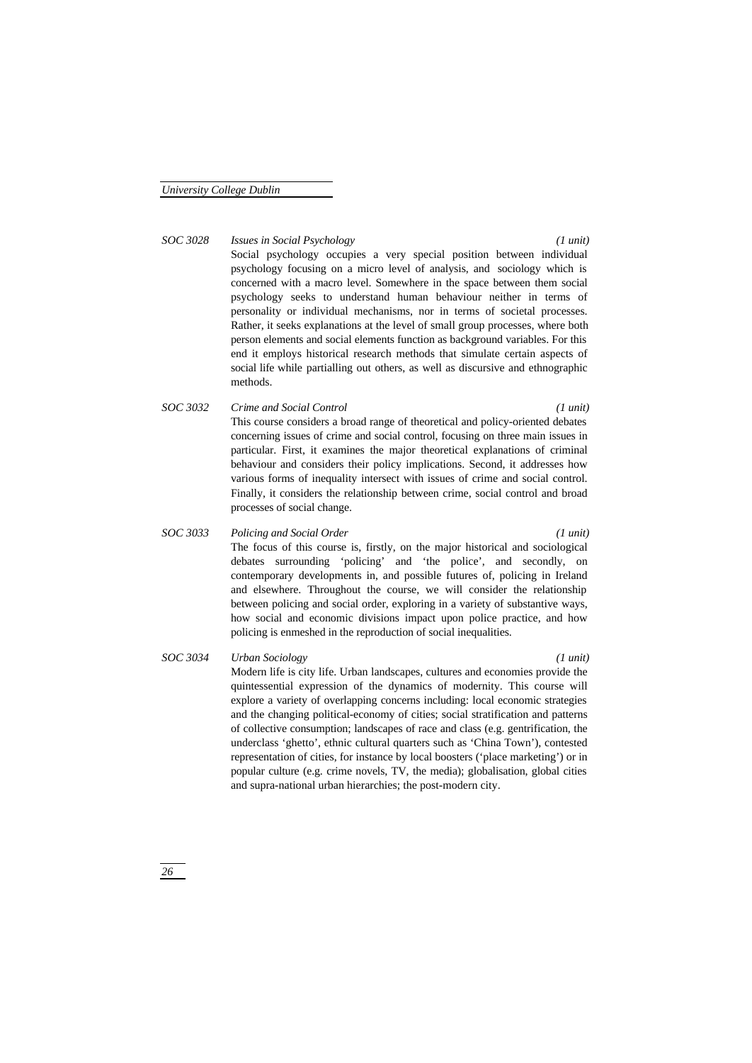*SOC 3028* *Issues in Social Psychology* *(1 unit)*

Social psychology occupies a very special position between individual psychology focusing on a micro level of analysis, and sociology which is concerned with a macro level. Somewhere in the space between them social psychology seeks to understand human behaviour neither in terms of personality or individual mechanisms, nor in terms of societal processes. Rather, it seeks explanations at the level of small group processes, where both person elements and social elements function as background variables. For this end it employs historical research methods that simulate certain aspects of social life while partialling out others, as well as discursive and ethnographic methods.

*SOC 3032* *Crime and Social Control* *(1 unit)*

This course considers a broad range of theoretical and policy-oriented debates concerning issues of crime and social control, focusing on three main issues in particular. First, it examines the major theoretical explanations of criminal behaviour and considers their policy implications. Second, it addresses how various forms of inequality intersect with issues of crime and social control. Finally, it considers the relationship between crime, social control and broad processes of social change.

*SOC 3033* *Policing and Social Order* *(1 unit)*

The focus of this course is, firstly, on the major historical and sociological debates surrounding 'policing' and 'the police', and secondly, on contemporary developments in, and possible futures of, policing in Ireland and elsewhere. Throughout the course, we will consider the relationship between policing and social order, exploring in a variety of substantive ways, how social and economic divisions impact upon police practice, and how policing is enmeshed in the reproduction of social inequalities.

*SOC 3034* *Urban Sociology* *(1 unit)*

Modern life is city life. Urban landscapes, cultures and economies provide the quintessential expression of the dynamics of modernity. This course will explore a variety of overlapping concerns including: local economic strategies and the changing political-economy of cities; social stratification and patterns of collective consumption; landscapes of race and class (e.g. gentrification, the underclass 'ghetto', ethnic cultural quarters such as 'China Town'), contested representation of cities, for instance by local boosters ('place marketing') or in popular culture (e.g. crime novels, TV, the media); globalisation, global cities and supra-national urban hierarchies; the post-modern city.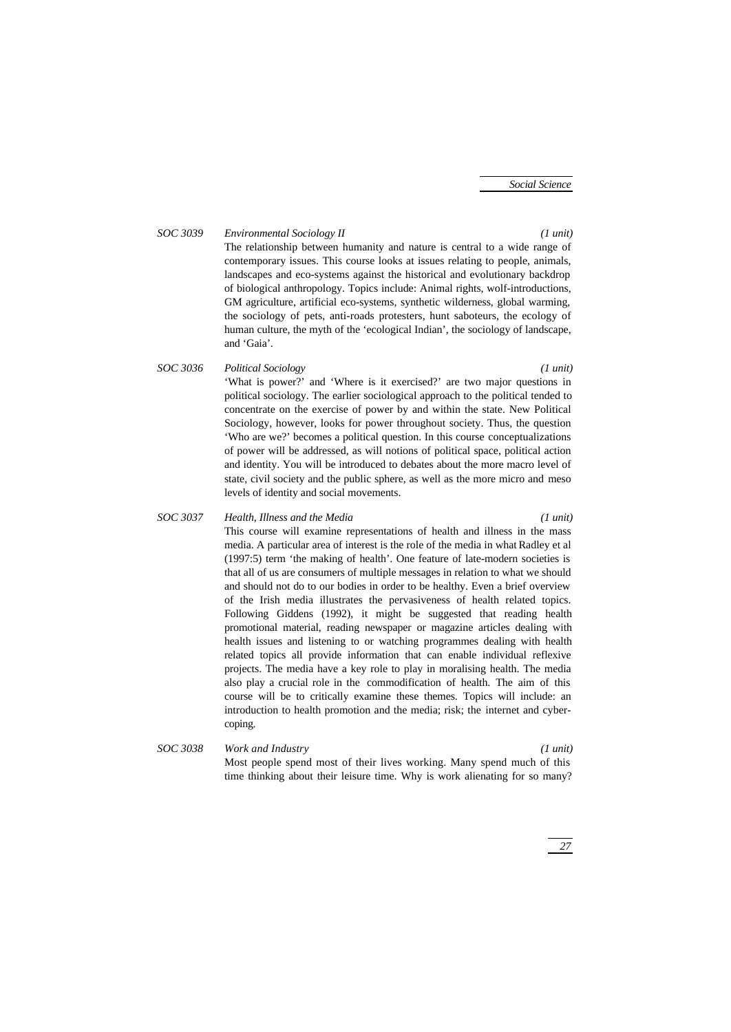*SOC 3039* *Environmental Sociology II* *(1 unit)*

The relationship between humanity and nature is central to a wide range of contemporary issues. This course looks at issues relating to people, animals, landscapes and eco-systems against the historical and evolutionary backdrop of biological anthropology. Topics include: Animal rights, wolf-introductions, GM agriculture, artificial eco-systems, synthetic wilderness, global warming, the sociology of pets, anti-roads protesters, hunt saboteurs, the ecology of human culture, the myth of the 'ecological Indian', the sociology of landscape, and 'Gaia'.

*SOC 3036* *Political Sociology* *(1 unit)*

'What is power?' and 'Where is it exercised?' are two major questions in political sociology. The earlier sociological approach to the political tended to concentrate on the exercise of power by and within the state. New Political Sociology, however, looks for power throughout society. Thus, the question 'Who are we?' becomes a political question. In this course conceptualizations of power will be addressed, as will notions of political space, political action and identity. You will be introduced to debates about the more macro level of state, civil society and the public sphere, as well as the more micro and meso levels of identity and social movements.

*SOC 3037* *Health, Illness and the Media* *(1 unit)*

This course will examine representations of health and illness in the mass media. A particular area of interest is the role of the media in what Radley et al (1997:5) term 'the making of health'. One feature of late-modern societies is that all of us are consumers of multiple messages in relation to what we should and should not do to our bodies in order to be healthy. Even a brief overview of the Irish media illustrates the pervasiveness of health related topics. Following Giddens (1992), it might be suggested that reading health promotional material, reading newspaper or magazine articles dealing with health issues and listening to or watching programmes dealing with health related topics all provide information that can enable individual reflexive projects. The media have a key role to play in moralising health. The media also play a crucial role in the commodification of health. The aim of this course will be to critically examine these themes. Topics will include: an introduction to health promotion and the media; risk; the internet and cyber-coping.

*SOC 3038* *Work and Industry* *(1 unit)*

Most people spend most of their lives working. Many spend much of this time thinking about their leisure time. Why is work alienating for so many?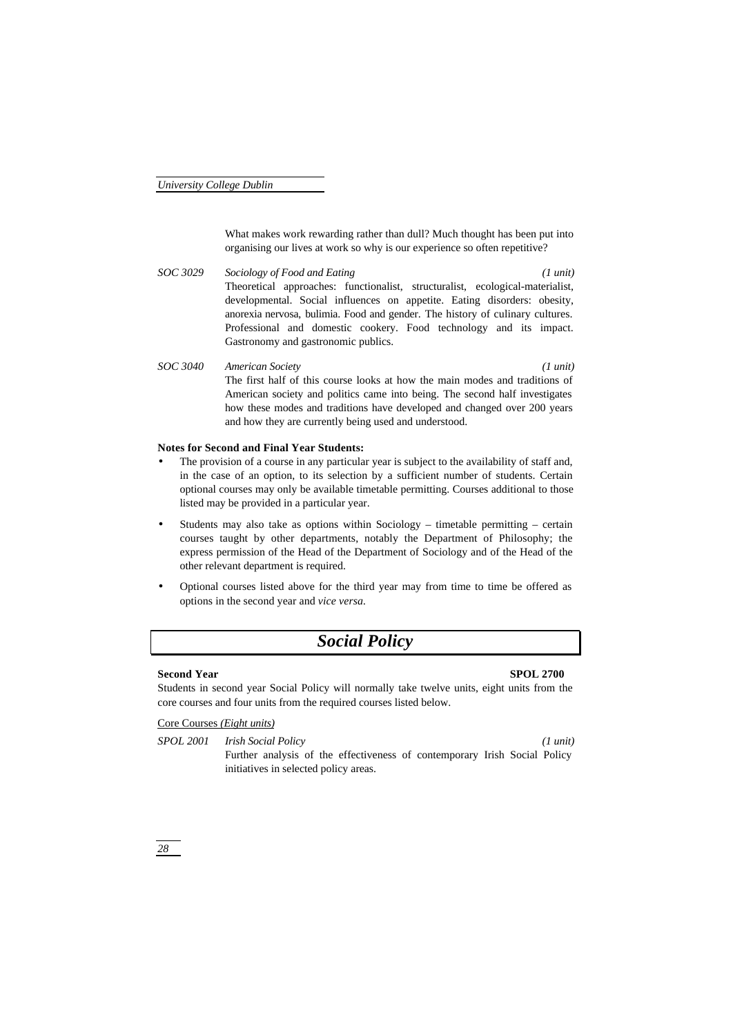What makes work rewarding rather than dull? Much thought has been put into organising our lives at work so why is our experience so often repetitive?

*SOC 3029* *Sociology of Food and Eating* *(1 unit)*

Theoretical approaches: functionalist, structuralist, ecological-materialist, developmental. Social influences on appetite. Eating disorders: obesity, anorexia nervosa, bulimia. Food and gender. The history of culinary cultures. Professional and domestic cookery. Food technology and its impact. Gastronomy and gastronomic publics.

*SOC 3040* *American Society* *(1 unit)*

The first half of this course looks at how the main modes and traditions of American society and politics came into being. The second half investigates how these modes and traditions have developed and changed over 200 years and how they are currently being used and understood.

**Notes for Second and Final Year Students:**

- The provision of a course in any particular year is subject to the availability of staff and, in the case of an option, to its selection by a sufficient number of students. Certain optional courses may only be available timetable permitting. Courses additional to those listed may be provided in a particular year.
- Students may also take as options within Sociology – timetable permitting – certain courses taught by other departments, notably the Department of Philosophy; the express permission of the Head of the Department of Sociology and of the Head of the other relevant department is required.
- Optional courses listed above for the third year may from time to time be offered as options in the second year and *vice versa*.

# *Social Policy*

**Second Year** **SPOL 2700**

Students in second year Social Policy will normally take twelve units, eight units from the core courses and four units from the required courses listed below.

Core Courses *(Eight units)*

*SPOL 2001* *Irish Social Policy* *(1 unit)*

Further analysis of the effectiveness of contemporary Irish Social Policy initiatives in selected policy areas.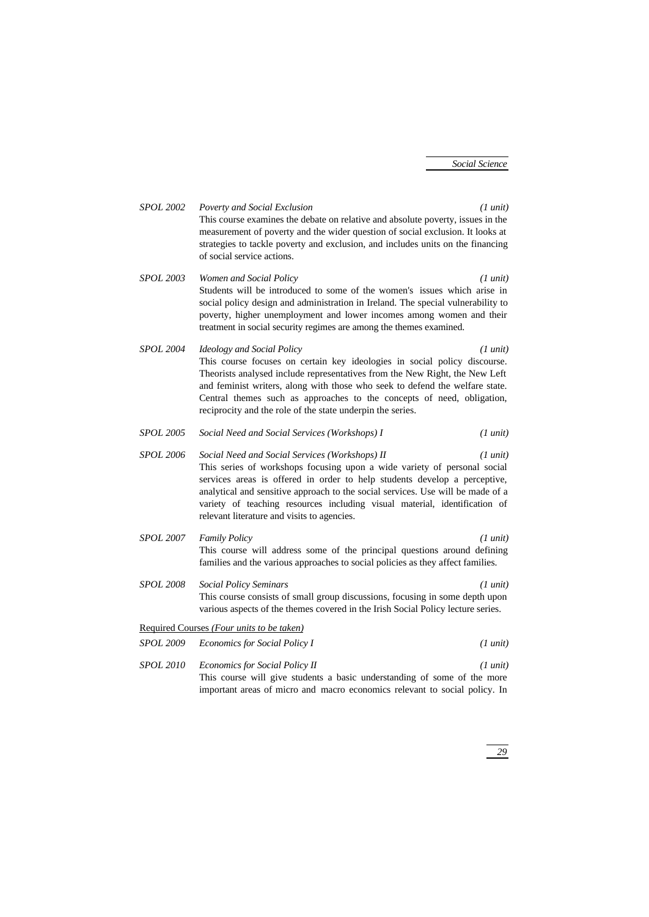*SPOL 2002* *Poverty and Social Exclusion* *(1 unit)*

This course examines the debate on relative and absolute poverty, issues in the measurement of poverty and the wider question of social exclusion. It looks at strategies to tackle poverty and exclusion, and includes units on the financing of social service actions.

*SPOL 2003* *Women and Social Policy* *(1 unit)*

Students will be introduced to some of the women's issues which arise in social policy design and administration in Ireland. The special vulnerability to poverty, higher unemployment and lower incomes among women and their treatment in social security regimes are among the themes examined.

*SPOL 2004* *Ideology and Social Policy* *(1 unit)*

This course focuses on certain key ideologies in social policy discourse. Theorists analysed include representatives from the New Right, the New Left and feminist writers, along with those who seek to defend the welfare state. Central themes such as approaches to the concepts of need, obligation, reciprocity and the role of the state underpin the series.

*SPOL 2005* *Social Need and Social Services (Workshops) I* *(1 unit)*

*SPOL 2006* *Social Need and Social Services (Workshops) II* *(1 unit)*

This series of workshops focusing upon a wide variety of personal social services areas is offered in order to help students develop a perceptive, analytical and sensitive approach to the social services. Use will be made of a variety of teaching resources including visual material, identification of relevant literature and visits to agencies.

*SPOL 2007* *Family Policy* *(1 unit)*

This course will address some of the principal questions around defining families and the various approaches to social policies as they affect families.

*SPOL 2008* *Social Policy Seminars* *(1 unit)*

This course consists of small group discussions, focusing in some depth upon various aspects of the themes covered in the Irish Social Policy lecture series.

Required Courses *(Four units to be taken)*

*SPOL 2009* *Economics for Social Policy I* *(1 unit)*

*SPOL 2010* *Economics for Social Policy II* *(1 unit)*

This course will give students a basic understanding of some of the more important areas of micro and macro economics relevant to social policy. In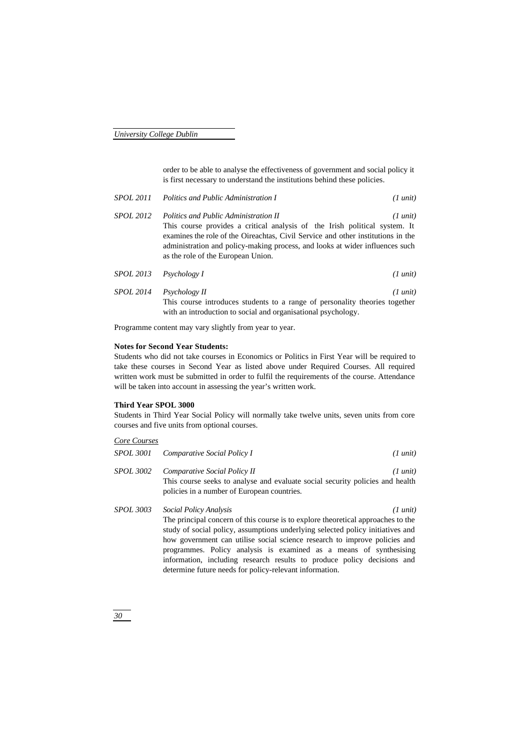order to be able to analyse the effectiveness of government and social policy it is first necessary to understand the institutions behind these policies.

*SPOL 2011* *Politics and Public Administration I* *(1 unit)*

*SPOL 2012* *Politics and Public Administration II* *(1 unit)*
This course provides a critical analysis of the Irish political system. It examines the role of the Oireachtas, Civil Service and other institutions in the administration and policy-making process, and looks at wider influences such as the role of the European Union.

*SPOL 2013* *Psychology I* *(1 unit)*

*SPOL 2014* *Psychology II* *(1 unit)*
This course introduces students to a range of personality theories together with an introduction to social and organisational psychology.

Programme content may vary slightly from year to year.

**Notes for Second Year Students:**
Students who did not take courses in Economics or Politics in First Year will be required to take these courses in Second Year as listed above under Required Courses. All required written work must be submitted in order to fulfil the requirements of the course. Attendance will be taken into account in assessing the year's written work.

**Third Year SPOL 3000**
Students in Third Year Social Policy will normally take twelve units, seven units from core courses and five units from optional courses.

*Core Courses*

*SPOL 3001* *Comparative Social Policy I* *(1 unit)*

*SPOL 3002* *Comparative Social Policy II* *(1 unit)*
This course seeks to analyse and evaluate social security policies and health policies in a number of European countries.

*SPOL 3003* *Social Policy Analysis* *(1 unit)*
The principal concern of this course is to explore theoretical approaches to the study of social policy, assumptions underlying selected policy initiatives and how government can utilise social science research to improve policies and programmes. Policy analysis is examined as a means of synthesising information, including research results to produce policy decisions and determine future needs for policy-relevant information.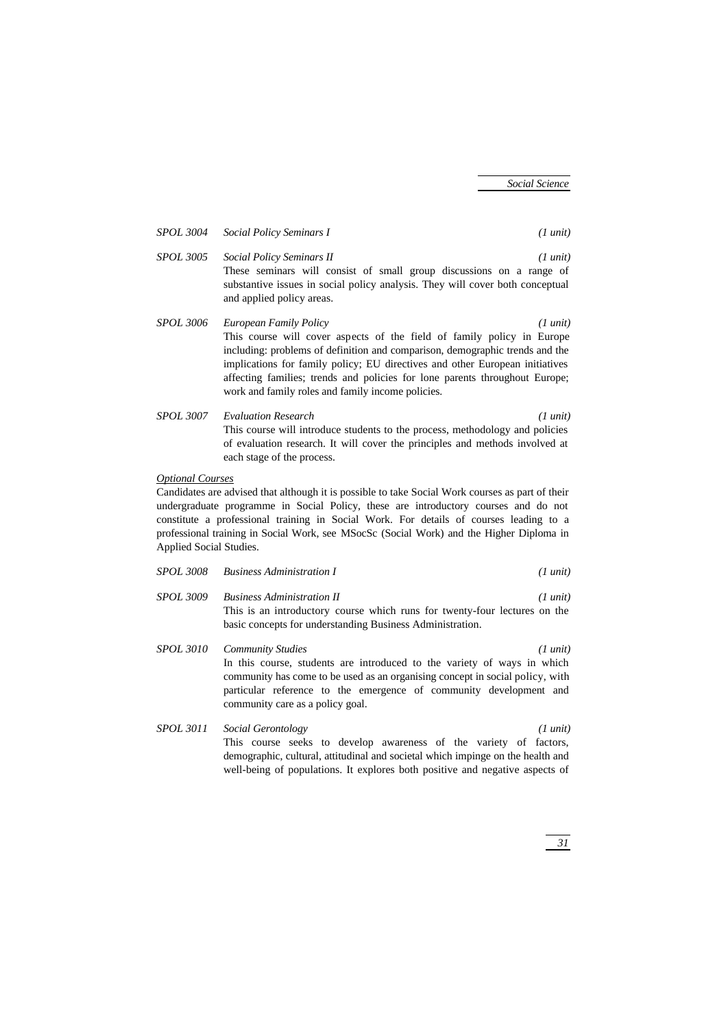*SPOL 3004* *Social Policy Seminars I* *(1 unit)*

*SPOL 3005* *Social Policy Seminars II* *(1 unit)*

These seminars will consist of small group discussions on a range of substantive issues in social policy analysis. They will cover both conceptual and applied policy areas.

*SPOL 3006* *European Family Policy* *(1 unit)*

This course will cover aspects of the field of family policy in Europe including: problems of definition and comparison, demographic trends and the implications for family policy; EU directives and other European initiatives affecting families; trends and policies for lone parents throughout Europe; work and family roles and family income policies.

*SPOL 3007* *Evaluation Research* *(1 unit)*

This course will introduce students to the process, methodology and policies of evaluation research. It will cover the principles and methods involved at each stage of the process.

<u>*Optional Courses*</u>

Candidates are advised that although it is possible to take Social Work courses as part of their undergraduate programme in Social Policy, these are introductory courses and do not constitute a professional training in Social Work. For details of courses leading to a professional training in Social Work, see MSocSc (Social Work) and the Higher Diploma in Applied Social Studies.

*SPOL 3008* *Business Administration I* *(1 unit)*

*SPOL 3009* *Business Administration II* *(1 unit)*

This is an introductory course which runs for twenty-four lectures on the basic concepts for understanding Business Administration.

*SPOL 3010* *Community Studies* *(1 unit)*

In this course, students are introduced to the variety of ways in which community has come to be used as an organising concept in social policy, with particular reference to the emergence of community development and community care as a policy goal.

*SPOL 3011* *Social Gerontology* *(1 unit)*

This course seeks to develop awareness of the variety of factors, demographic, cultural, attitudinal and societal which impinge on the health and well-being of populations. It explores both positive and negative aspects of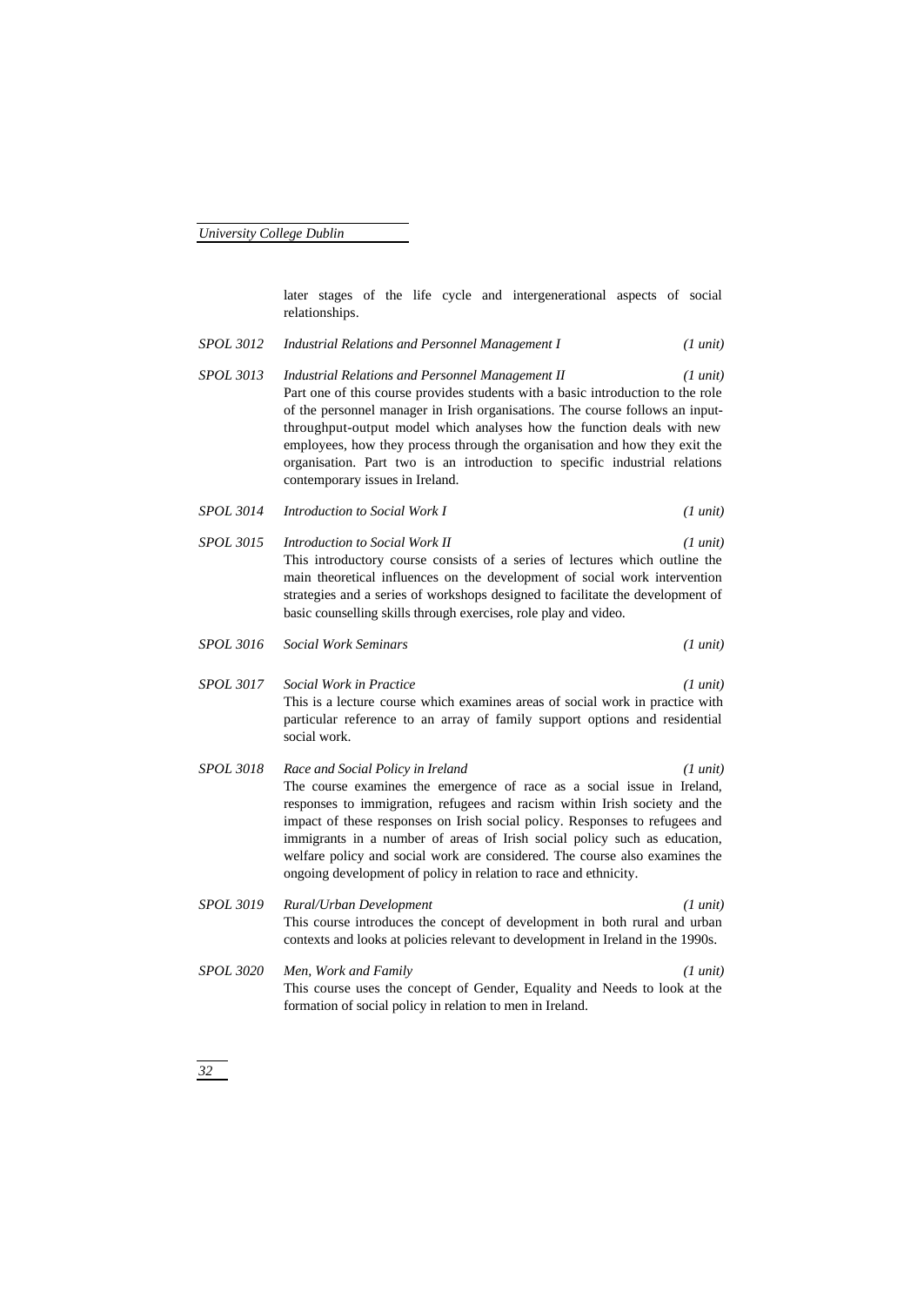later stages of the life cycle and intergenerational aspects of social relationships.

*SPOL 3012* *Industrial Relations and Personnel Management I* *(1 unit)*

*SPOL 3013* *Industrial Relations and Personnel Management II* *(1 unit)*
Part one of this course provides students with a basic introduction to the role of the personnel manager in Irish organisations. The course follows an input-throughput-output model which analyses how the function deals with new employees, how they process through the organisation and how they exit the organisation. Part two is an introduction to specific industrial relations contemporary issues in Ireland.

*SPOL 3014* *Introduction to Social Work I* *(1 unit)*

*SPOL 3015* *Introduction to Social Work II* *(1 unit)*
This introductory course consists of a series of lectures which outline the main theoretical influences on the development of social work intervention strategies and a series of workshops designed to facilitate the development of basic counselling skills through exercises, role play and video.

*SPOL 3016* *Social Work Seminars* *(1 unit)*

*SPOL 3017* *Social Work in Practice* *(1 unit)*
This is a lecture course which examines areas of social work in practice with particular reference to an array of family support options and residential social work.

*SPOL 3018* *Race and Social Policy in Ireland* *(1 unit)*
The course examines the emergence of race as a social issue in Ireland, responses to immigration, refugees and racism within Irish society and the impact of these responses on Irish social policy. Responses to refugees and immigrants in a number of areas of Irish social policy such as education, welfare policy and social work are considered. The course also examines the ongoing development of policy in relation to race and ethnicity.

*SPOL 3019* *Rural/Urban Development* *(1 unit)*
This course introduces the concept of development in both rural and urban contexts and looks at policies relevant to development in Ireland in the 1990s.

*SPOL 3020* *Men, Work and Family* *(1 unit)*
This course uses the concept of Gender, Equality and Needs to look at the formation of social policy in relation to men in Ireland.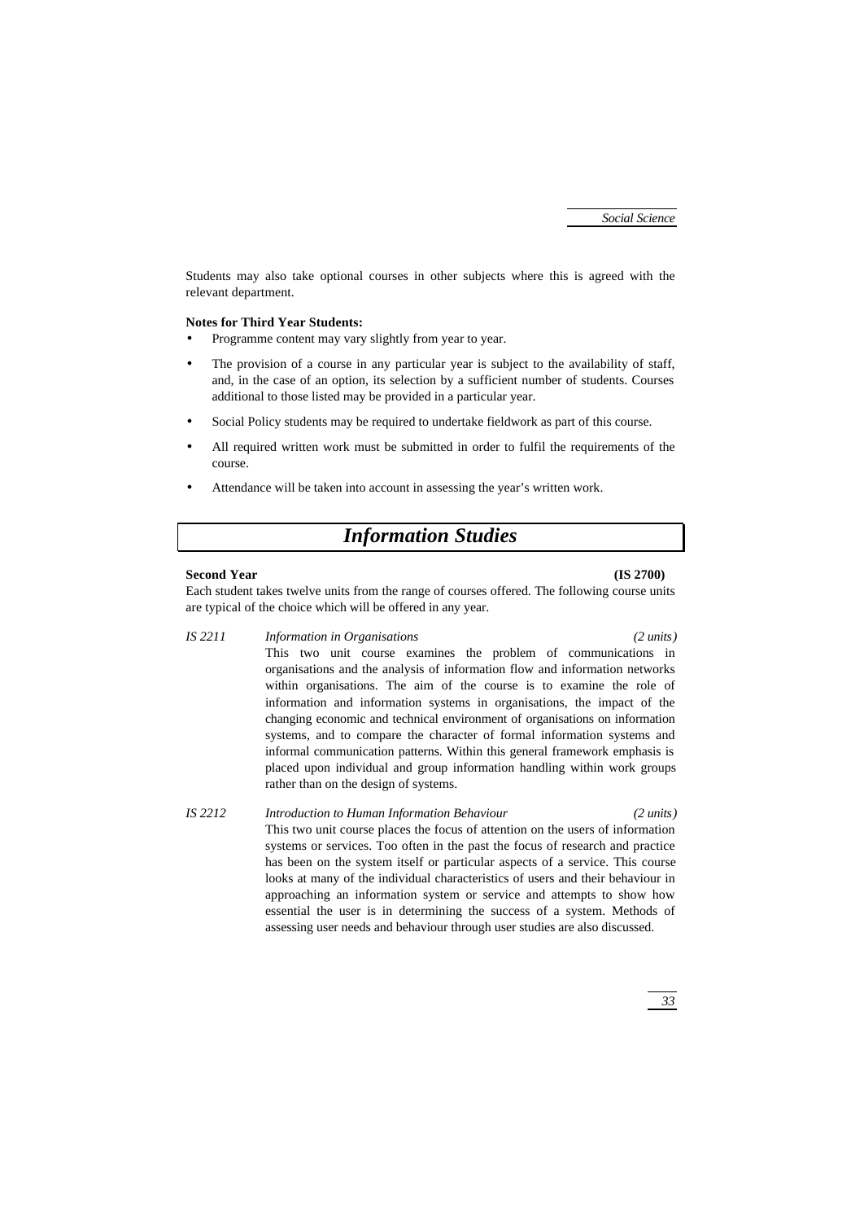Students may also take optional courses in other subjects where this is agreed with the relevant department.

**Notes for Third Year Students:**

- Programme content may vary slightly from year to year.
- The provision of a course in any particular year is subject to the availability of staff, and, in the case of an option, its selection by a sufficient number of students. Courses additional to those listed may be provided in a particular year.
- Social Policy students may be required to undertake fieldwork as part of this course.
- All required written work must be submitted in order to fulfil the requirements of the course.
- Attendance will be taken into account in assessing the year's written work.

# *Information Studies*

**Second Year** **(IS 2700)**

Each student takes twelve units from the range of courses offered. The following course units are typical of the choice which will be offered in any year.

*IS 2211* *Information in Organisations* *(2 units)*

This two unit course examines the problem of communications in organisations and the analysis of information flow and information networks within organisations. The aim of the course is to examine the role of information and information systems in organisations, the impact of the changing economic and technical environment of organisations on information systems, and to compare the character of formal information systems and informal communication patterns. Within this general framework emphasis is placed upon individual and group information handling within work groups rather than on the design of systems.

*IS 2212* *Introduction to Human Information Behaviour* *(2 units)*

This two unit course places the focus of attention on the users of information systems or services. Too often in the past the focus of research and practice has been on the system itself or particular aspects of a service. This course looks at many of the individual characteristics of users and their behaviour in approaching an information system or service and attempts to show how essential the user is in determining the success of a system. Methods of assessing user needs and behaviour through user studies are also discussed.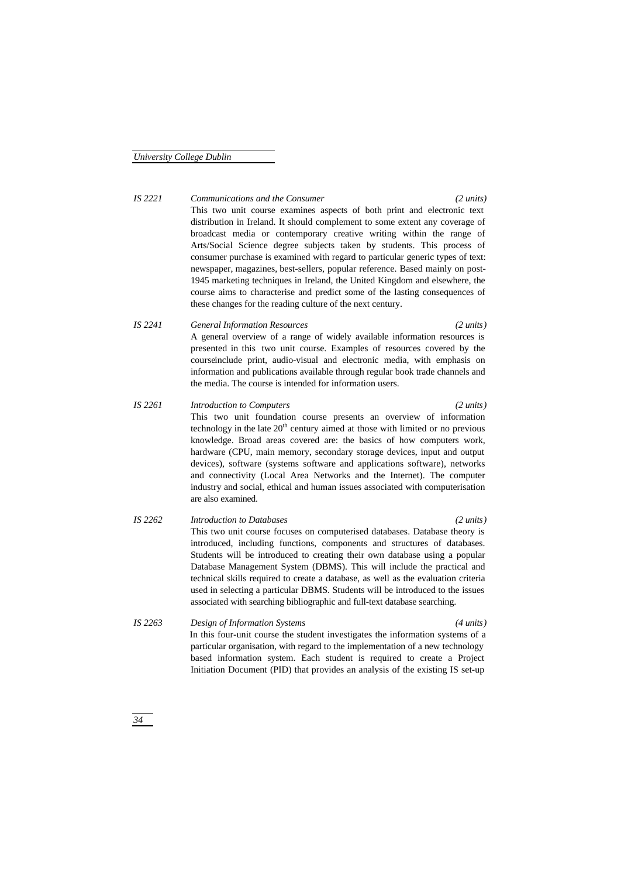*IS 2221* *Communications and the Consumer* *(2 units)*

This two unit course examines aspects of both print and electronic text distribution in Ireland. It should complement to some extent any coverage of broadcast media or contemporary creative writing within the range of Arts/Social Science degree subjects taken by students. This process of consumer purchase is examined with regard to particular generic types of text: newspaper, magazines, best-sellers, popular reference. Based mainly on post-1945 marketing techniques in Ireland, the United Kingdom and elsewhere, the course aims to characterise and predict some of the lasting consequences of these changes for the reading culture of the next century.

*IS 2241* *General Information Resources* *(2 units)*

A general overview of a range of widely available information resources is presented in this two unit course. Examples of resources covered by the courseinclude print, audio-visual and electronic media, with emphasis on information and publications available through regular book trade channels and the media. The course is intended for information users.

*IS 2261* *Introduction to Computers* *(2 units)*

This two unit foundation course presents an overview of information technology in the late 20th century aimed at those with limited or no previous knowledge. Broad areas covered are: the basics of how computers work, hardware (CPU, main memory, secondary storage devices, input and output devices), software (systems software and applications software), networks and connectivity (Local Area Networks and the Internet). The computer industry and social, ethical and human issues associated with computerisation are also examined.

*IS 2262* *Introduction to Databases* *(2 units)*

This two unit course focuses on computerised databases. Database theory is introduced, including functions, components and structures of databases. Students will be introduced to creating their own database using a popular Database Management System (DBMS). This will include the practical and technical skills required to create a database, as well as the evaluation criteria used in selecting a particular DBMS. Students will be introduced to the issues associated with searching bibliographic and full-text database searching.

*IS 2263* *Design of Information Systems* *(4 units)*

In this four-unit course the student investigates the information systems of a particular organisation, with regard to the implementation of a new technology based information system. Each student is required to create a Project Initiation Document (PID) that provides an analysis of the existing IS set-up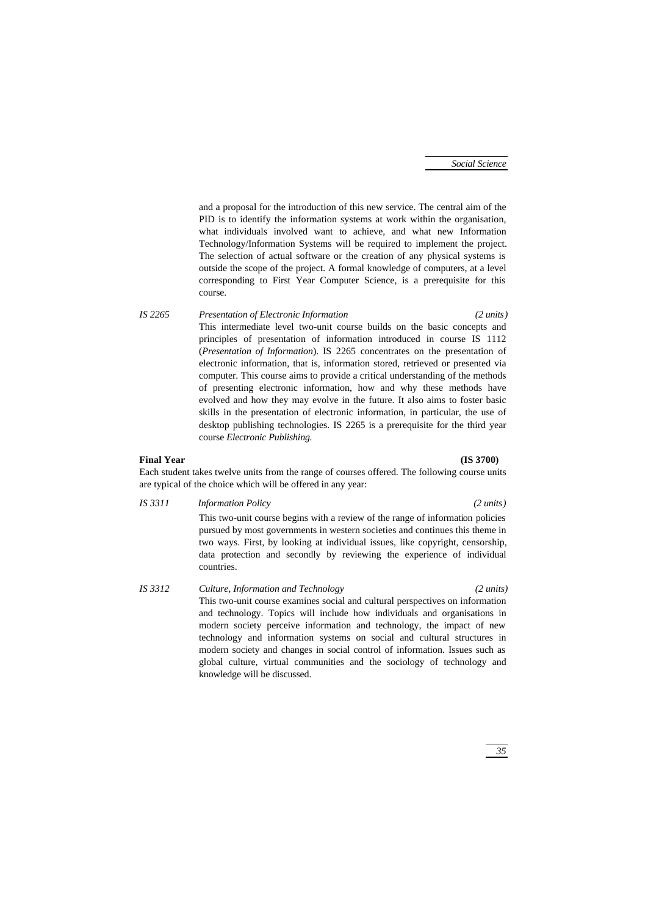and a proposal for the introduction of this new service. The central aim of the PID is to identify the information systems at work within the organisation, what individuals involved want to achieve, and what new Information Technology/Information Systems will be required to implement the project. The selection of actual software or the creation of any physical systems is outside the scope of the project. A formal knowledge of computers, at a level corresponding to First Year Computer Science, is a prerequisite for this course.

*IS 2265* *Presentation of Electronic Information* *(2 units)*

This intermediate level two-unit course builds on the basic concepts and principles of presentation of information introduced in course IS 1112 (*Presentation of Information*). IS 2265 concentrates on the presentation of electronic information, that is, information stored, retrieved or presented via computer. This course aims to provide a critical understanding of the methods of presenting electronic information, how and why these methods have evolved and how they may evolve in the future. It also aims to foster basic skills in the presentation of electronic information, in particular, the use of desktop publishing technologies. IS 2265 is a prerequisite for the third year course *Electronic Publishing.*

**Final Year** **(IS 3700)**

Each student takes twelve units from the range of courses offered. The following course units are typical of the choice which will be offered in any year:

*IS 3311* *Information Policy* *(2 units)*

This two-unit course begins with a review of the range of information policies pursued by most governments in western societies and continues this theme in two ways. First, by looking at individual issues, like copyright, censorship, data protection and secondly by reviewing the experience of individual countries.

*IS 3312* *Culture, Information and Technology* *(2 units)*

This two-unit course examines social and cultural perspectives on information and technology. Topics will include how individuals and organisations in modern society perceive information and technology, the impact of new technology and information systems on social and cultural structures in modern society and changes in social control of information. Issues such as global culture, virtual communities and the sociology of technology and knowledge will be discussed.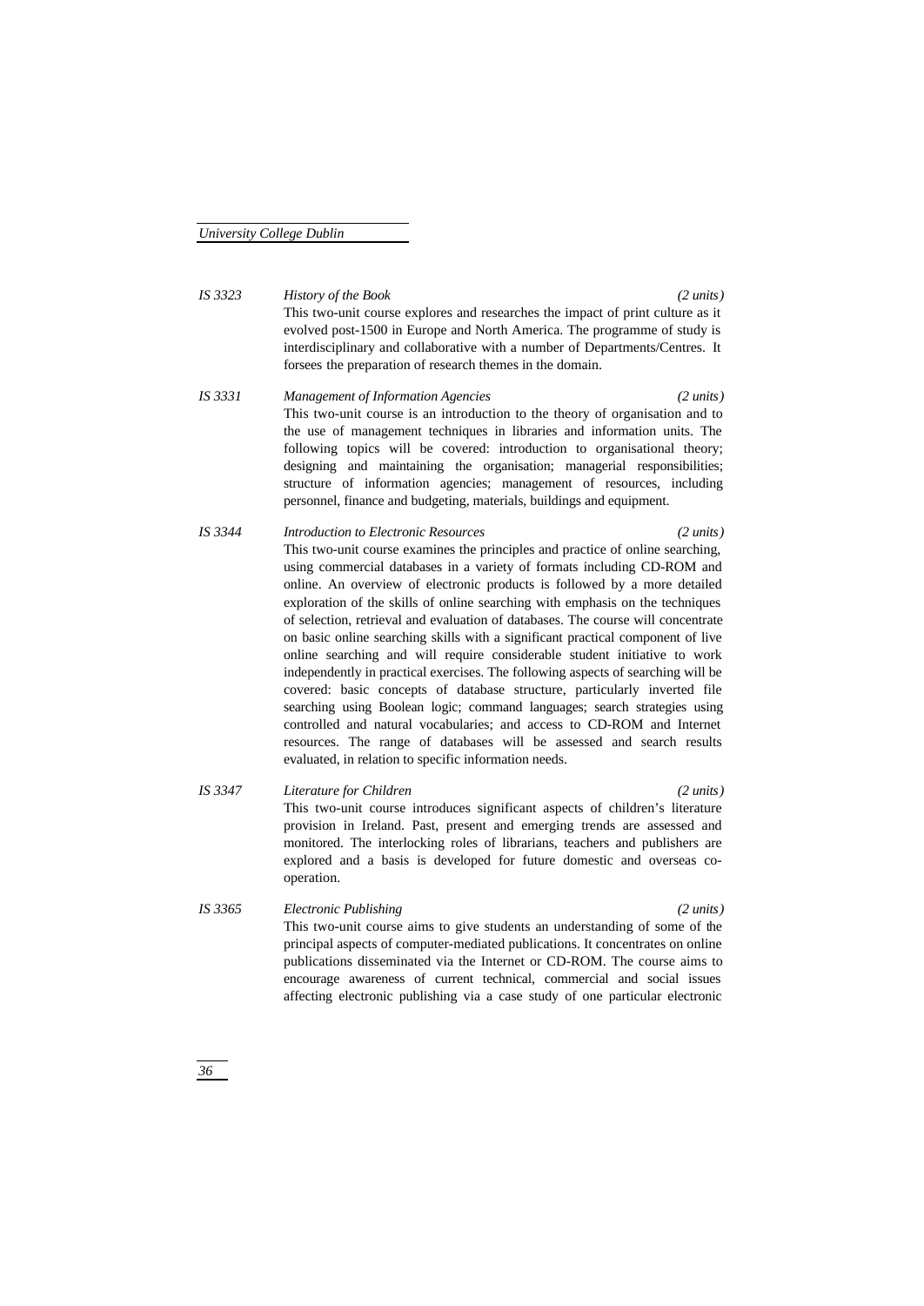*IS 3323* *History of the Book* *(2 units)*

This two-unit course explores and researches the impact of print culture as it evolved post-1500 in Europe and North America. The programme of study is interdisciplinary and collaborative with a number of Departments/Centres. It forsees the preparation of research themes in the domain.

*IS 3331* *Management of Information Agencies* *(2 units)*

This two-unit course is an introduction to the theory of organisation and to the use of management techniques in libraries and information units. The following topics will be covered: introduction to organisational theory; designing and maintaining the organisation; managerial responsibilities; structure of information agencies; management of resources, including personnel, finance and budgeting, materials, buildings and equipment.

*IS 3344* *Introduction to Electronic Resources* *(2 units)*

This two-unit course examines the principles and practice of online searching, using commercial databases in a variety of formats including CD-ROM and online. An overview of electronic products is followed by a more detailed exploration of the skills of online searching with emphasis on the techniques of selection, retrieval and evaluation of databases. The course will concentrate on basic online searching skills with a significant practical component of live online searching and will require considerable student initiative to work independently in practical exercises. The following aspects of searching will be covered: basic concepts of database structure, particularly inverted file searching using Boolean logic; command languages; search strategies using controlled and natural vocabularies; and access to CD-ROM and Internet resources. The range of databases will be assessed and search results evaluated, in relation to specific information needs.

*IS 3347* *Literature for Children* *(2 units)*

This two-unit course introduces significant aspects of children's literature provision in Ireland. Past, present and emerging trends are assessed and monitored. The interlocking roles of librarians, teachers and publishers are explored and a basis is developed for future domestic and overseas co-operation.

*IS 3365* *Electronic Publishing* *(2 units)*

This two-unit course aims to give students an understanding of some of the principal aspects of computer-mediated publications. It concentrates on online publications disseminated via the Internet or CD-ROM. The course aims to encourage awareness of current technical, commercial and social issues affecting electronic publishing via a case study of one particular electronic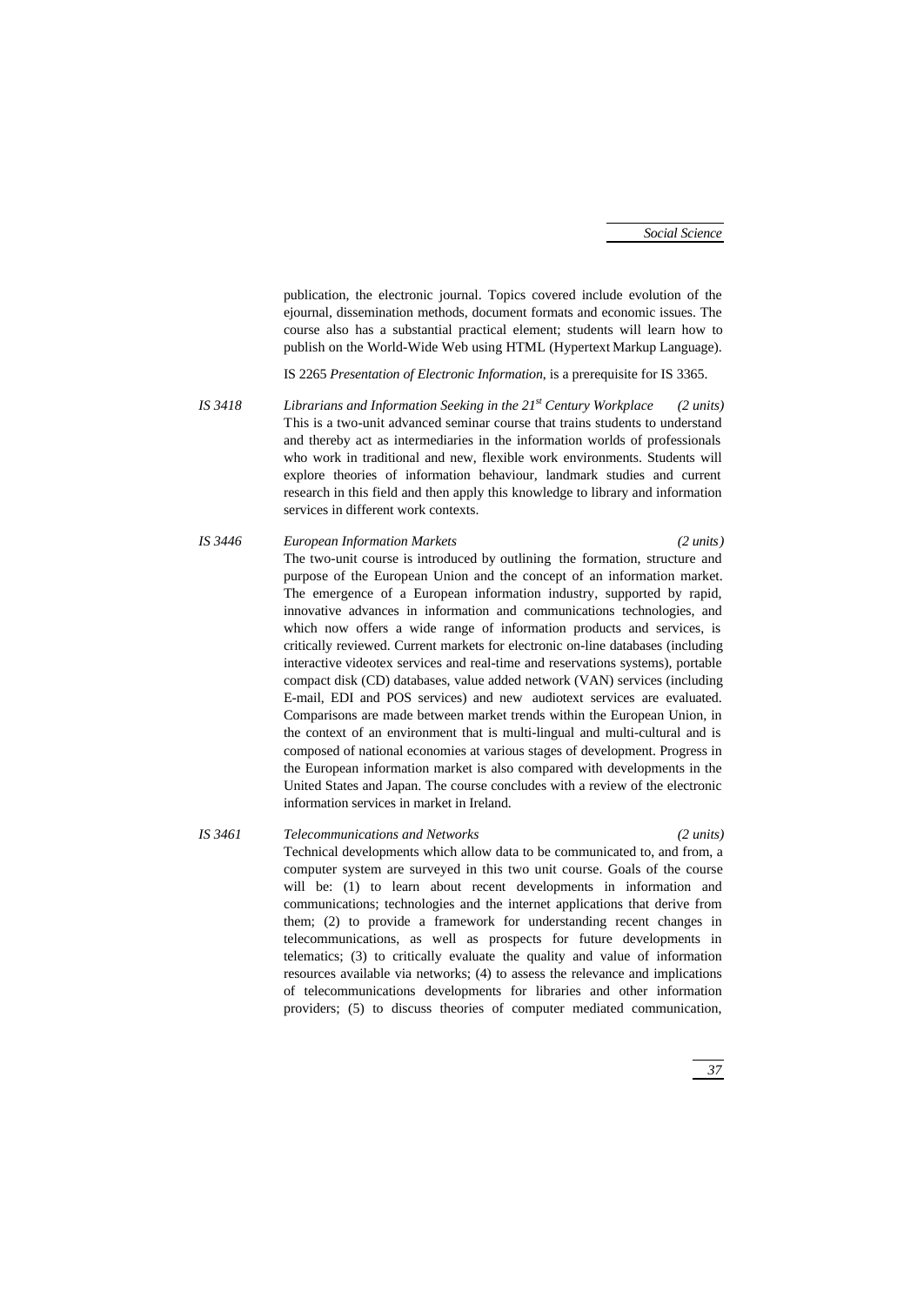publication, the electronic journal. Topics covered include evolution of the ejournal, dissemination methods, document formats and economic issues. The course also has a substantial practical element; students will learn how to publish on the World-Wide Web using HTML (Hypertext Markup Language).

IS 2265 *Presentation of Electronic Information*, is a prerequisite for IS 3365.

*IS 3418* *Librarians and Information Seeking in the 21st Century Workplace* *(2 units)*

This is a two-unit advanced seminar course that trains students to understand and thereby act as intermediaries in the information worlds of professionals who work in traditional and new, flexible work environments. Students will explore theories of information behaviour, landmark studies and current research in this field and then apply this knowledge to library and information services in different work contexts.

*IS 3446* *European Information Markets* *(2 units)*

The two-unit course is introduced by outlining the formation, structure and purpose of the European Union and the concept of an information market. The emergence of a European information industry, supported by rapid, innovative advances in information and communications technologies, and which now offers a wide range of information products and services, is critically reviewed. Current markets for electronic on-line databases (including interactive videotex services and real-time and reservations systems), portable compact disk (CD) databases, value added network (VAN) services (including E-mail, EDI and POS services) and new audiotext services are evaluated. Comparisons are made between market trends within the European Union, in the context of an environment that is multi-lingual and multi-cultural and is composed of national economies at various stages of development. Progress in the European information market is also compared with developments in the United States and Japan. The course concludes with a review of the electronic information services in market in Ireland.

*IS 3461* *Telecommunications and Networks* *(2 units)*

Technical developments which allow data to be communicated to, and from, a computer system are surveyed in this two unit course. Goals of the course will be: (1) to learn about recent developments in information and communications; technologies and the internet applications that derive from them; (2) to provide a framework for understanding recent changes in telecommunications, as well as prospects for future developments in telematics; (3) to critically evaluate the quality and value of information resources available via networks; (4) to assess the relevance and implications of telecommunications developments for libraries and other information providers; (5) to discuss theories of computer mediated communication,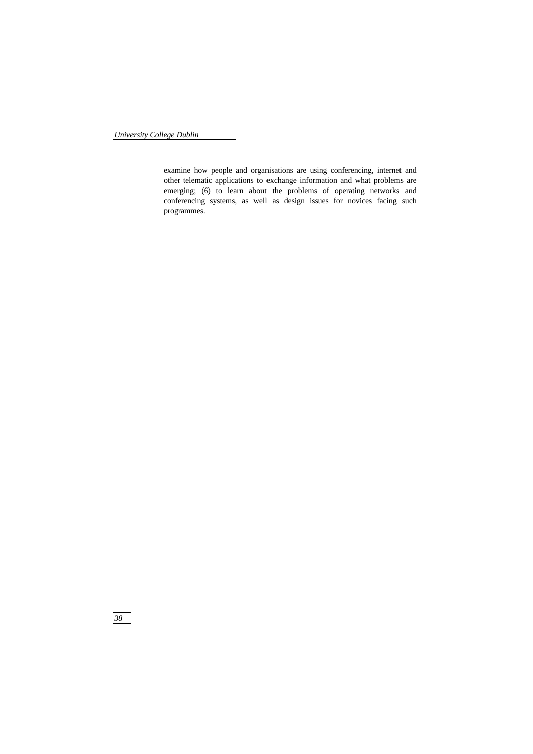examine how people and organisations are using conferencing, internet and other telematic applications to exchange information and what problems are emerging; (6) to learn about the problems of operating networks and conferencing systems, as well as design issues for novices facing such programmes.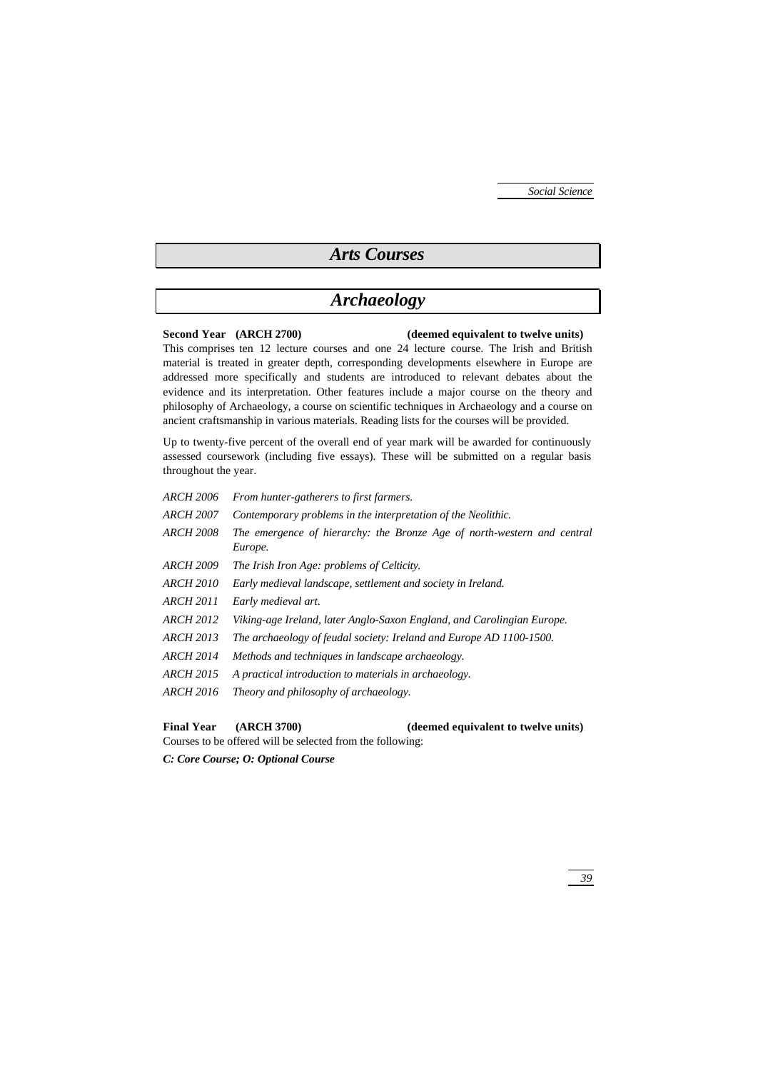# Arts Courses

## Archaeology

**Second Year (ARCH 2700) (deemed equivalent to twelve units)**

This comprises ten 12 lecture courses and one 24 lecture course. The Irish and British material is treated in greater depth, corresponding developments elsewhere in Europe are addressed more specifically and students are introduced to relevant debates about the evidence and its interpretation. Other features include a major course on the theory and philosophy of Archaeology, a course on scientific techniques in Archaeology and a course on ancient craftsmanship in various materials. Reading lists for the courses will be provided.

Up to twenty-five percent of the overall end of year mark will be awarded for continuously assessed coursework (including five essays). These will be submitted on a regular basis throughout the year.

| | |
|---|---|
| *ARCH 2006* | *From hunter-gatherers to first farmers.* |
| *ARCH 2007* | *Contemporary problems in the interpretation of the Neolithic.* |
| *ARCH 2008* | *The emergence of hierarchy: the Bronze Age of north-western and central Europe.* |
| *ARCH 2009* | *The Irish Iron Age: problems of Celticity.* |
| *ARCH 2010* | *Early medieval landscape, settlement and society in Ireland.* |
| *ARCH 2011* | *Early medieval art.* |
| *ARCH 2012* | *Viking-age Ireland, later Anglo-Saxon England, and Carolingian Europe.* |
| *ARCH 2013* | *The archaeology of feudal society: Ireland and Europe AD 1100-1500.* |
| *ARCH 2014* | *Methods and techniques in landscape archaeology.* |
| *ARCH 2015* | *A practical introduction to materials in archaeology.* |
| *ARCH 2016* | *Theory and philosophy of archaeology.* |

**Final Year (ARCH 3700) (deemed equivalent to twelve units)**

Courses to be offered will be selected from the following:

***C: Core Course; O: Optional Course***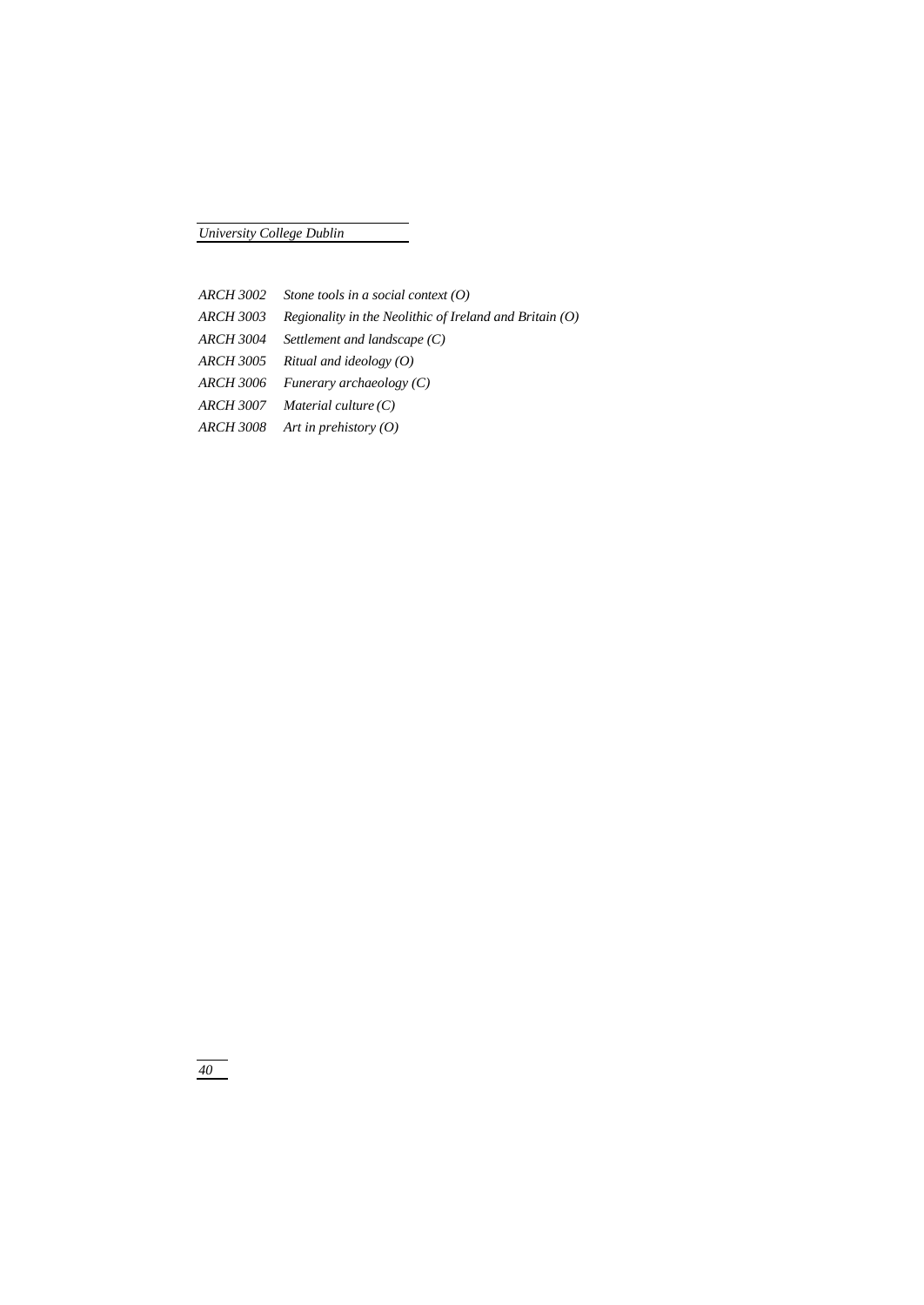*ARCH 3002 Stone tools in a social context (O)*

*ARCH 3003 Regionality in the Neolithic of Ireland and Britain (O)*

*ARCH 3004 Settlement and landscape (C)*

*ARCH 3005 Ritual and ideology (O)*

*ARCH 3006 Funerary archaeology (C)*

*ARCH 3007 Material culture (C)*

*ARCH 3008 Art in prehistory (O)*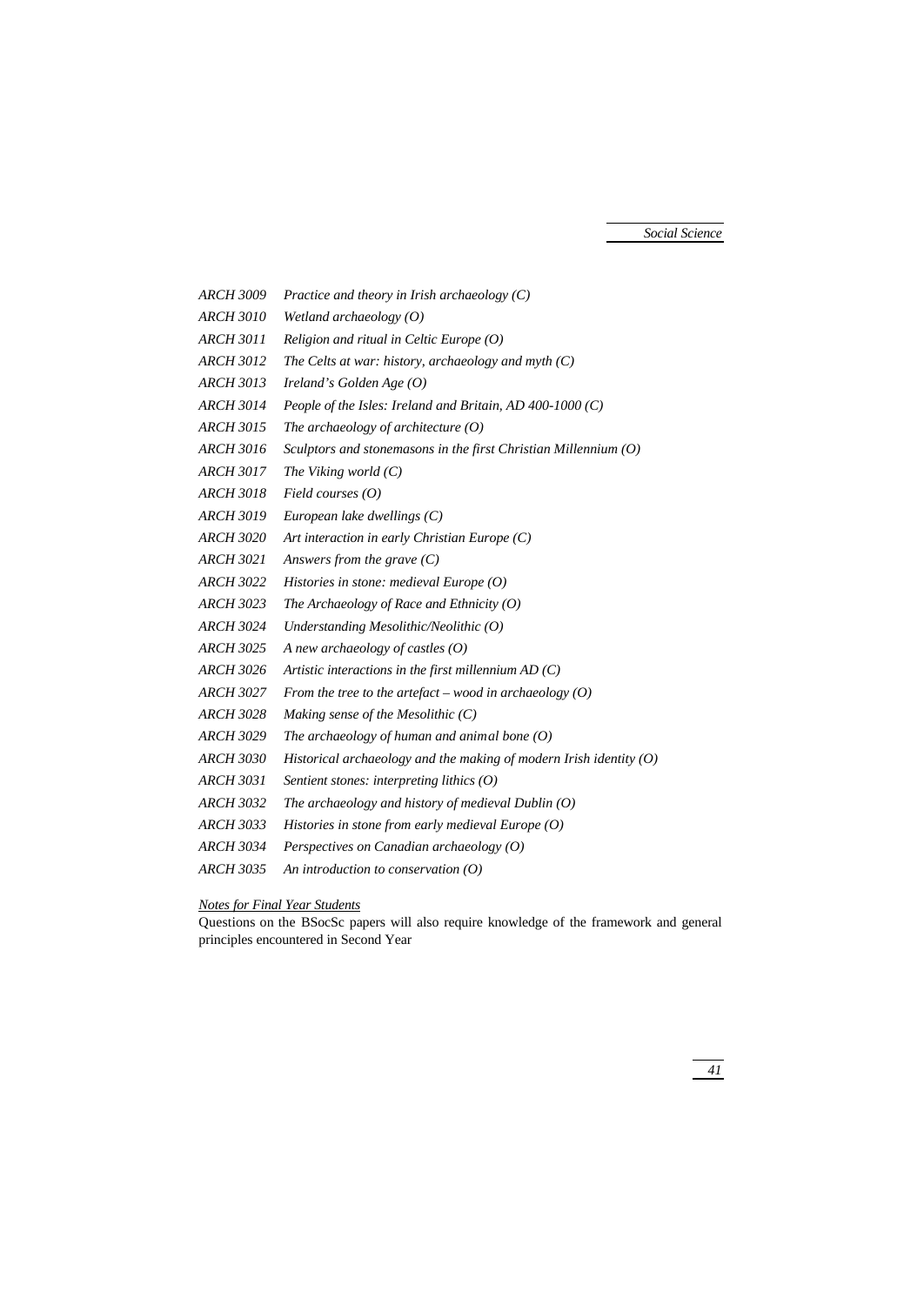*ARCH 3009* *Practice and theory in Irish archaeology (C)*
*ARCH 3010* *Wetland archaeology (O)*
*ARCH 3011* *Religion and ritual in Celtic Europe (O)*
*ARCH 3012* *The Celts at war: history, archaeology and myth (C)*
*ARCH 3013* *Ireland's Golden Age (O)*
*ARCH 3014* *People of the Isles: Ireland and Britain, AD 400-1000 (C)*
*ARCH 3015* *The archaeology of architecture (O)*
*ARCH 3016* *Sculptors and stonemasons in the first Christian Millennium (O)*
*ARCH 3017* *The Viking world (C)*
*ARCH 3018* *Field courses (O)*
*ARCH 3019* *European lake dwellings (C)*
*ARCH 3020* *Art interaction in early Christian Europe (C)*
*ARCH 3021* *Answers from the grave (C)*
*ARCH 3022* *Histories in stone: medieval Europe (O)*
*ARCH 3023* *The Archaeology of Race and Ethnicity (O)*
*ARCH 3024* *Understanding Mesolithic/Neolithic (O)*
*ARCH 3025* *A new archaeology of castles (O)*
*ARCH 3026* *Artistic interactions in the first millennium AD (C)*
*ARCH 3027* *From the tree to the artefact – wood in archaeology (O)*
*ARCH 3028* *Making sense of the Mesolithic (C)*
*ARCH 3029* *The archaeology of human and animal bone (O)*
*ARCH 3030* *Historical archaeology and the making of modern Irish identity (O)*
*ARCH 3031* *Sentient stones: interpreting lithics (O)*
*ARCH 3032* *The archaeology and history of medieval Dublin (O)*
*ARCH 3033* *Histories in stone from early medieval Europe (O)*
*ARCH 3034* *Perspectives on Canadian archaeology (O)*
*ARCH 3035* *An introduction to conservation (O)*

*Notes for Final Year Students*

Questions on the BSocSc papers will also require knowledge of the framework and general principles encountered in Second Year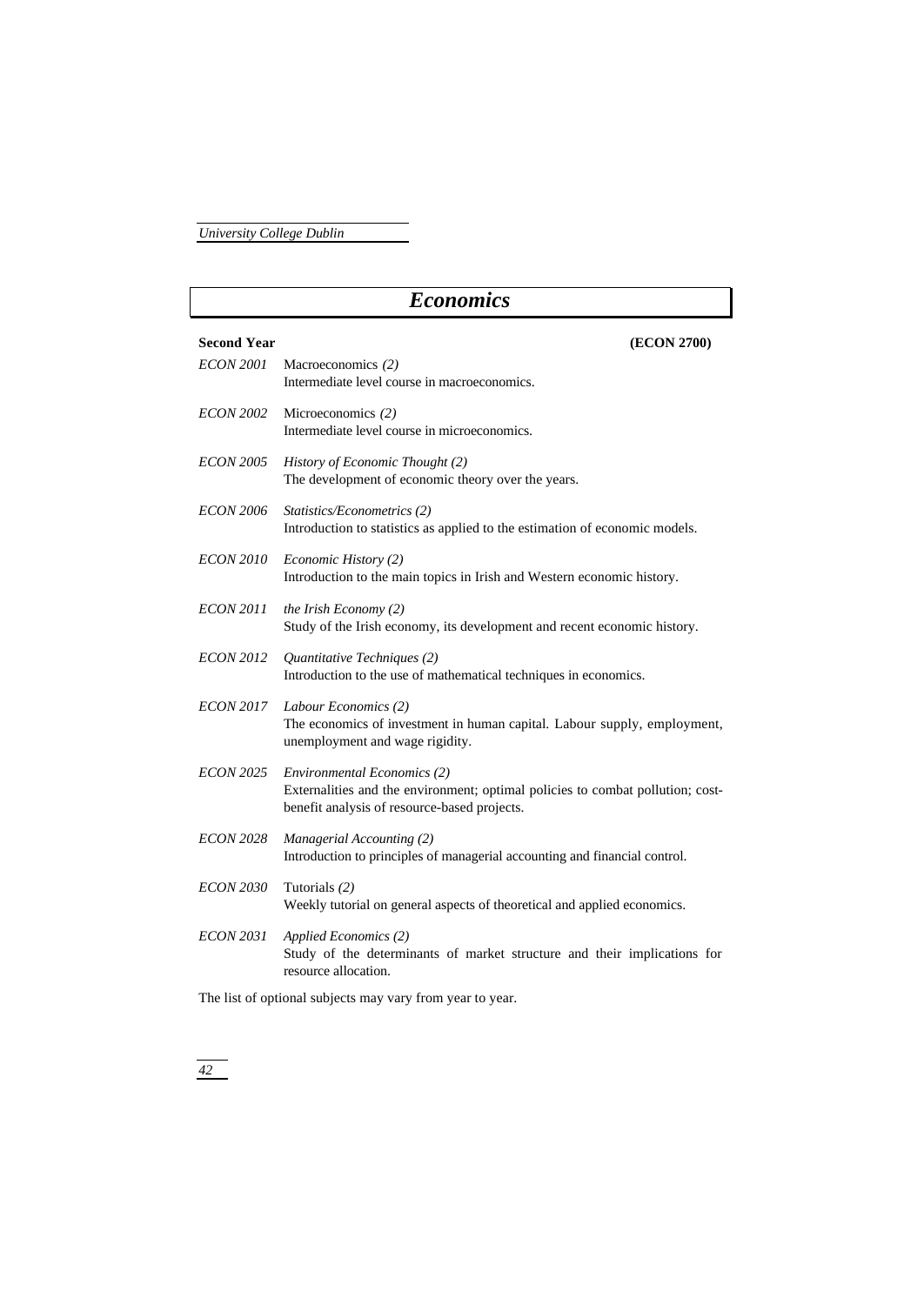# Economics

**Second Year** **(ECON 2700)**

*ECON 2001* Macroeconomics *(2)*
Intermediate level course in macroeconomics.

*ECON 2002* Microeconomics *(2)*
Intermediate level course in microeconomics.

*ECON 2005* *History of Economic Thought (2)*
The development of economic theory over the years.

*ECON 2006* *Statistics/Econometrics (2)*
Introduction to statistics as applied to the estimation of economic models.

*ECON 2010* *Economic History (2)*
Introduction to the main topics in Irish and Western economic history.

*ECON 2011* *the Irish Economy (2)*
Study of the Irish economy, its development and recent economic history.

*ECON 2012* *Quantitative Techniques (2)*
Introduction to the use of mathematical techniques in economics.

*ECON 2017* *Labour Economics (2)*
The economics of investment in human capital. Labour supply, employment, unemployment and wage rigidity.

*ECON 2025* *Environmental Economics (2)*
Externalities and the environment; optimal policies to combat pollution; cost-benefit analysis of resource-based projects.

*ECON 2028* *Managerial Accounting (2)*
Introduction to principles of managerial accounting and financial control.

*ECON 2030* Tutorials *(2)*
Weekly tutorial on general aspects of theoretical and applied economics.

*ECON 2031* *Applied Economics (2)*
Study of the determinants of market structure and their implications for resource allocation.

The list of optional subjects may vary from year to year.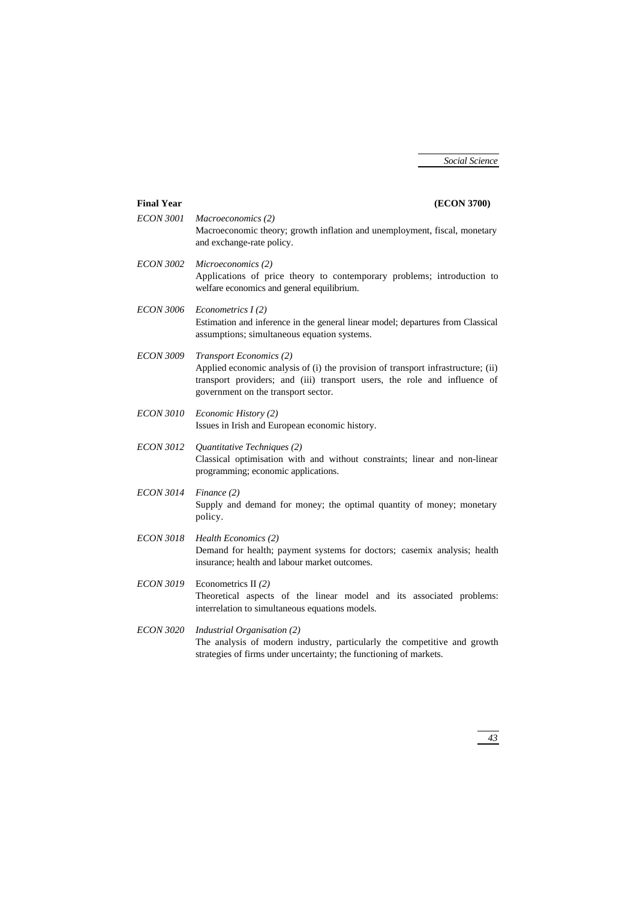**Final Year** **(ECON 3700)**

*ECON 3001* *Macroeconomics (2)*
Macroeconomic theory; growth inflation and unemployment, fiscal, monetary and exchange-rate policy.

*ECON 3002* *Microeconomics (2)*
Applications of price theory to contemporary problems; introduction to welfare economics and general equilibrium.

*ECON 3006* *Econometrics I (2)*
Estimation and inference in the general linear model; departures from Classical assumptions; simultaneous equation systems.

*ECON 3009* *Transport Economics (2)*
Applied economic analysis of (i) the provision of transport infrastructure; (ii) transport providers; and (iii) transport users, the role and influence of government on the transport sector.

*ECON 3010* *Economic History (2)*
Issues in Irish and European economic history.

*ECON 3012* *Quantitative Techniques (2)*
Classical optimisation with and without constraints; linear and non-linear programming; economic applications.

*ECON 3014* *Finance (2)*
Supply and demand for money; the optimal quantity of money; monetary policy.

*ECON 3018* *Health Economics (2)*
Demand for health; payment systems for doctors; casemix analysis; health insurance; health and labour market outcomes.

*ECON 3019* Econometrics II *(2)*
Theoretical aspects of the linear model and its associated problems: interrelation to simultaneous equations models.

*ECON 3020* *Industrial Organisation (2)*
The analysis of modern industry, particularly the competitive and growth strategies of firms under uncertainty; the functioning of markets.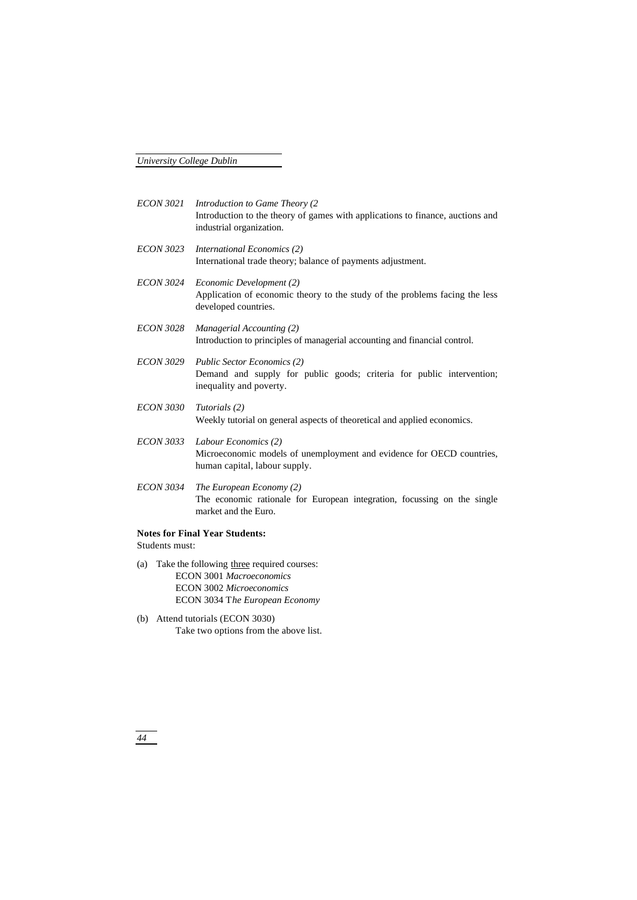*ECON 3021* *Introduction to Game Theory (2*
Introduction to the theory of games with applications to finance, auctions and industrial organization.

*ECON 3023* *International Economics (2)*
International trade theory; balance of payments adjustment.

*ECON 3024* *Economic Development (2)*
Application of economic theory to the study of the problems facing the less developed countries.

*ECON 3028* *Managerial Accounting (2)*
Introduction to principles of managerial accounting and financial control.

*ECON 3029* *Public Sector Economics (2)*
Demand and supply for public goods; criteria for public intervention; inequality and poverty.

*ECON 3030* *Tutorials (2)*
Weekly tutorial on general aspects of theoretical and applied economics.

*ECON 3033* *Labour Economics (2)*
Microeconomic models of unemployment and evidence for OECD countries, human capital, labour supply.

*ECON 3034* *The European Economy (2)*
The economic rationale for European integration, focussing on the single market and the Euro.

**Notes for Final Year Students:**
Students must:

(a) Take the following three required courses:
ECON 3001 *Macroeconomics*
ECON 3002 *Microeconomics*
ECON 3034 T*he European Economy*

(b) Attend tutorials (ECON 3030)
Take two options from the above list.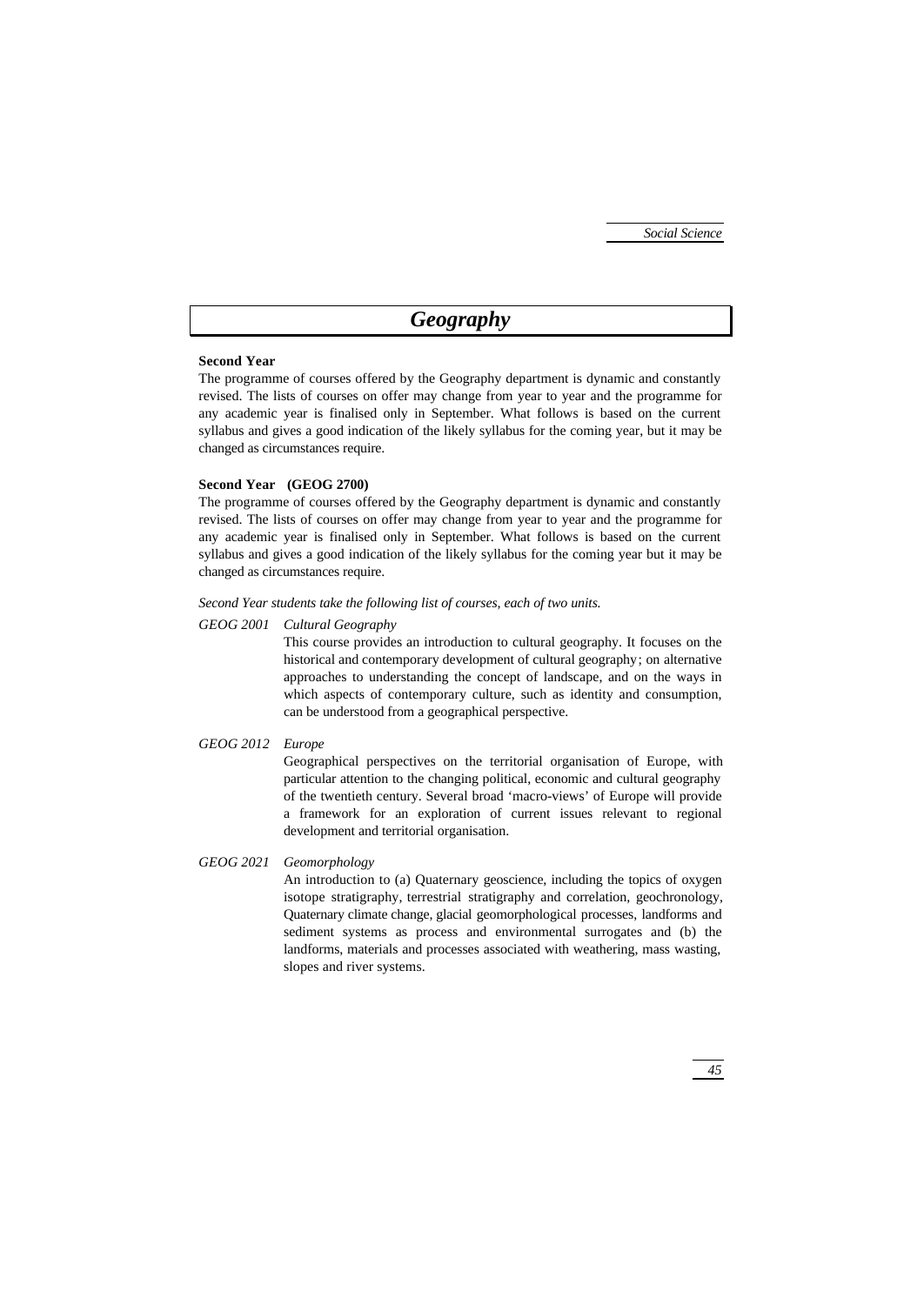# Geography

**Second Year**

The programme of courses offered by the Geography department is dynamic and constantly revised. The lists of courses on offer may change from year to year and the programme for any academic year is finalised only in September. What follows is based on the current syllabus and gives a good indication of the likely syllabus for the coming year, but it may be changed as circumstances require.

**Second Year (GEOG 2700)**

The programme of courses offered by the Geography department is dynamic and constantly revised. The lists of courses on offer may change from year to year and the programme for any academic year is finalised only in September. What follows is based on the current syllabus and gives a good indication of the likely syllabus for the coming year but it may be changed as circumstances require.

*Second Year students take the following list of courses, each of two units.*

*GEOG 2001 Cultural Geography*

This course provides an introduction to cultural geography. It focuses on the historical and contemporary development of cultural geography; on alternative approaches to understanding the concept of landscape, and on the ways in which aspects of contemporary culture, such as identity and consumption, can be understood from a geographical perspective.

*GEOG 2012 Europe*

Geographical perspectives on the territorial organisation of Europe, with particular attention to the changing political, economic and cultural geography of the twentieth century. Several broad 'macro-views' of Europe will provide a framework for an exploration of current issues relevant to regional development and territorial organisation.

*GEOG 2021 Geomorphology*

An introduction to (a) Quaternary geoscience, including the topics of oxygen isotope stratigraphy, terrestrial stratigraphy and correlation, geochronology, Quaternary climate change, glacial geomorphological processes, landforms and sediment systems as process and environmental surrogates and (b) the landforms, materials and processes associated with weathering, mass wasting, slopes and river systems.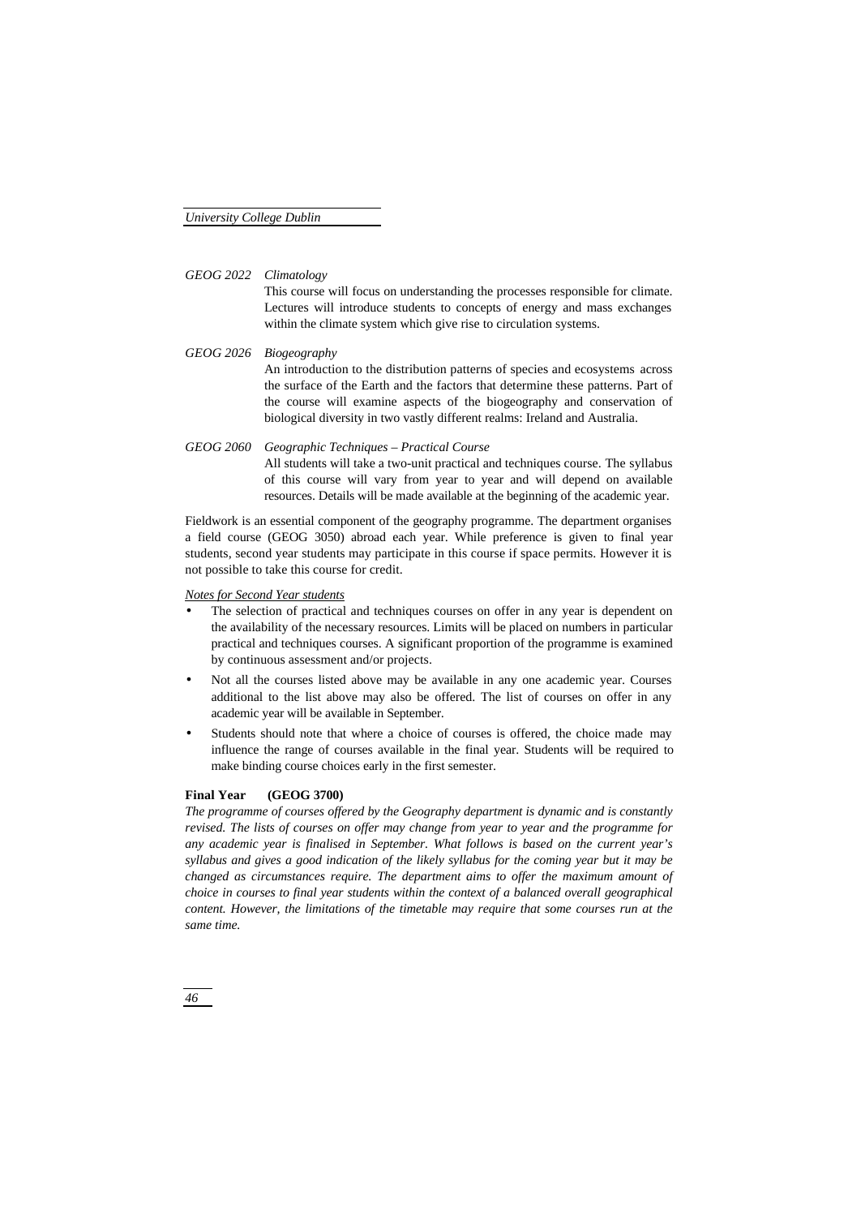*GEOG 2022 Climatology*

This course will focus on understanding the processes responsible for climate. Lectures will introduce students to concepts of energy and mass exchanges within the climate system which give rise to circulation systems.

*GEOG 2026 Biogeography*

An introduction to the distribution patterns of species and ecosystems across the surface of the Earth and the factors that determine these patterns. Part of the course will examine aspects of the biogeography and conservation of biological diversity in two vastly different realms: Ireland and Australia.

*GEOG 2060 Geographic Techniques – Practical Course*

All students will take a two-unit practical and techniques course. The syllabus of this course will vary from year to year and will depend on available resources. Details will be made available at the beginning of the academic year.

Fieldwork is an essential component of the geography programme. The department organises a field course (GEOG 3050) abroad each year. While preference is given to final year students, second year students may participate in this course if space permits. However it is not possible to take this course for credit.

*Notes for Second Year students*

- The selection of practical and techniques courses on offer in any year is dependent on the availability of the necessary resources. Limits will be placed on numbers in particular practical and techniques courses. A significant proportion of the programme is examined by continuous assessment and/or projects.
- Not all the courses listed above may be available in any one academic year. Courses additional to the list above may also be offered. The list of courses on offer in any academic year will be available in September.
- Students should note that where a choice of courses is offered, the choice made may influence the range of courses available in the final year. Students will be required to make binding course choices early in the first semester.

**Final Year (GEOG 3700)**

*The programme of courses offered by the Geography department is dynamic and is constantly revised. The lists of courses on offer may change from year to year and the programme for any academic year is finalised in September. What follows is based on the current year's syllabus and gives a good indication of the likely syllabus for the coming year but it may be changed as circumstances require. The department aims to offer the maximum amount of choice in courses to final year students within the context of a balanced overall geographical content. However, the limitations of the timetable may require that some courses run at the same time.*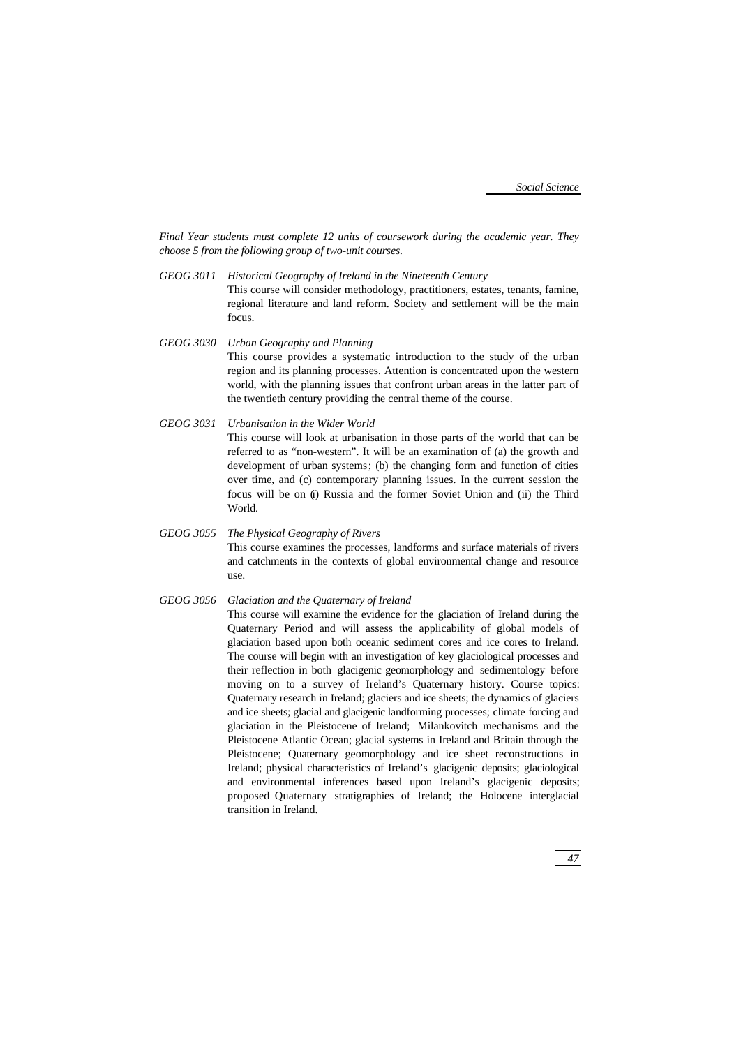*Final Year students must complete 12 units of coursework during the academic year. They choose 5 from the following group of two-unit courses.*

*GEOG 3011 Historical Geography of Ireland in the Nineteenth Century*

This course will consider methodology, practitioners, estates, tenants, famine, regional literature and land reform. Society and settlement will be the main focus.

*GEOG 3030 Urban Geography and Planning*

This course provides a systematic introduction to the study of the urban region and its planning processes. Attention is concentrated upon the western world, with the planning issues that confront urban areas in the latter part of the twentieth century providing the central theme of the course.

*GEOG 3031 Urbanisation in the Wider World*

This course will look at urbanisation in those parts of the world that can be referred to as "non-western". It will be an examination of (a) the growth and development of urban systems; (b) the changing form and function of cities over time, and (c) contemporary planning issues. In the current session the focus will be on (i) Russia and the former Soviet Union and (ii) the Third World.

*GEOG 3055 The Physical Geography of Rivers*

This course examines the processes, landforms and surface materials of rivers and catchments in the contexts of global environmental change and resource use.

*GEOG 3056 Glaciation and the Quaternary of Ireland*

This course will examine the evidence for the glaciation of Ireland during the Quaternary Period and will assess the applicability of global models of glaciation based upon both oceanic sediment cores and ice cores to Ireland. The course will begin with an investigation of key glaciological processes and their reflection in both glacigenic geomorphology and sedimentology before moving on to a survey of Ireland's Quaternary history. Course topics: Quaternary research in Ireland; glaciers and ice sheets; the dynamics of glaciers and ice sheets; glacial and glacigenic landforming processes; climate forcing and glaciation in the Pleistocene of Ireland; Milankovitch mechanisms and the Pleistocene Atlantic Ocean; glacial systems in Ireland and Britain through the Pleistocene; Quaternary geomorphology and ice sheet reconstructions in Ireland; physical characteristics of Ireland's glacigenic deposits; glaciological and environmental inferences based upon Ireland's glacigenic deposits; proposed Quaternary stratigraphies of Ireland; the Holocene interglacial transition in Ireland.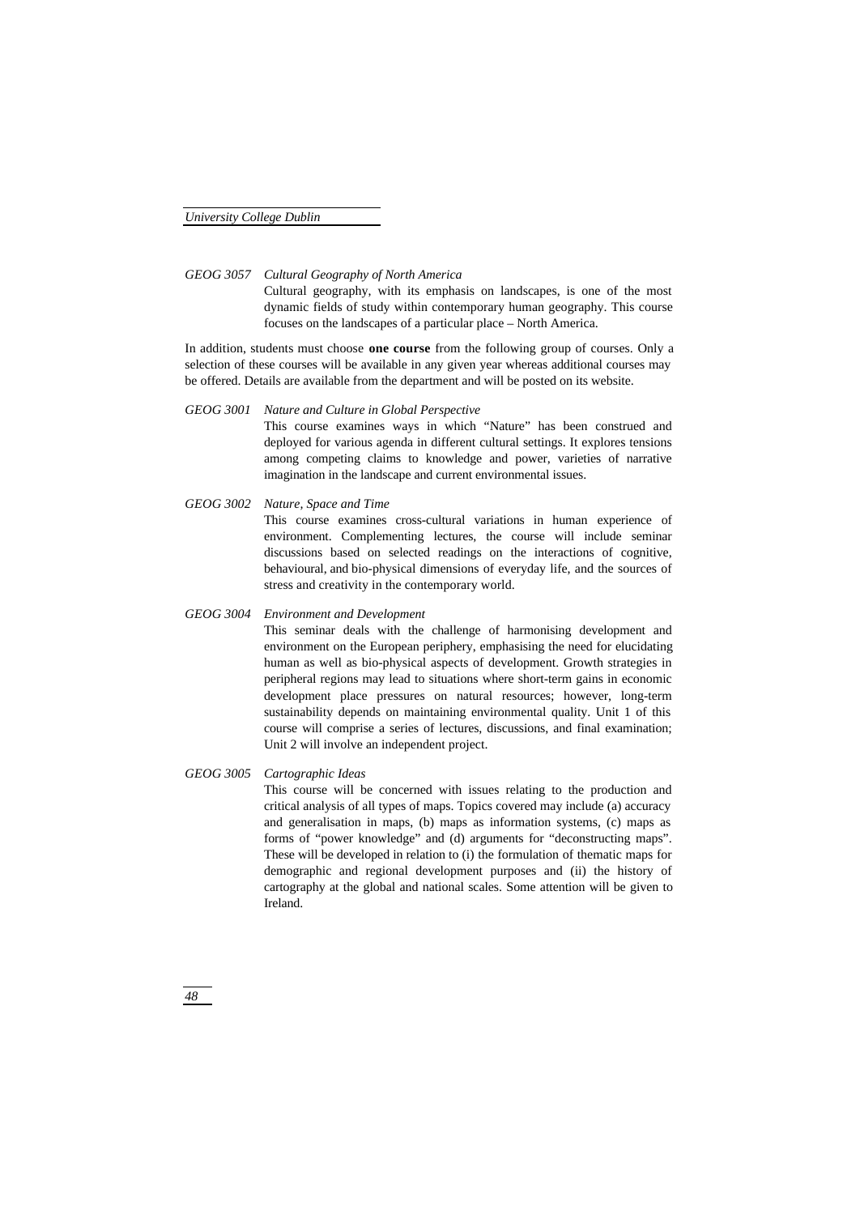*GEOG 3057 Cultural Geography of North America*

Cultural geography, with its emphasis on landscapes, is one of the most dynamic fields of study within contemporary human geography. This course focuses on the landscapes of a particular place – North America.

In addition, students must choose **one course** from the following group of courses. Only a selection of these courses will be available in any given year whereas additional courses may be offered. Details are available from the department and will be posted on its website.

*GEOG 3001 Nature and Culture in Global Perspective*

This course examines ways in which "Nature" has been construed and deployed for various agenda in different cultural settings. It explores tensions among competing claims to knowledge and power, varieties of narrative imagination in the landscape and current environmental issues.

*GEOG 3002 Nature, Space and Time*

This course examines cross-cultural variations in human experience of environment. Complementing lectures, the course will include seminar discussions based on selected readings on the interactions of cognitive, behavioural, and bio-physical dimensions of everyday life, and the sources of stress and creativity in the contemporary world.

*GEOG 3004 Environment and Development*

This seminar deals with the challenge of harmonising development and environment on the European periphery, emphasising the need for elucidating human as well as bio-physical aspects of development. Growth strategies in peripheral regions may lead to situations where short-term gains in economic development place pressures on natural resources; however, long-term sustainability depends on maintaining environmental quality. Unit 1 of this course will comprise a series of lectures, discussions, and final examination; Unit 2 will involve an independent project.

*GEOG 3005 Cartographic Ideas*

This course will be concerned with issues relating to the production and critical analysis of all types of maps. Topics covered may include (a) accuracy and generalisation in maps, (b) maps as information systems, (c) maps as forms of "power knowledge" and (d) arguments for "deconstructing maps". These will be developed in relation to (i) the formulation of thematic maps for demographic and regional development purposes and (ii) the history of cartography at the global and national scales. Some attention will be given to Ireland.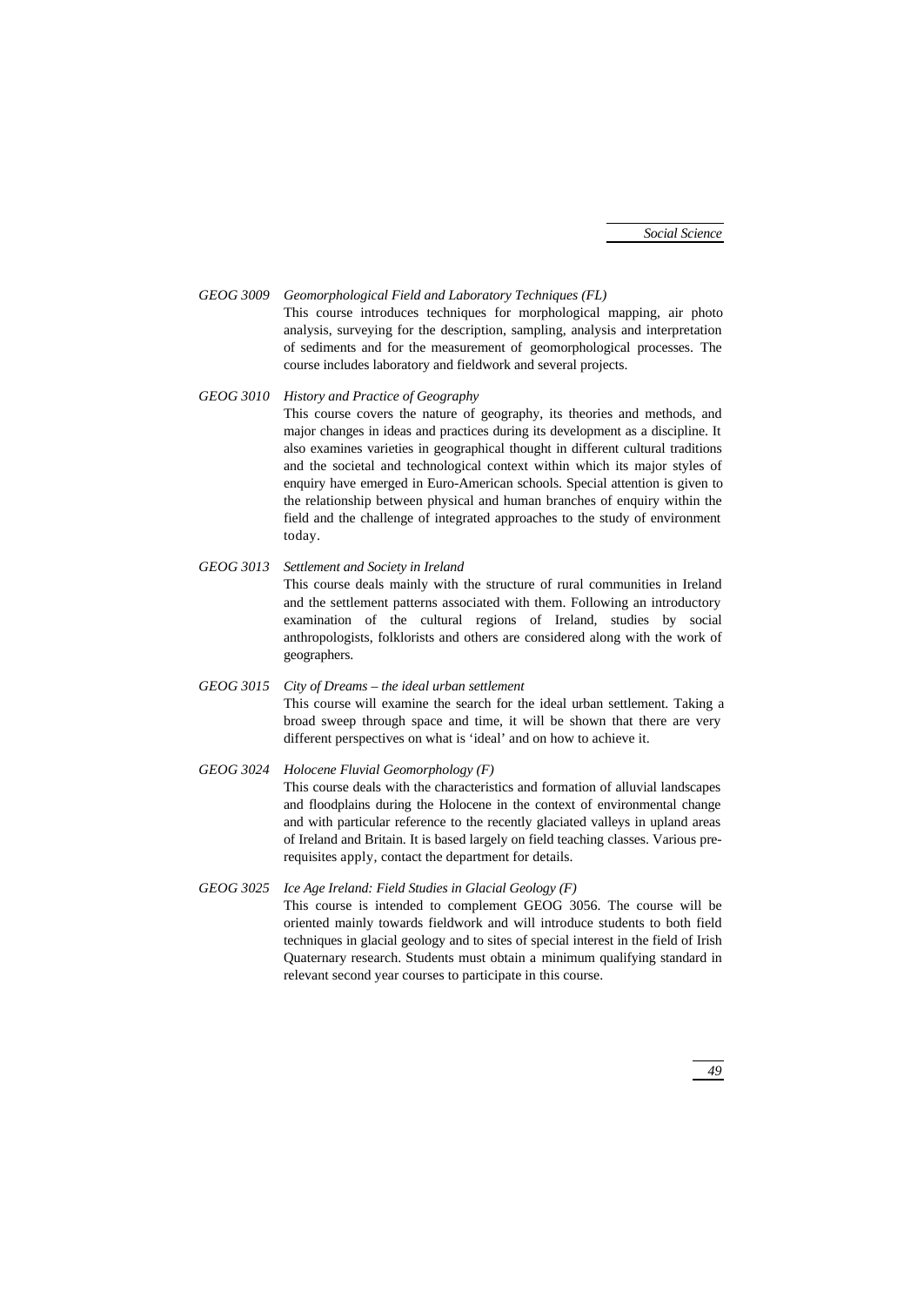*GEOG 3009 Geomorphological Field and Laboratory Techniques (FL)*

This course introduces techniques for morphological mapping, air photo analysis, surveying for the description, sampling, analysis and interpretation of sediments and for the measurement of geomorphological processes. The course includes laboratory and fieldwork and several projects.

*GEOG 3010 History and Practice of Geography*

This course covers the nature of geography, its theories and methods, and major changes in ideas and practices during its development as a discipline. It also examines varieties in geographical thought in different cultural traditions and the societal and technological context within which its major styles of enquiry have emerged in Euro-American schools. Special attention is given to the relationship between physical and human branches of enquiry within the field and the challenge of integrated approaches to the study of environment today.

*GEOG 3013 Settlement and Society in Ireland*

This course deals mainly with the structure of rural communities in Ireland and the settlement patterns associated with them. Following an introductory examination of the cultural regions of Ireland, studies by social anthropologists, folklorists and others are considered along with the work of geographers.

*GEOG 3015 City of Dreams – the ideal urban settlement*

This course will examine the search for the ideal urban settlement. Taking a broad sweep through space and time, it will be shown that there are very different perspectives on what is 'ideal' and on how to achieve it.

*GEOG 3024 Holocene Fluvial Geomorphology (F)*

This course deals with the characteristics and formation of alluvial landscapes and floodplains during the Holocene in the context of environmental change and with particular reference to the recently glaciated valleys in upland areas of Ireland and Britain. It is based largely on field teaching classes. Various pre-requisites apply, contact the department for details.

*GEOG 3025 Ice Age Ireland: Field Studies in Glacial Geology (F)*

This course is intended to complement GEOG 3056. The course will be oriented mainly towards fieldwork and will introduce students to both field techniques in glacial geology and to sites of special interest in the field of Irish Quaternary research. Students must obtain a minimum qualifying standard in relevant second year courses to participate in this course.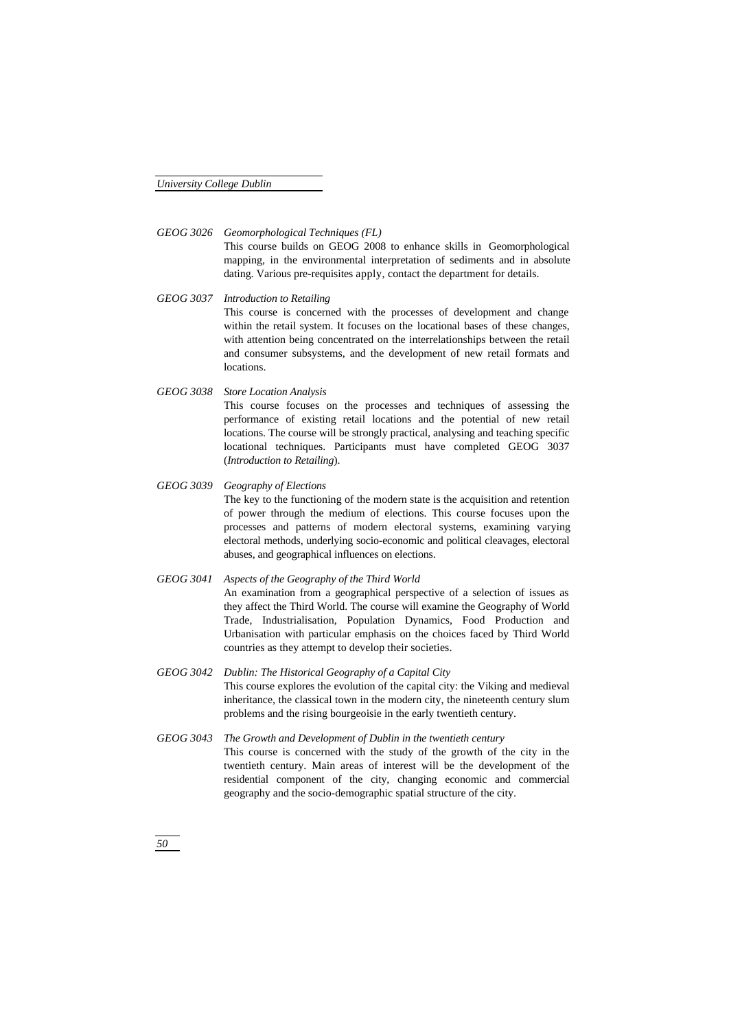GEOG 3026 *Geomorphological Techniques (FL)*

This course builds on GEOG 2008 to enhance skills in Geomorphological mapping, in the environmental interpretation of sediments and in absolute dating. Various pre-requisites apply, contact the department for details.

GEOG 3037 *Introduction to Retailing*

This course is concerned with the processes of development and change within the retail system. It focuses on the locational bases of these changes, with attention being concentrated on the interrelationships between the retail and consumer subsystems, and the development of new retail formats and locations.

GEOG 3038 *Store Location Analysis*

This course focuses on the processes and techniques of assessing the performance of existing retail locations and the potential of new retail locations. The course will be strongly practical, analysing and teaching specific locational techniques. Participants must have completed GEOG 3037 (*Introduction to Retailing*).

GEOG 3039 *Geography of Elections*

The key to the functioning of the modern state is the acquisition and retention of power through the medium of elections. This course focuses upon the processes and patterns of modern electoral systems, examining varying electoral methods, underlying socio-economic and political cleavages, electoral abuses, and geographical influences on elections.

GEOG 3041 *Aspects of the Geography of the Third World*

An examination from a geographical perspective of a selection of issues as they affect the Third World. The course will examine the Geography of World Trade, Industrialisation, Population Dynamics, Food Production and Urbanisation with particular emphasis on the choices faced by Third World countries as they attempt to develop their societies.

GEOG 3042 *Dublin: The Historical Geography of a Capital City*

This course explores the evolution of the capital city: the Viking and medieval inheritance, the classical town in the modern city, the nineteenth century slum problems and the rising bourgeoisie in the early twentieth century.

GEOG 3043 *The Growth and Development of Dublin in the twentieth century*

This course is concerned with the study of the growth of the city in the twentieth century. Main areas of interest will be the development of the residential component of the city, changing economic and commercial geography and the socio-demographic spatial structure of the city.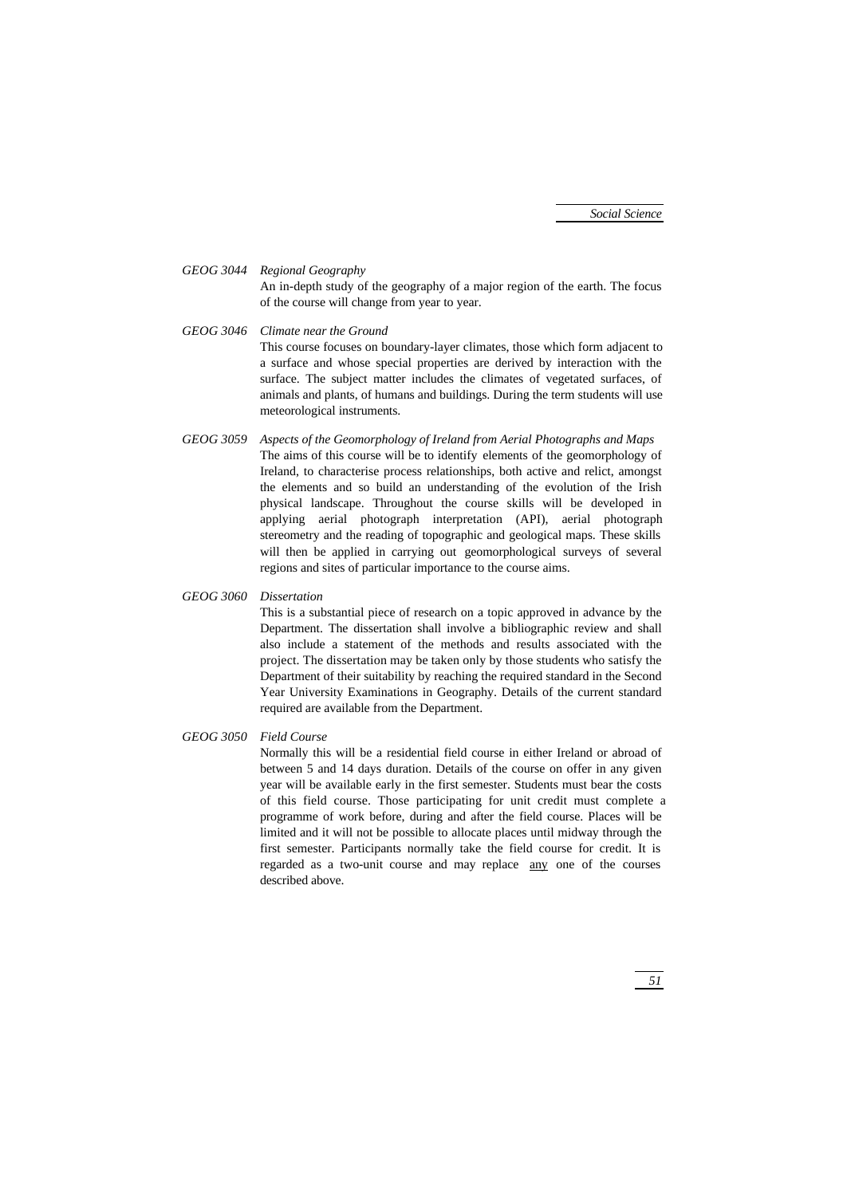*GEOG 3044 Regional Geography*

An in-depth study of the geography of a major region of the earth. The focus of the course will change from year to year.

*GEOG 3046 Climate near the Ground*

This course focuses on boundary-layer climates, those which form adjacent to a surface and whose special properties are derived by interaction with the surface. The subject matter includes the climates of vegetated surfaces, of animals and plants, of humans and buildings. During the term students will use meteorological instruments.

*GEOG 3059 Aspects of the Geomorphology of Ireland from Aerial Photographs and Maps*

The aims of this course will be to identify elements of the geomorphology of Ireland, to characterise process relationships, both active and relict, amongst the elements and so build an understanding of the evolution of the Irish physical landscape. Throughout the course skills will be developed in applying aerial photograph interpretation (API), aerial photograph stereometry and the reading of topographic and geological maps. These skills will then be applied in carrying out geomorphological surveys of several regions and sites of particular importance to the course aims.

*GEOG 3060 Dissertation*

This is a substantial piece of research on a topic approved in advance by the Department. The dissertation shall involve a bibliographic review and shall also include a statement of the methods and results associated with the project. The dissertation may be taken only by those students who satisfy the Department of their suitability by reaching the required standard in the Second Year University Examinations in Geography. Details of the current standard required are available from the Department.

*GEOG 3050 Field Course*

Normally this will be a residential field course in either Ireland or abroad of between 5 and 14 days duration. Details of the course on offer in any given year will be available early in the first semester. Students must bear the costs of this field course. Those participating for unit credit must complete a programme of work before, during and after the field course. Places will be limited and it will not be possible to allocate places until midway through the first semester. Participants normally take the field course for credit. It is regarded as a two-unit course and may replace <u>any</u> one of the courses described above.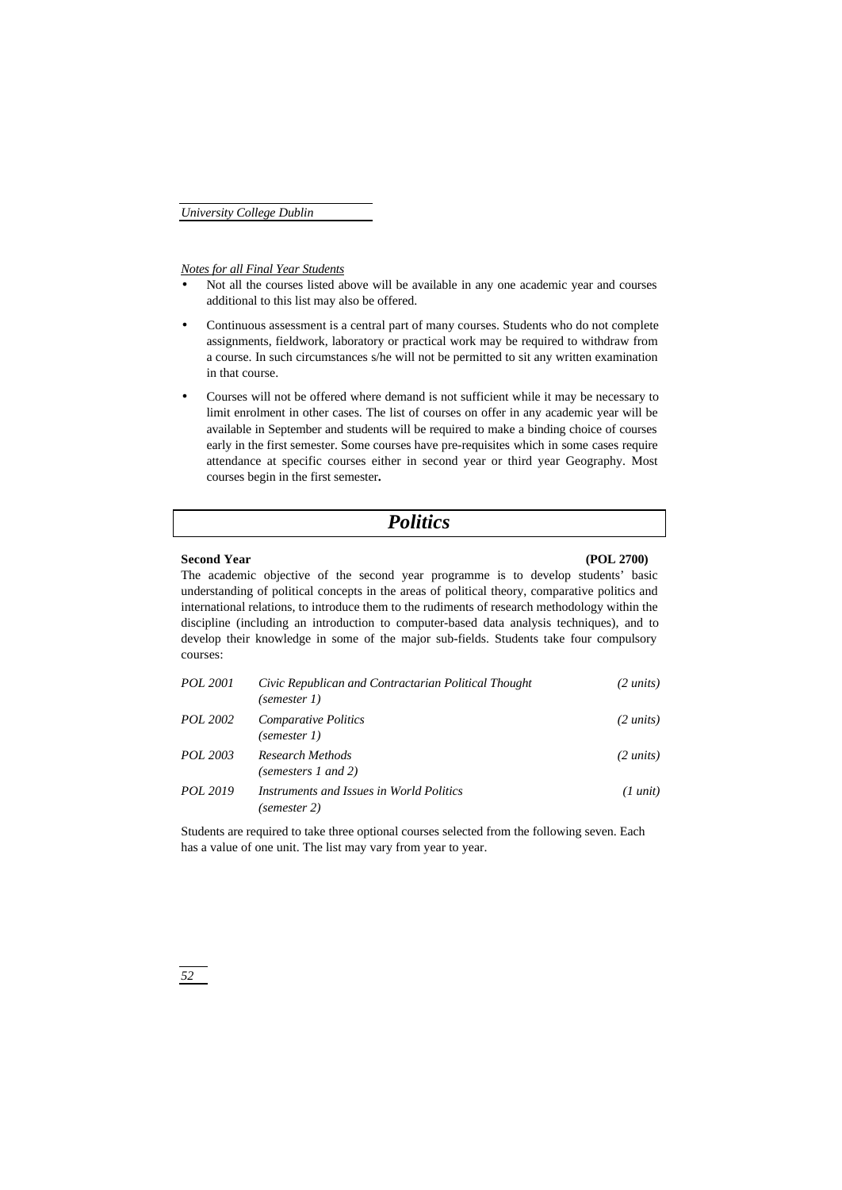*Notes for all Final Year Students*

- Not all the courses listed above will be available in any one academic year and courses additional to this list may also be offered.
- Continuous assessment is a central part of many courses. Students who do not complete assignments, fieldwork, laboratory or practical work may be required to withdraw from a course. In such circumstances s/he will not be permitted to sit any written examination in that course.
- Courses will not be offered where demand is not sufficient while it may be necessary to limit enrolment in other cases. The list of courses on offer in any academic year will be available in September and students will be required to make a binding choice of courses early in the first semester. Some courses have pre-requisites which in some cases require attendance at specific courses either in second year or third year Geography. Most courses begin in the first semester**.**

# *Politics*

**Second Year** **(POL 2700)**

The academic objective of the second year programme is to develop students' basic understanding of political concepts in the areas of political theory, comparative politics and international relations, to introduce them to the rudiments of research methodology within the discipline (including an introduction to computer-based data analysis techniques), and to develop their knowledge in some of the major sub-fields. Students take four compulsory courses:

| | | |
|---|---|---|
| *POL 2001* | *Civic Republican and Contractarian Political Thought (semester 1)* | *(2 units)* |
| *POL 2002* | *Comparative Politics (semester 1)* | *(2 units)* |
| *POL 2003* | *Research Methods (semesters 1 and 2)* | *(2 units)* |
| *POL 2019* | *Instruments and Issues in World Politics (semester 2)* | *(1 unit)* |

Students are required to take three optional courses selected from the following seven. Each has a value of one unit. The list may vary from year to year.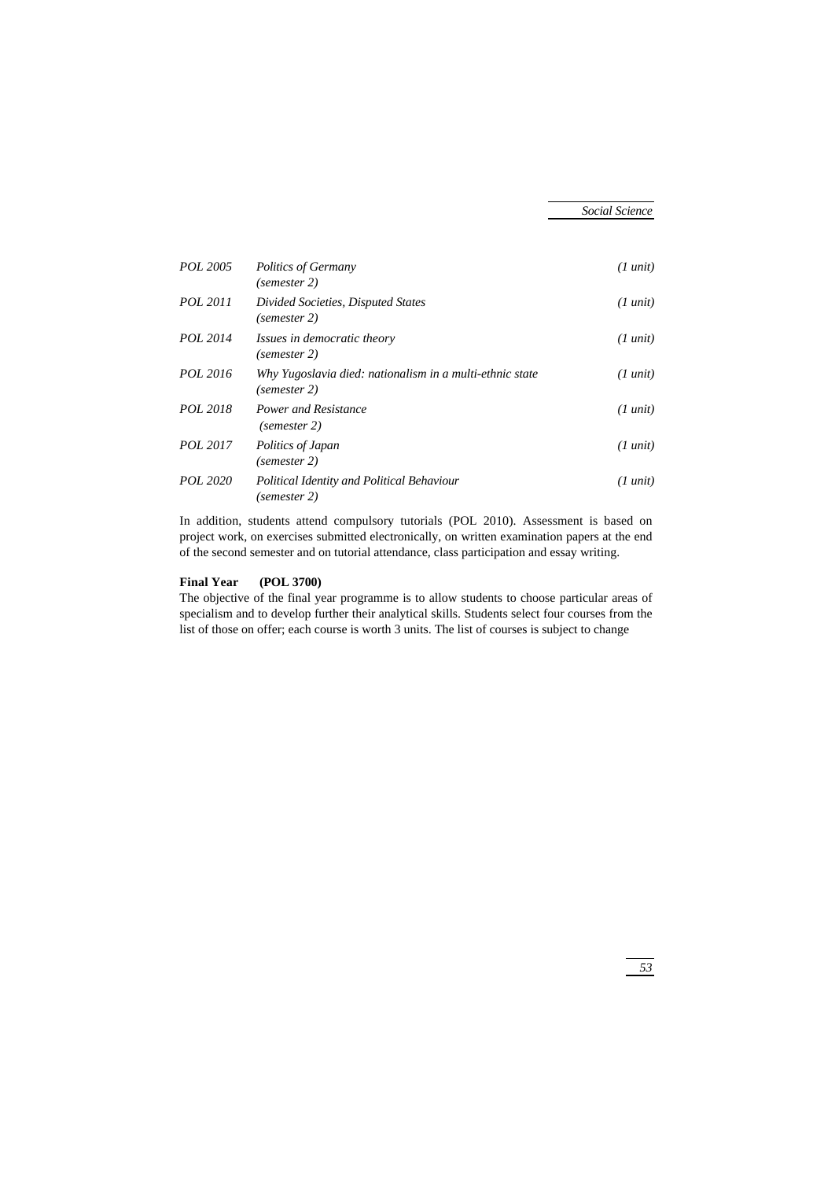| | | |
|---|---|---|
| *POL 2005* | *Politics of Germany* *(semester 2)* | *(1 unit)* |
| *POL 2011* | *Divided Societies, Disputed States* *(semester 2)* | *(1 unit)* |
| *POL 2014* | *Issues in democratic theory* *(semester 2)* | *(1 unit)* |
| *POL 2016* | *Why Yugoslavia died: nationalism in a multi-ethnic state* *(semester 2)* | *(1 unit)* |
| *POL 2018* | *Power and Resistance* *(semester 2)* | *(1 unit)* |
| *POL 2017* | *Politics of Japan* *(semester 2)* | *(1 unit)* |
| *POL 2020* | *Political Identity and Political Behaviour* *(semester 2)* | *(1 unit)* |

In addition, students attend compulsory tutorials (POL 2010). Assessment is based on project work, on exercises submitted electronically, on written examination papers at the end of the second semester and on tutorial attendance, class participation and essay writing.

**Final Year (POL 3700)**

The objective of the final year programme is to allow students to choose particular areas of specialism and to develop further their analytical skills. Students select four courses from the list of those on offer; each course is worth 3 units. The list of courses is subject to change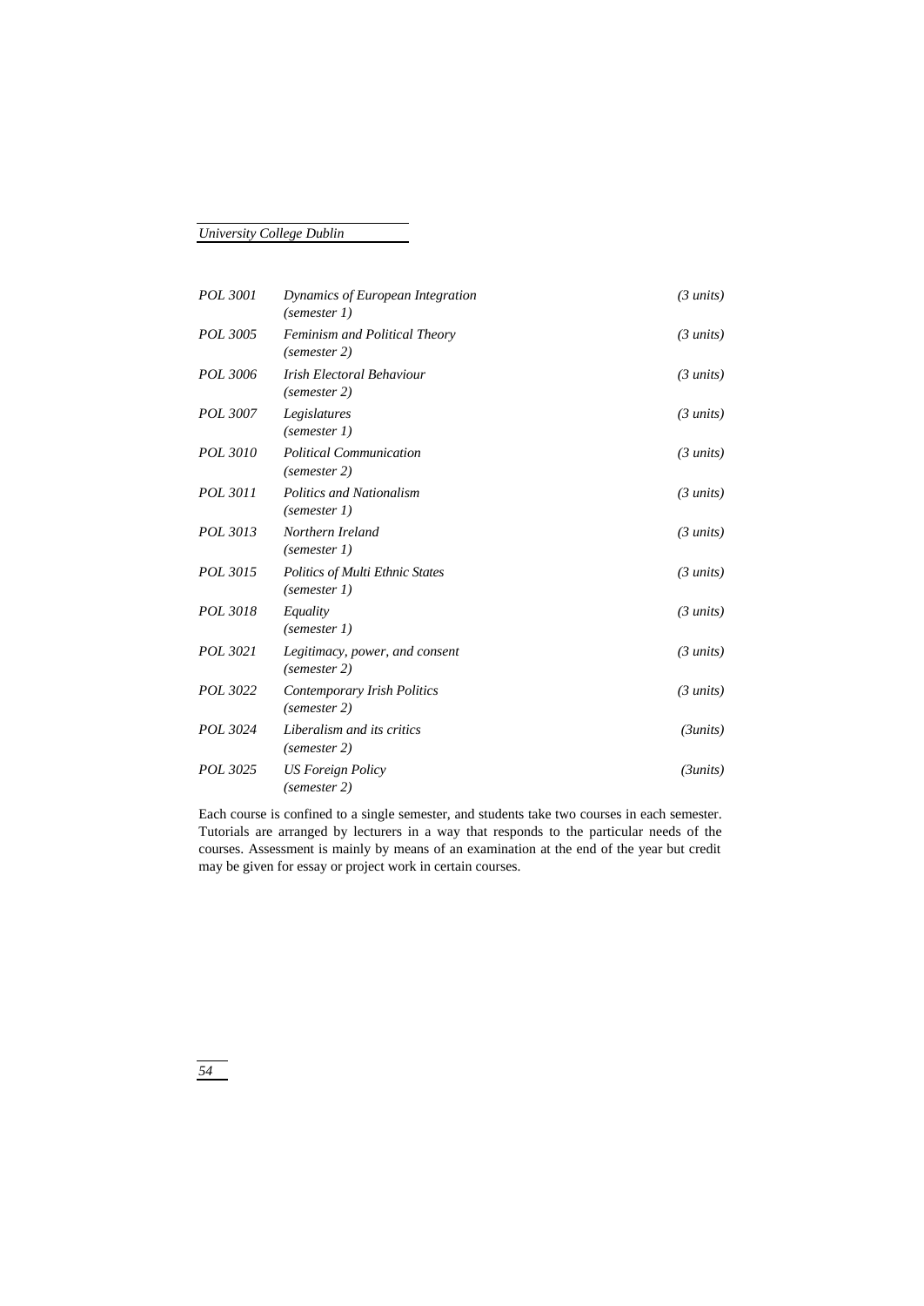| | | |
|---|---|---|
| *POL 3001* | *Dynamics of European Integration (semester 1)* | *(3 units)* |
| *POL 3005* | *Feminism and Political Theory (semester 2)* | *(3 units)* |
| *POL 3006* | *Irish Electoral Behaviour (semester 2)* | *(3 units)* |
| *POL 3007* | *Legislatures (semester 1)* | *(3 units)* |
| *POL 3010* | *Political Communication (semester 2)* | *(3 units)* |
| *POL 3011* | *Politics and Nationalism (semester 1)* | *(3 units)* |
| *POL 3013* | *Northern Ireland (semester 1)* | *(3 units)* |
| *POL 3015* | *Politics of Multi Ethnic States (semester 1)* | *(3 units)* |
| *POL 3018* | *Equality (semester 1)* | *(3 units)* |
| *POL 3021* | *Legitimacy, power, and consent (semester 2)* | *(3 units)* |
| *POL 3022* | *Contemporary Irish Politics (semester 2)* | *(3 units)* |
| *POL 3024* | *Liberalism and its critics (semester 2)* | *(3units)* |
| *POL 3025* | *US Foreign Policy (semester 2)* | *(3units)* |

Each course is confined to a single semester, and students take two courses in each semester. Tutorials are arranged by lecturers in a way that responds to the particular needs of the courses. Assessment is mainly by means of an examination at the end of the year but credit may be given for essay or project work in certain courses.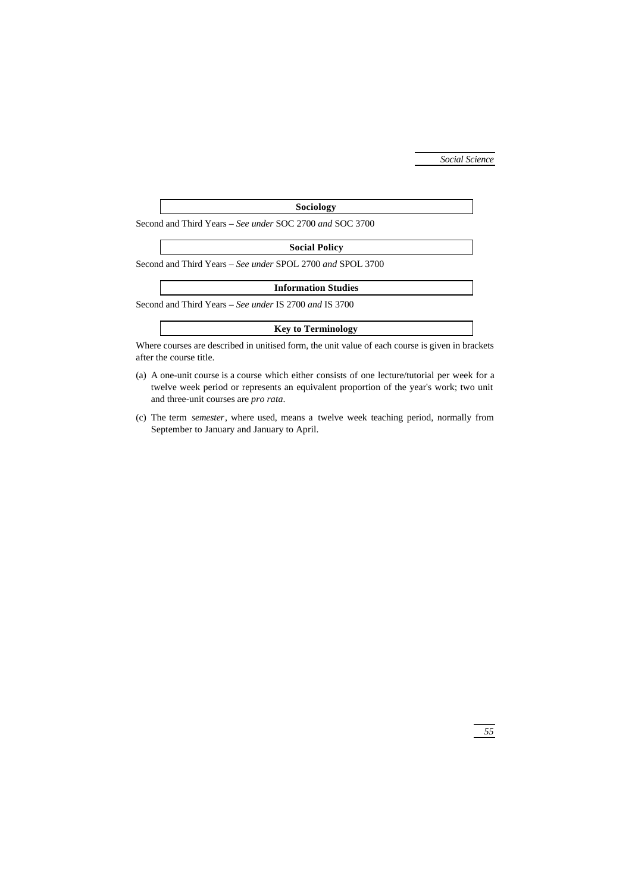## Sociology

Second and Third Years – *See under* SOC 2700 *and* SOC 3700

## Social Policy

Second and Third Years – *See under* SPOL 2700 *and* SPOL 3700

## Information Studies

Second and Third Years – *See under* IS 2700 *and* IS 3700

## Key to Terminology

Where courses are described in unitised form, the unit value of each course is given in brackets after the course title.

(a) A one-unit course is a course which either consists of one lecture/tutorial per week for a twelve week period or represents an equivalent proportion of the year's work; two unit and three-unit courses are *pro rata*.

(c) The term *semester*, where used, means a twelve week teaching period, normally from September to January and January to April.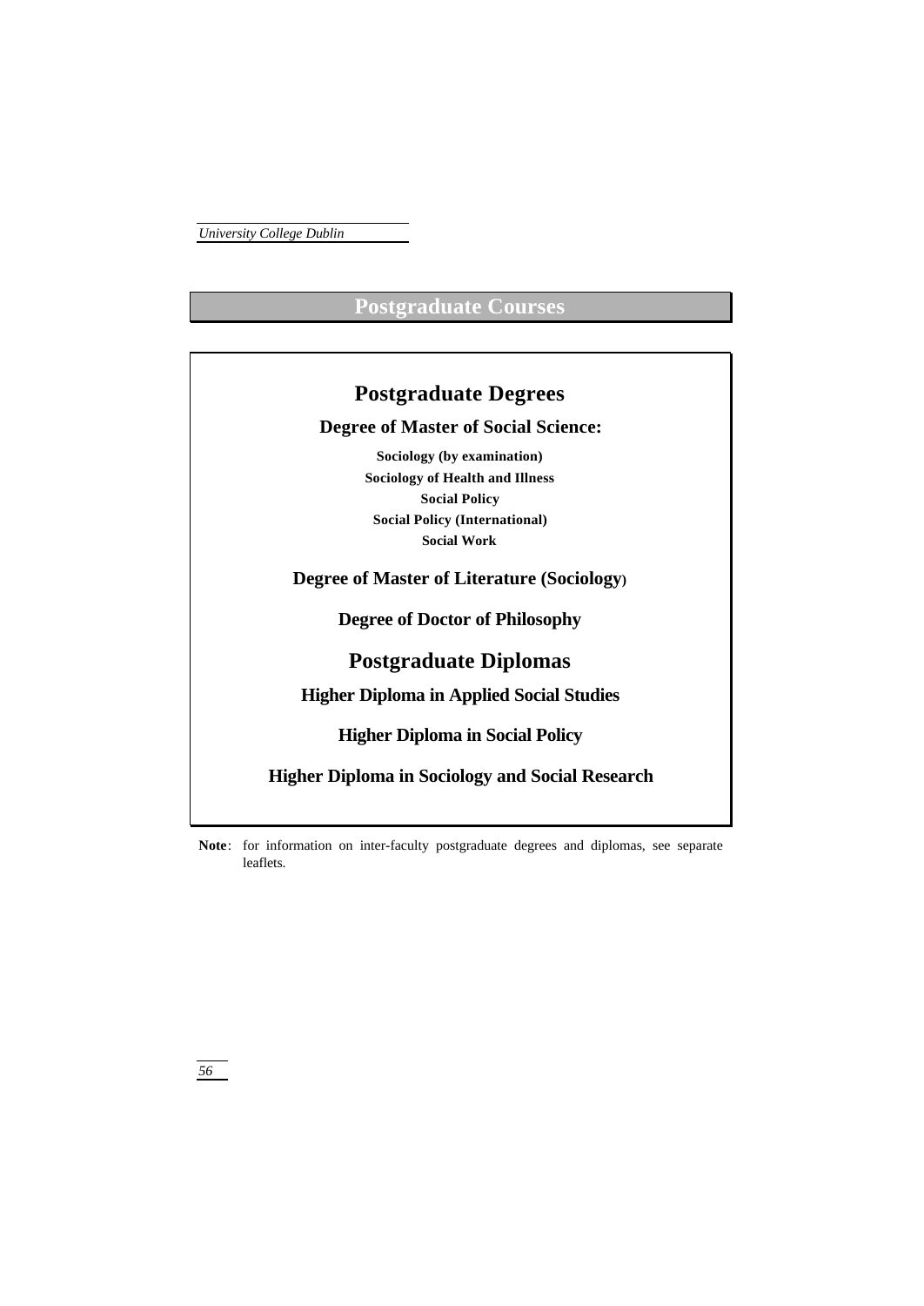# Postgraduate Courses

## Postgraduate Degrees

### Degree of Master of Social Science:

**Sociology (by examination)**
**Sociology of Health and Illness**
**Social Policy**
**Social Policy (International)**
**Social Work**

### Degree of Master of Literature (Sociology)

### Degree of Doctor of Philosophy

## Postgraduate Diplomas

### Higher Diploma in Applied Social Studies

### Higher Diploma in Social Policy

### Higher Diploma in Sociology and Social Research

**Note**: for information on inter-faculty postgraduate degrees and diplomas, see separate leaflets.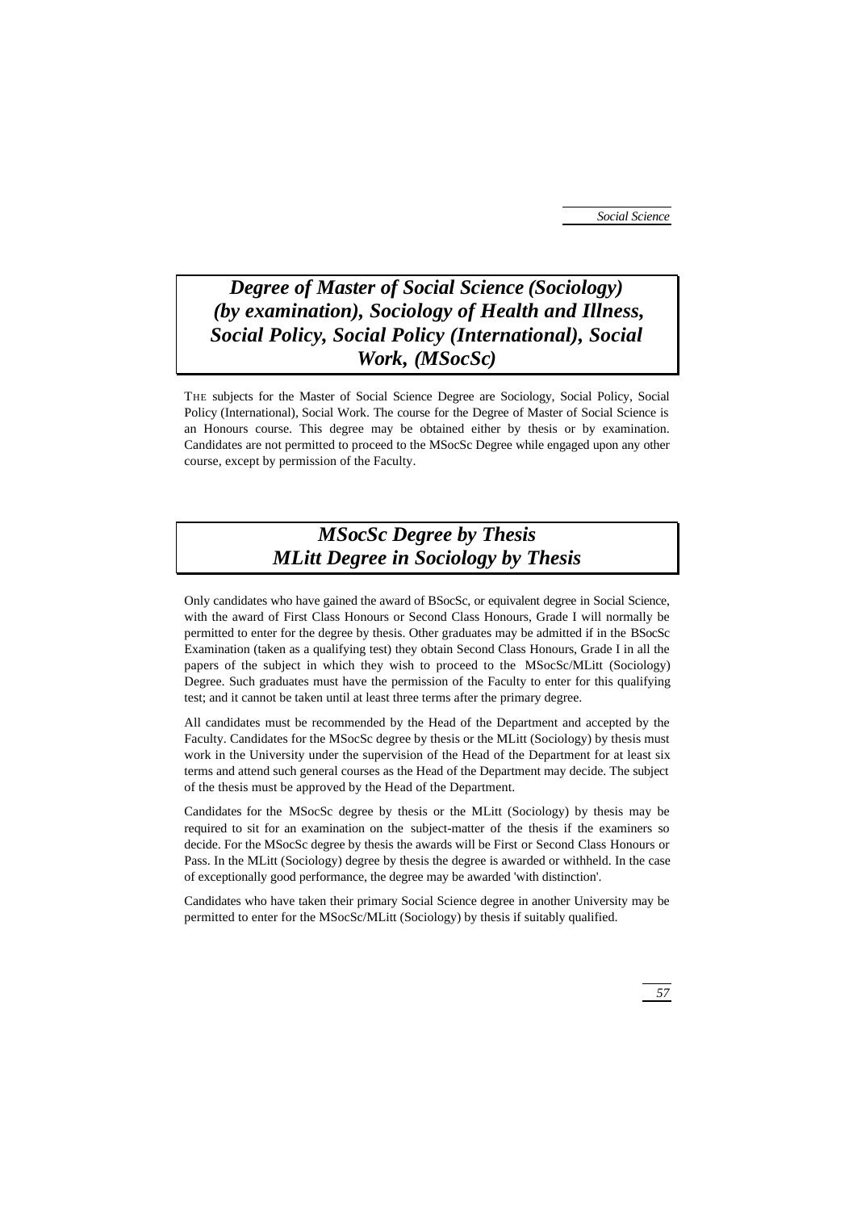# *Degree of Master of Social Science (Sociology) (by examination), Sociology of Health and Illness, Social Policy, Social Policy (International), Social Work, (MSocSc)*

THE subjects for the Master of Social Science Degree are Sociology, Social Policy, Social Policy (International), Social Work. The course for the Degree of Master of Social Science is an Honours course. This degree may be obtained either by thesis or by examination. Candidates are not permitted to proceed to the MSocSc Degree while engaged upon any other course, except by permission of the Faculty.

## *MSocSc Degree by Thesis MLitt Degree in Sociology by Thesis*

Only candidates who have gained the award of BSocSc, or equivalent degree in Social Science, with the award of First Class Honours or Second Class Honours, Grade I will normally be permitted to enter for the degree by thesis. Other graduates may be admitted if in the BSocSc Examination (taken as a qualifying test) they obtain Second Class Honours, Grade I in all the papers of the subject in which they wish to proceed to the MSocSc/MLitt (Sociology) Degree. Such graduates must have the permission of the Faculty to enter for this qualifying test; and it cannot be taken until at least three terms after the primary degree.

All candidates must be recommended by the Head of the Department and accepted by the Faculty. Candidates for the MSocSc degree by thesis or the MLitt (Sociology) by thesis must work in the University under the supervision of the Head of the Department for at least six terms and attend such general courses as the Head of the Department may decide. The subject of the thesis must be approved by the Head of the Department.

Candidates for the MSocSc degree by thesis or the MLitt (Sociology) by thesis may be required to sit for an examination on the subject-matter of the thesis if the examiners so decide. For the MSocSc degree by thesis the awards will be First or Second Class Honours or Pass. In the MLitt (Sociology) degree by thesis the degree is awarded or withheld. In the case of exceptionally good performance, the degree may be awarded 'with distinction'.

Candidates who have taken their primary Social Science degree in another University may be permitted to enter for the MSocSc/MLitt (Sociology) by thesis if suitably qualified.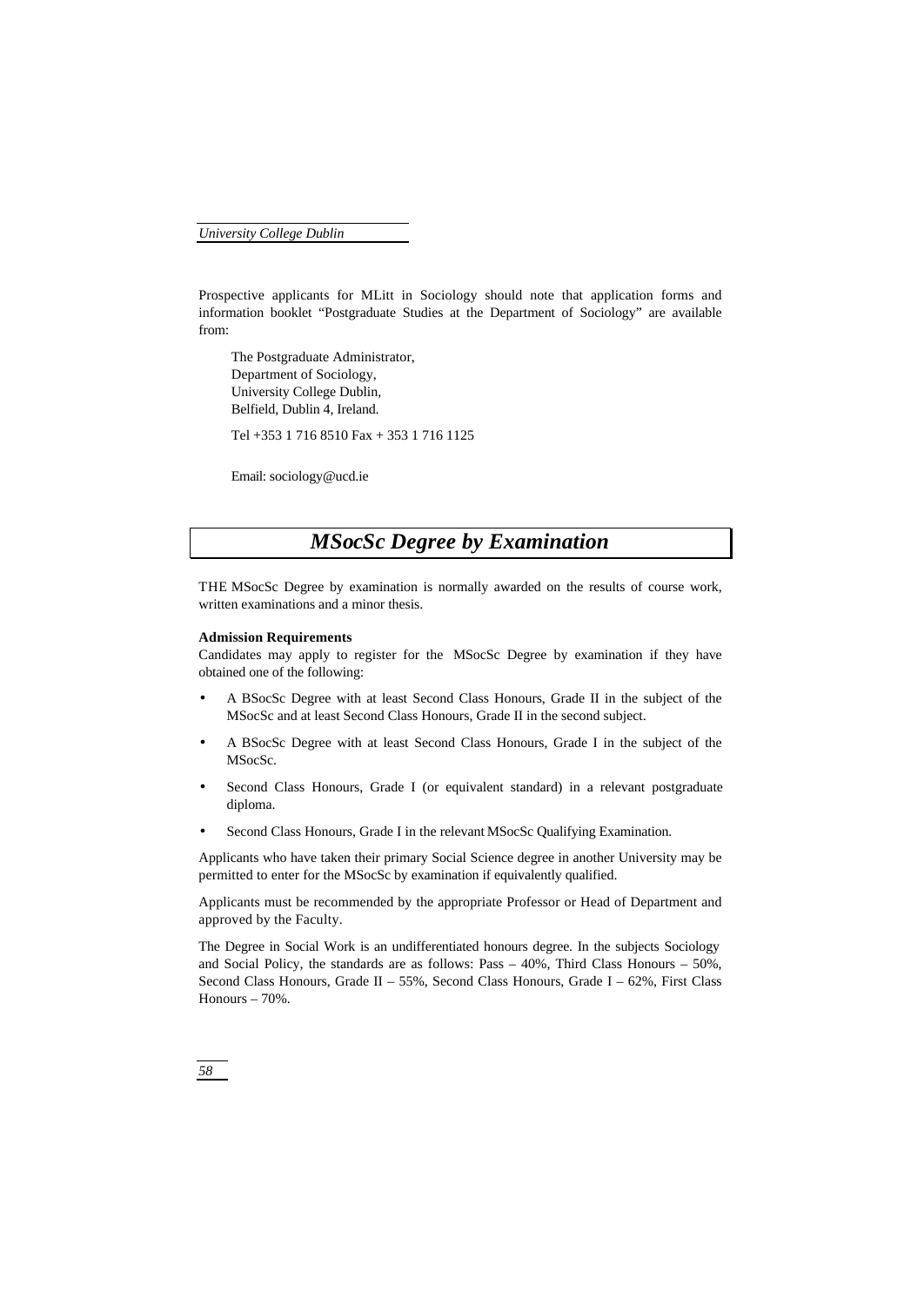Prospective applicants for MLitt in Sociology should note that application forms and information booklet "Postgraduate Studies at the Department of Sociology" are available from:

The Postgraduate Administrator,
Department of Sociology,
University College Dublin,
Belfield, Dublin 4, Ireland.

Tel +353 1 716 8510 Fax + 353 1 716 1125

Email: sociology@ucd.ie

## *MSocSc Degree by Examination*

THE MSocSc Degree by examination is normally awarded on the results of course work, written examinations and a minor thesis.

**Admission Requirements**

Candidates may apply to register for the MSocSc Degree by examination if they have obtained one of the following:

- A BSocSc Degree with at least Second Class Honours, Grade II in the subject of the MSocSc and at least Second Class Honours, Grade II in the second subject.
- A BSocSc Degree with at least Second Class Honours, Grade I in the subject of the MSocSc.
- Second Class Honours, Grade I (or equivalent standard) in a relevant postgraduate diploma.
- Second Class Honours, Grade I in the relevant MSocSc Qualifying Examination.

Applicants who have taken their primary Social Science degree in another University may be permitted to enter for the MSocSc by examination if equivalently qualified.

Applicants must be recommended by the appropriate Professor or Head of Department and approved by the Faculty.

The Degree in Social Work is an undifferentiated honours degree. In the subjects Sociology and Social Policy, the standards are as follows: Pass – 40%, Third Class Honours – 50%, Second Class Honours, Grade II – 55%, Second Class Honours, Grade I – 62%, First Class Honours – 70%.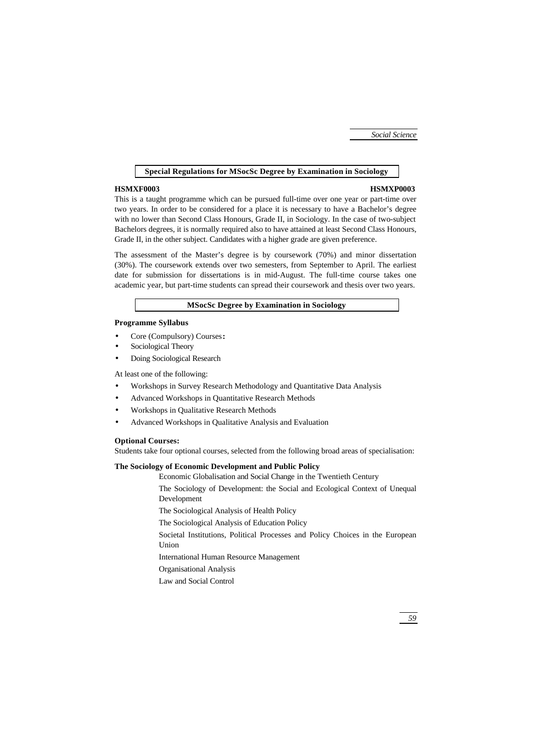## Special Regulations for MSocSc Degree by Examination in Sociology

**HSMXF0003** **HSMXP0003**

This is a taught programme which can be pursued full-time over one year or part-time over two years. In order to be considered for a place it is necessary to have a Bachelor's degree with no lower than Second Class Honours, Grade II, in Sociology. In the case of two-subject Bachelors degrees, it is normally required also to have attained at least Second Class Honours, Grade II, in the other subject. Candidates with a higher grade are given preference.

The assessment of the Master's degree is by coursework (70%) and minor dissertation (30%). The coursework extends over two semesters, from September to April. The earliest date for submission for dissertations is in mid-August. The full-time course takes one academic year, but part-time students can spread their coursework and thesis over two years.

## MSocSc Degree by Examination in Sociology

### Programme Syllabus

- Core (Compulsory) Courses**:**
- Sociological Theory
- Doing Sociological Research

At least one of the following:

- Workshops in Survey Research Methodology and Quantitative Data Analysis
- Advanced Workshops in Quantitative Research Methods
- Workshops in Qualitative Research Methods
- Advanced Workshops in Qualitative Analysis and Evaluation

**Optional Courses:**

Students take four optional courses, selected from the following broad areas of specialisation:

**The Sociology of Economic Development and Public Policy**

Economic Globalisation and Social Change in the Twentieth Century

The Sociology of Development: the Social and Ecological Context of Unequal Development

The Sociological Analysis of Health Policy

The Sociological Analysis of Education Policy

Societal Institutions, Political Processes and Policy Choices in the European Union

International Human Resource Management

Organisational Analysis

Law and Social Control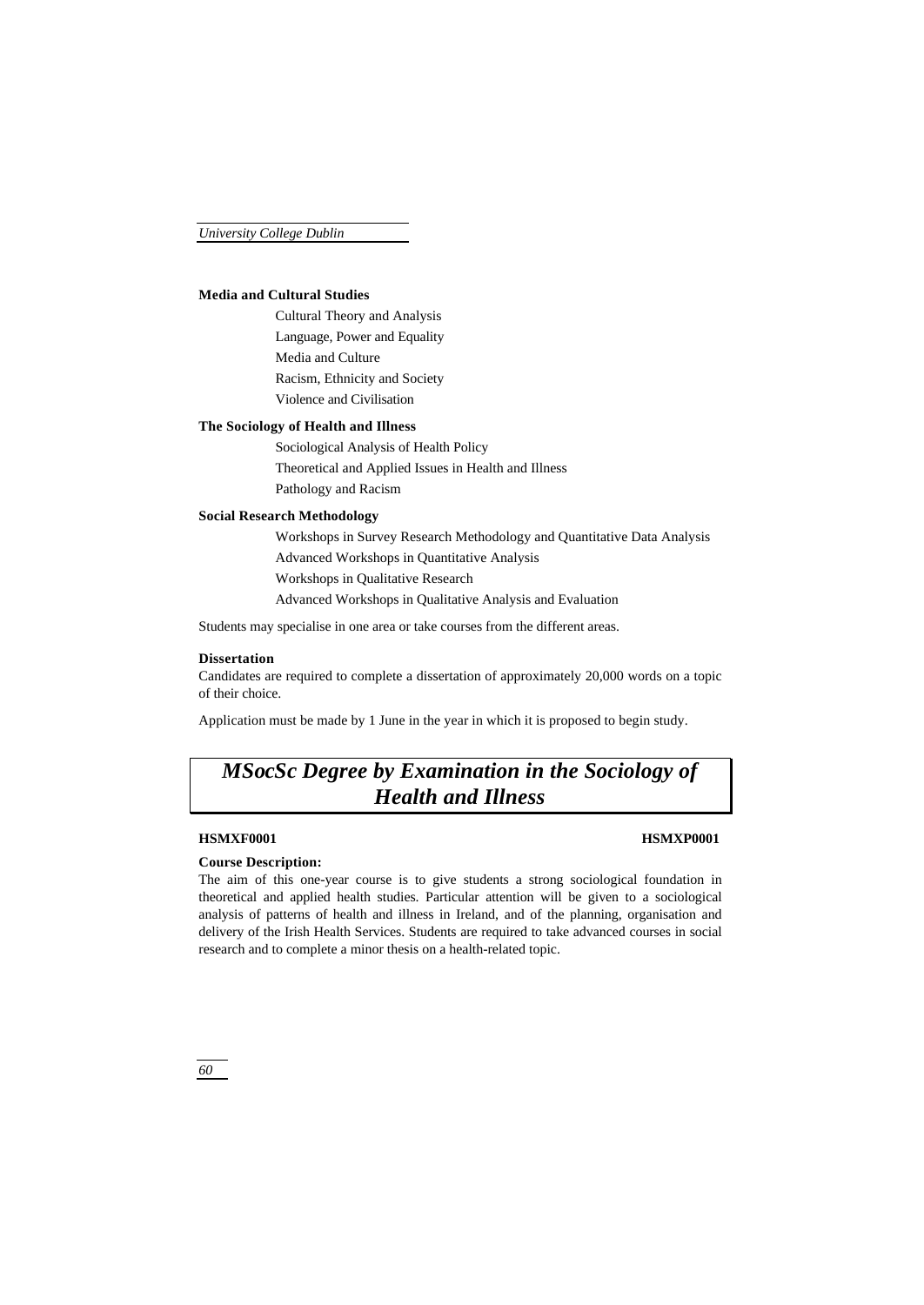**Media and Cultural Studies**

- Cultural Theory and Analysis
- Language, Power and Equality
- Media and Culture
- Racism, Ethnicity and Society
- Violence and Civilisation

**The Sociology of Health and Illness**

- Sociological Analysis of Health Policy
- Theoretical and Applied Issues in Health and Illness
- Pathology and Racism

**Social Research Methodology**

- Workshops in Survey Research Methodology and Quantitative Data Analysis
- Advanced Workshops in Quantitative Analysis
- Workshops in Qualitative Research
- Advanced Workshops in Qualitative Analysis and Evaluation

Students may specialise in one area or take courses from the different areas.

**Dissertation**

Candidates are required to complete a dissertation of approximately 20,000 words on a topic of their choice.

Application must be made by 1 June in the year in which it is proposed to begin study.

## *MSocSc Degree by Examination in the Sociology of Health and Illness*

**HSMXF0001** **HSMXP0001**

**Course Description:**

The aim of this one-year course is to give students a strong sociological foundation in theoretical and applied health studies. Particular attention will be given to a sociological analysis of patterns of health and illness in Ireland, and of the planning, organisation and delivery of the Irish Health Services. Students are required to take advanced courses in social research and to complete a minor thesis on a health-related topic.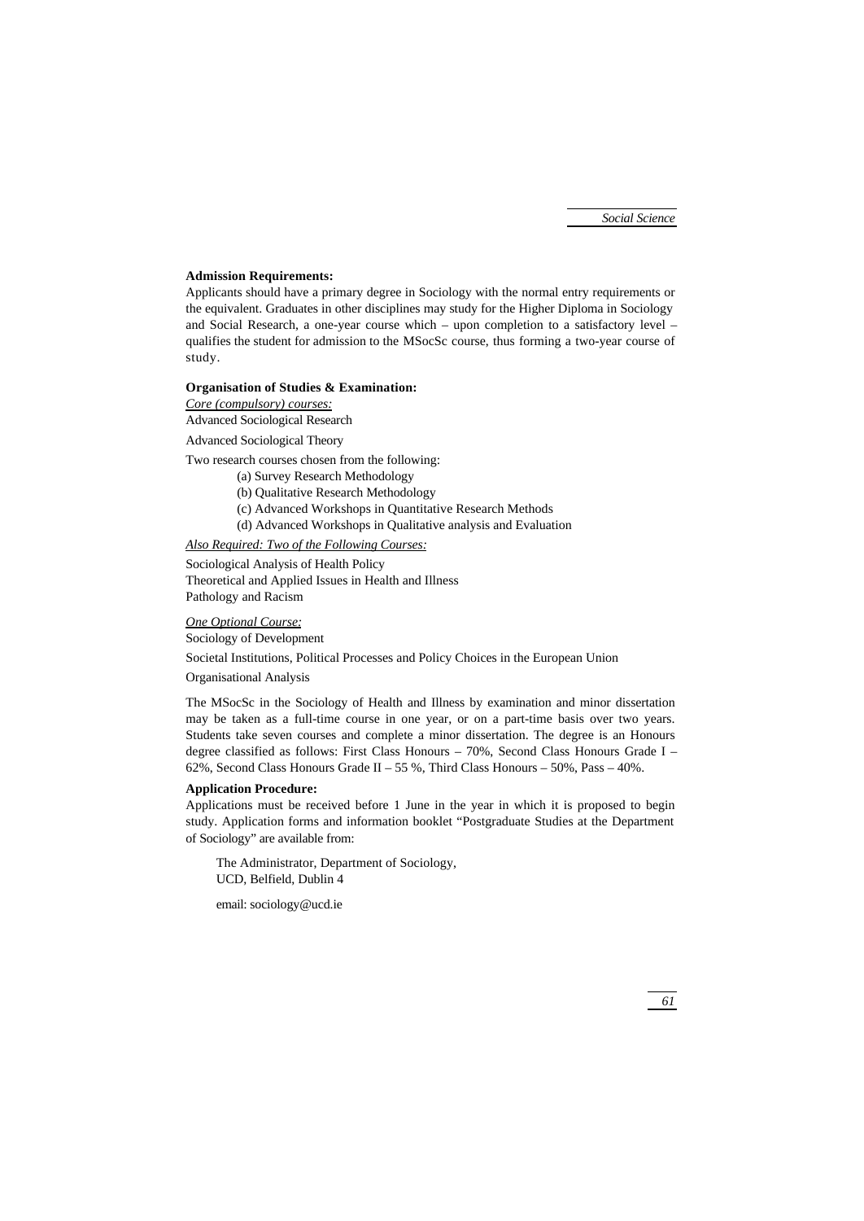**Admission Requirements:**

Applicants should have a primary degree in Sociology with the normal entry requirements or the equivalent. Graduates in other disciplines may study for the Higher Diploma in Sociology and Social Research, a one-year course which – upon completion to a satisfactory level – qualifies the student for admission to the MSocSc course, thus forming a two-year course of study.

**Organisation of Studies & Examination:**

*Core (compulsory) courses:*

Advanced Sociological Research

Advanced Sociological Theory

Two research courses chosen from the following:

- (a) Survey Research Methodology
- (b) Qualitative Research Methodology
- (c) Advanced Workshops in Quantitative Research Methods
- (d) Advanced Workshops in Qualitative analysis and Evaluation

*Also Required: Two of the Following Courses:*

Sociological Analysis of Health Policy
Theoretical and Applied Issues in Health and Illness
Pathology and Racism

*One Optional Course:*

Sociology of Development

Societal Institutions, Political Processes and Policy Choices in the European Union

Organisational Analysis

The MSocSc in the Sociology of Health and Illness by examination and minor dissertation may be taken as a full-time course in one year, or on a part-time basis over two years. Students take seven courses and complete a minor dissertation. The degree is an Honours degree classified as follows: First Class Honours – 70%, Second Class Honours Grade I – 62%, Second Class Honours Grade II – 55 %, Third Class Honours – 50%, Pass – 40%.

**Application Procedure:**

Applications must be received before 1 June in the year in which it is proposed to begin study. Application forms and information booklet "Postgraduate Studies at the Department of Sociology" are available from:

The Administrator, Department of Sociology,
UCD, Belfield, Dublin 4

email: sociology@ucd.ie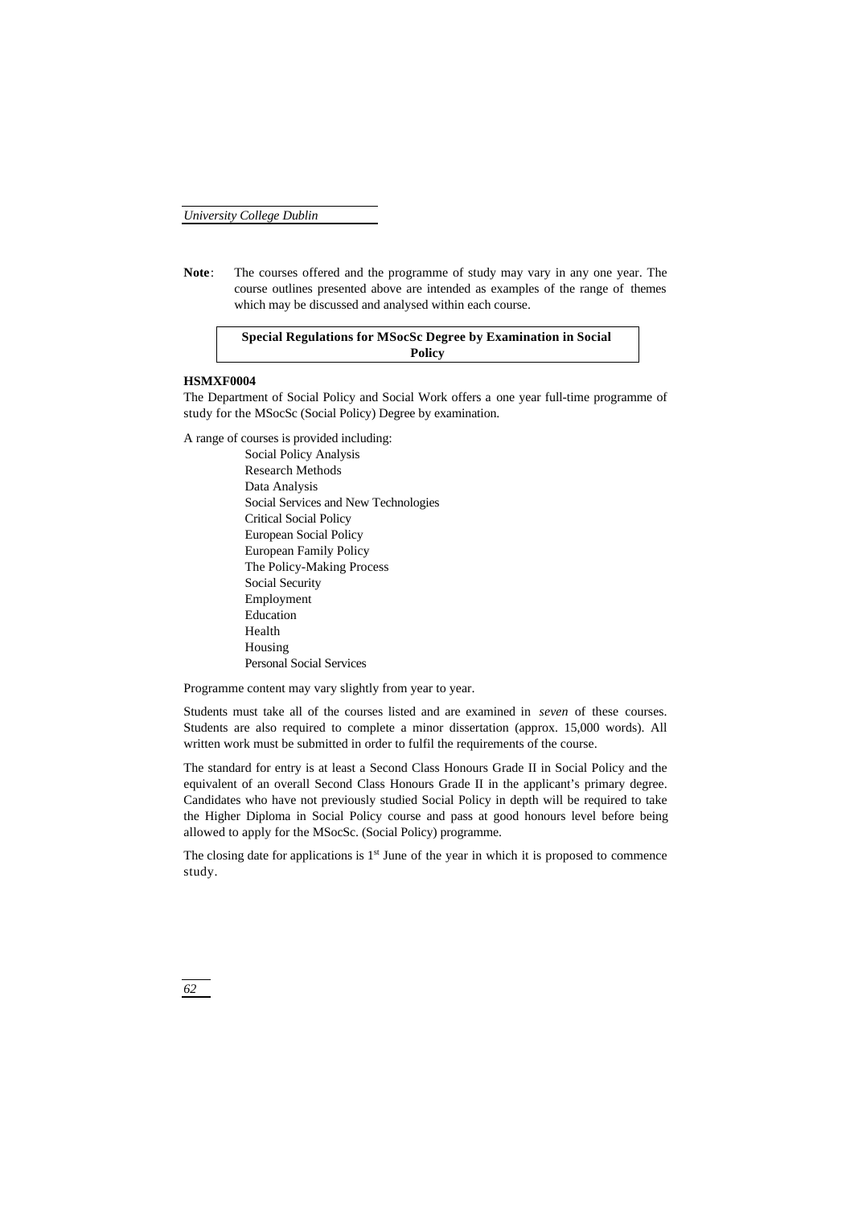**Note**: The courses offered and the programme of study may vary in any one year. The course outlines presented above are intended as examples of the range of themes which may be discussed and analysed within each course.

## Special Regulations for MSocSc Degree by Examination in Social Policy

**HSMXF0004**

The Department of Social Policy and Social Work offers a one year full-time programme of study for the MSocSc (Social Policy) Degree by examination.

A range of courses is provided including:

- Social Policy Analysis
- Research Methods
- Data Analysis
- Social Services and New Technologies
- Critical Social Policy
- European Social Policy
- European Family Policy
- The Policy-Making Process
- Social Security
- Employment
- Education
- Health
- Housing
- Personal Social Services

Programme content may vary slightly from year to year.

Students must take all of the courses listed and are examined in *seven* of these courses. Students are also required to complete a minor dissertation (approx. 15,000 words). All written work must be submitted in order to fulfil the requirements of the course.

The standard for entry is at least a Second Class Honours Grade II in Social Policy and the equivalent of an overall Second Class Honours Grade II in the applicant's primary degree. Candidates who have not previously studied Social Policy in depth will be required to take the Higher Diploma in Social Policy course and pass at good honours level before being allowed to apply for the MSocSc. (Social Policy) programme.

The closing date for applications is 1st June of the year in which it is proposed to commence study.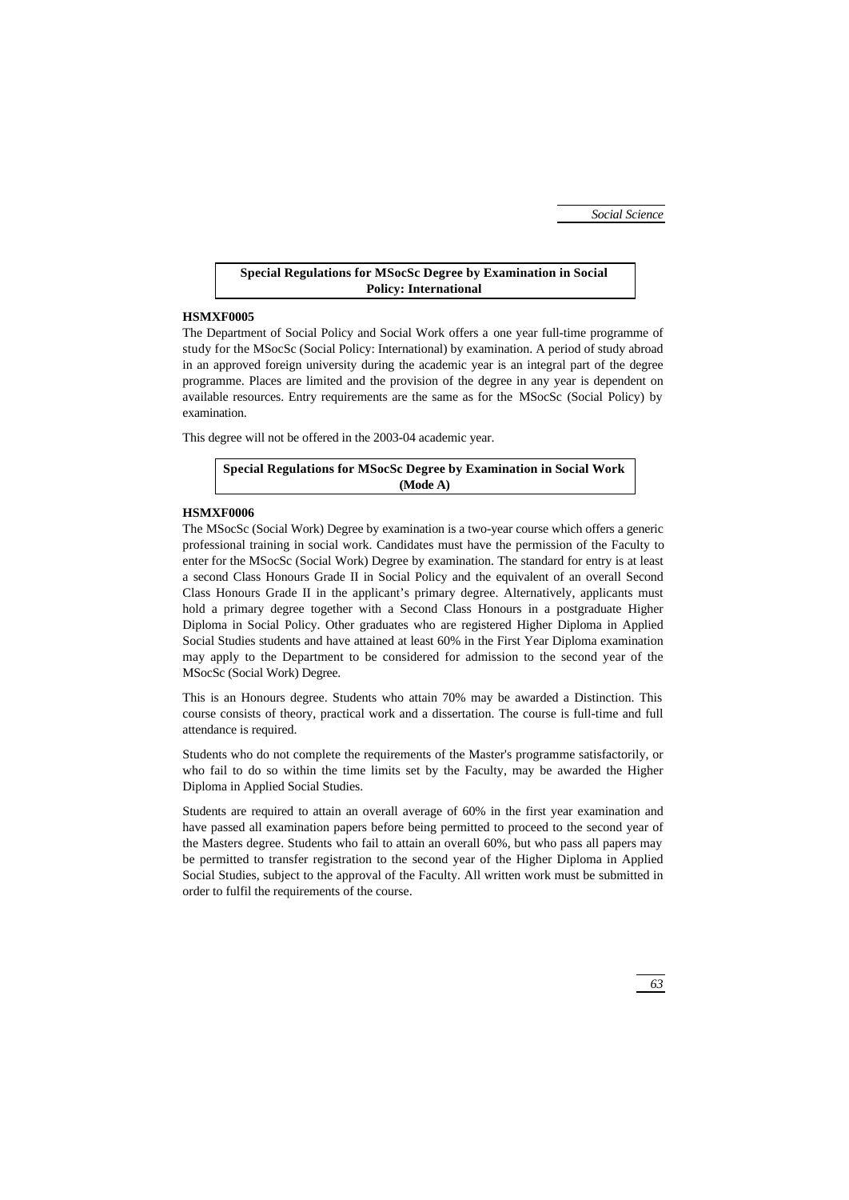## Special Regulations for MSocSc Degree by Examination in Social Policy: International

**HSMXF0005**

The Department of Social Policy and Social Work offers a one year full-time programme of study for the MSocSc (Social Policy: International) by examination. A period of study abroad in an approved foreign university during the academic year is an integral part of the degree programme. Places are limited and the provision of the degree in any year is dependent on available resources. Entry requirements are the same as for the MSocSc (Social Policy) by examination.

This degree will not be offered in the 2003-04 academic year.

## Special Regulations for MSocSc Degree by Examination in Social Work (Mode A)

**HSMXF0006**

The MSocSc (Social Work) Degree by examination is a two-year course which offers a generic professional training in social work. Candidates must have the permission of the Faculty to enter for the MSocSc (Social Work) Degree by examination. The standard for entry is at least a second Class Honours Grade II in Social Policy and the equivalent of an overall Second Class Honours Grade II in the applicant's primary degree. Alternatively, applicants must hold a primary degree together with a Second Class Honours in a postgraduate Higher Diploma in Social Policy. Other graduates who are registered Higher Diploma in Applied Social Studies students and have attained at least 60% in the First Year Diploma examination may apply to the Department to be considered for admission to the second year of the MSocSc (Social Work) Degree.

This is an Honours degree. Students who attain 70% may be awarded a Distinction. This course consists of theory, practical work and a dissertation. The course is full-time and full attendance is required.

Students who do not complete the requirements of the Master's programme satisfactorily, or who fail to do so within the time limits set by the Faculty, may be awarded the Higher Diploma in Applied Social Studies.

Students are required to attain an overall average of 60% in the first year examination and have passed all examination papers before being permitted to proceed to the second year of the Masters degree. Students who fail to attain an overall 60%, but who pass all papers may be permitted to transfer registration to the second year of the Higher Diploma in Applied Social Studies, subject to the approval of the Faculty. All written work must be submitted in order to fulfil the requirements of the course.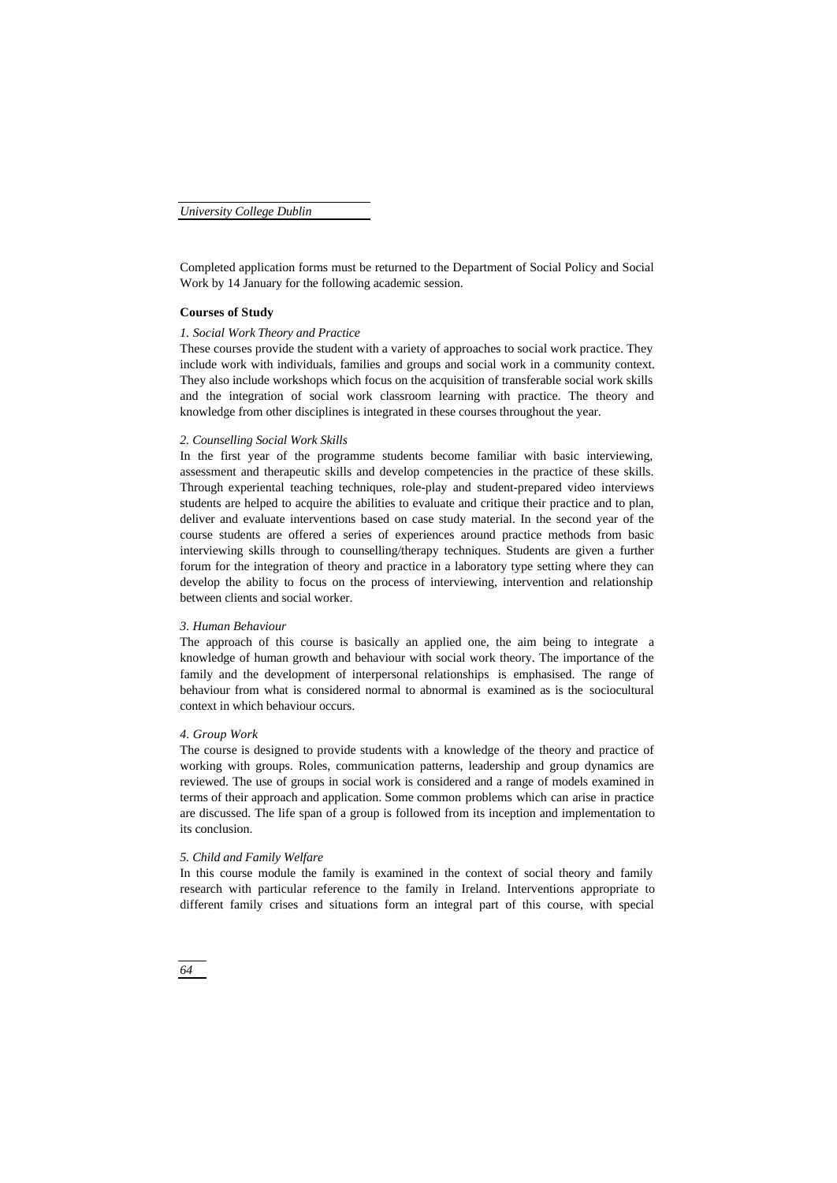Completed application forms must be returned to the Department of Social Policy and Social Work by 14 January for the following academic session.

**Courses of Study**

*1. Social Work Theory and Practice*

These courses provide the student with a variety of approaches to social work practice. They include work with individuals, families and groups and social work in a community context. They also include workshops which focus on the acquisition of transferable social work skills and the integration of social work classroom learning with practice. The theory and knowledge from other disciplines is integrated in these courses throughout the year.

*2. Counselling Social Work Skills*

In the first year of the programme students become familiar with basic interviewing, assessment and therapeutic skills and develop competencies in the practice of these skills. Through experiential teaching techniques, role-play and student-prepared video interviews students are helped to acquire the abilities to evaluate and critique their practice and to plan, deliver and evaluate interventions based on case study material. In the second year of the course students are offered a series of experiences around practice methods from basic interviewing skills through to counselling/therapy techniques. Students are given a further forum for the integration of theory and practice in a laboratory type setting where they can develop the ability to focus on the process of interviewing, intervention and relationship between clients and social worker.

*3. Human Behaviour*

The approach of this course is basically an applied one, the aim being to integrate a knowledge of human growth and behaviour with social work theory. The importance of the family and the development of interpersonal relationships is emphasised. The range of behaviour from what is considered normal to abnormal is examined as is the sociocultural context in which behaviour occurs.

*4. Group Work*

The course is designed to provide students with a knowledge of the theory and practice of working with groups. Roles, communication patterns, leadership and group dynamics are reviewed. The use of groups in social work is considered and a range of models examined in terms of their approach and application. Some common problems which can arise in practice are discussed. The life span of a group is followed from its inception and implementation to its conclusion.

*5. Child and Family Welfare*

In this course module the family is examined in the context of social theory and family research with particular reference to the family in Ireland. Interventions appropriate to different family crises and situations form an integral part of this course, with special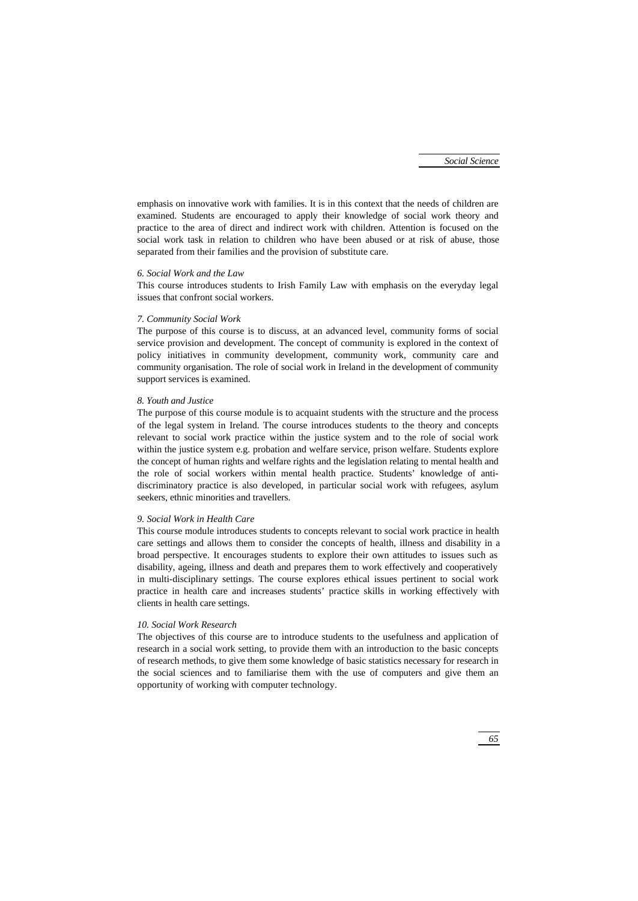emphasis on innovative work with families. It is in this context that the needs of children are examined. Students are encouraged to apply their knowledge of social work theory and practice to the area of direct and indirect work with children. Attention is focused on the social work task in relation to children who have been abused or at risk of abuse, those separated from their families and the provision of substitute care.

*6. Social Work and the Law*

This course introduces students to Irish Family Law with emphasis on the everyday legal issues that confront social workers.

*7. Community Social Work*

The purpose of this course is to discuss, at an advanced level, community forms of social service provision and development. The concept of community is explored in the context of policy initiatives in community development, community work, community care and community organisation. The role of social work in Ireland in the development of community support services is examined.

*8. Youth and Justice*

The purpose of this course module is to acquaint students with the structure and the process of the legal system in Ireland. The course introduces students to the theory and concepts relevant to social work practice within the justice system and to the role of social work within the justice system e.g. probation and welfare service, prison welfare. Students explore the concept of human rights and welfare rights and the legislation relating to mental health and the role of social workers within mental health practice. Students' knowledge of anti-discriminatory practice is also developed, in particular social work with refugees, asylum seekers, ethnic minorities and travellers.

*9. Social Work in Health Care*

This course module introduces students to concepts relevant to social work practice in health care settings and allows them to consider the concepts of health, illness and disability in a broad perspective. It encourages students to explore their own attitudes to issues such as disability, ageing, illness and death and prepares them to work effectively and cooperatively in multi-disciplinary settings. The course explores ethical issues pertinent to social work practice in health care and increases students' practice skills in working effectively with clients in health care settings.

*10. Social Work Research*

The objectives of this course are to introduce students to the usefulness and application of research in a social work setting, to provide them with an introduction to the basic concepts of research methods, to give them some knowledge of basic statistics necessary for research in the social sciences and to familiarise them with the use of computers and give them an opportunity of working with computer technology.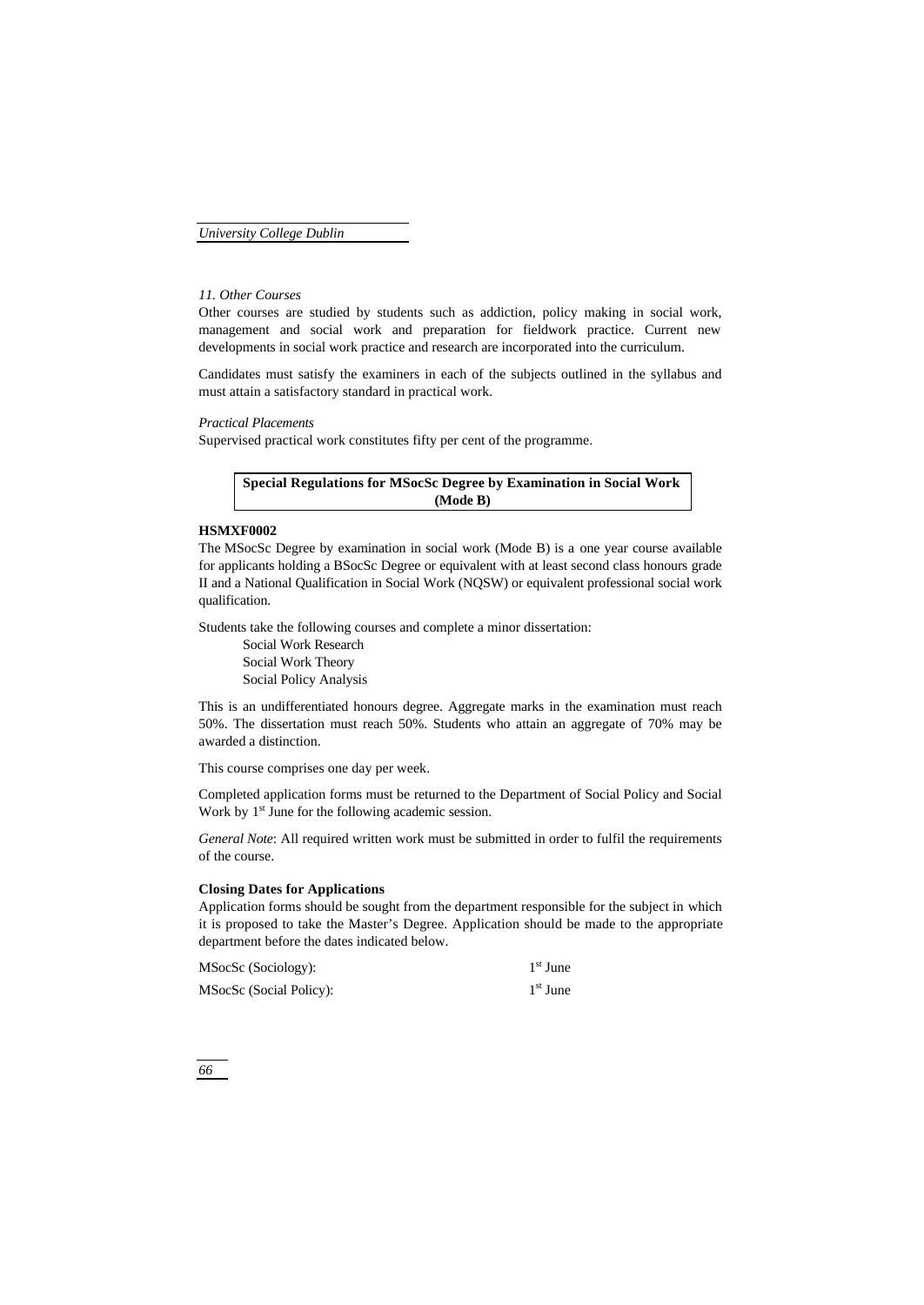*11. Other Courses*

Other courses are studied by students such as addiction, policy making in social work, management and social work and preparation for fieldwork practice. Current new developments in social work practice and research are incorporated into the curriculum.

Candidates must satisfy the examiners in each of the subjects outlined in the syllabus and must attain a satisfactory standard in practical work.

*Practical Placements*

Supervised practical work constitutes fifty per cent of the programme.

## Special Regulations for MSocSc Degree by Examination in Social Work (Mode B)

**HSMXF0002**

The MSocSc Degree by examination in social work (Mode B) is a one year course available for applicants holding a BSocSc Degree or equivalent with at least second class honours grade II and a National Qualification in Social Work (NQSW) or equivalent professional social work qualification.

Students take the following courses and complete a minor dissertation:

Social Work Research
Social Work Theory
Social Policy Analysis

This is an undifferentiated honours degree. Aggregate marks in the examination must reach 50%. The dissertation must reach 50%. Students who attain an aggregate of 70% may be awarded a distinction.

This course comprises one day per week.

Completed application forms must be returned to the Department of Social Policy and Social Work by 1st June for the following academic session.

*General Note*: All required written work must be submitted in order to fulfil the requirements of the course.

**Closing Dates for Applications**

Application forms should be sought from the department responsible for the subject in which it is proposed to take the Master's Degree. Application should be made to the appropriate department before the dates indicated below.

| | |
|---|---|
| MSocSc (Sociology): | 1st June |
| MSocSc (Social Policy): | 1st June |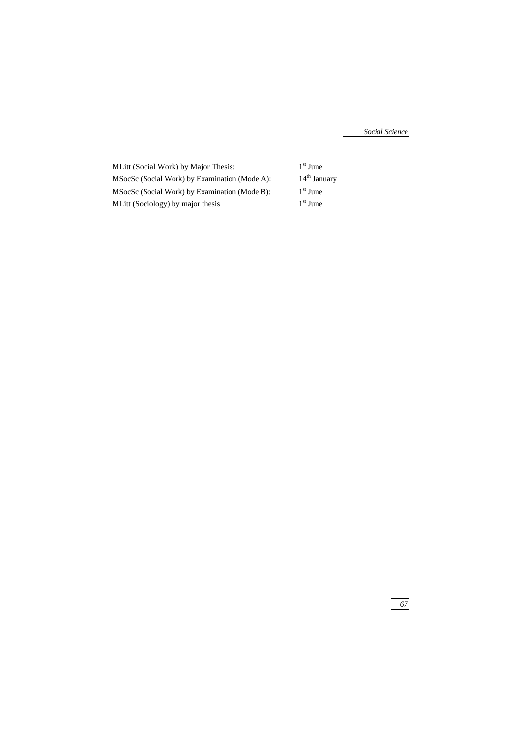| | |
|---|---|
| MLitt (Social Work) by Major Thesis: | 1st June |
| MSocSc (Social Work) by Examination (Mode A): | 14th January |
| MSocSc (Social Work) by Examination (Mode B): | 1st June |
| MLitt (Sociology) by major thesis | 1st June |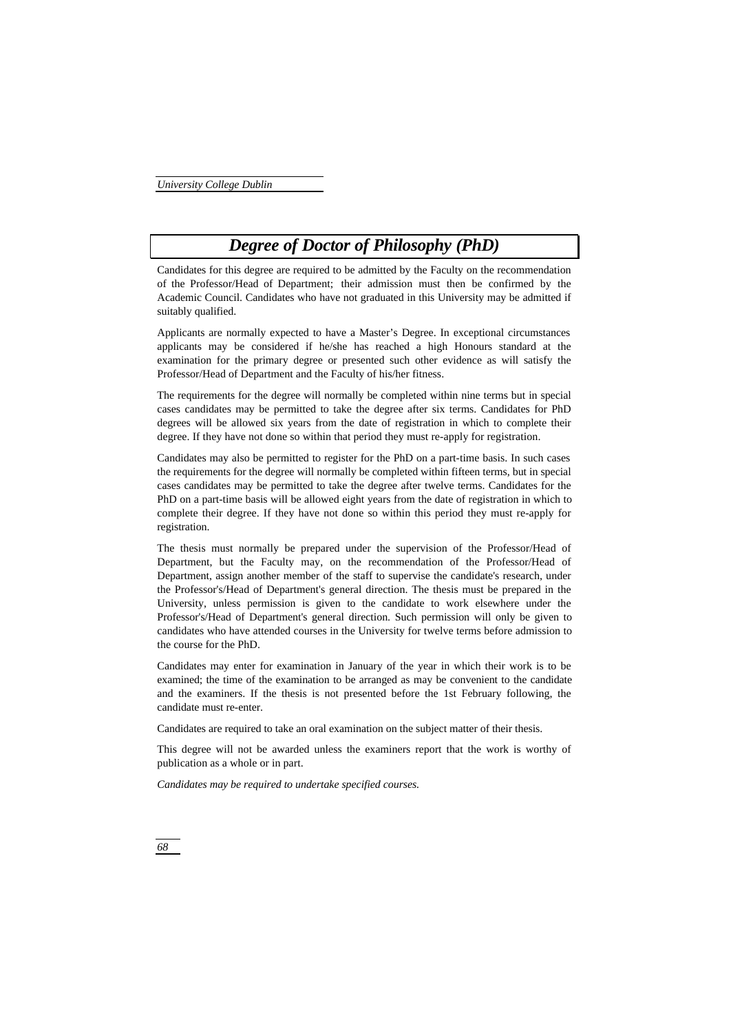# *Degree of Doctor of Philosophy (PhD)*

Candidates for this degree are required to be admitted by the Faculty on the recommendation of the Professor/Head of Department; their admission must then be confirmed by the Academic Council. Candidates who have not graduated in this University may be admitted if suitably qualified.

Applicants are normally expected to have a Master's Degree. In exceptional circumstances applicants may be considered if he/she has reached a high Honours standard at the examination for the primary degree or presented such other evidence as will satisfy the Professor/Head of Department and the Faculty of his/her fitness.

The requirements for the degree will normally be completed within nine terms but in special cases candidates may be permitted to take the degree after six terms. Candidates for PhD degrees will be allowed six years from the date of registration in which to complete their degree. If they have not done so within that period they must re-apply for registration.

Candidates may also be permitted to register for the PhD on a part-time basis. In such cases the requirements for the degree will normally be completed within fifteen terms, but in special cases candidates may be permitted to take the degree after twelve terms. Candidates for the PhD on a part-time basis will be allowed eight years from the date of registration in which to complete their degree. If they have not done so within this period they must re-apply for registration.

The thesis must normally be prepared under the supervision of the Professor/Head of Department, but the Faculty may, on the recommendation of the Professor/Head of Department, assign another member of the staff to supervise the candidate's research, under the Professor's/Head of Department's general direction. The thesis must be prepared in the University, unless permission is given to the candidate to work elsewhere under the Professor's/Head of Department's general direction. Such permission will only be given to candidates who have attended courses in the University for twelve terms before admission to the course for the PhD.

Candidates may enter for examination in January of the year in which their work is to be examined; the time of the examination to be arranged as may be convenient to the candidate and the examiners. If the thesis is not presented before the 1st February following, the candidate must re-enter.

Candidates are required to take an oral examination on the subject matter of their thesis.

This degree will not be awarded unless the examiners report that the work is worthy of publication as a whole or in part.

*Candidates may be required to undertake specified courses.*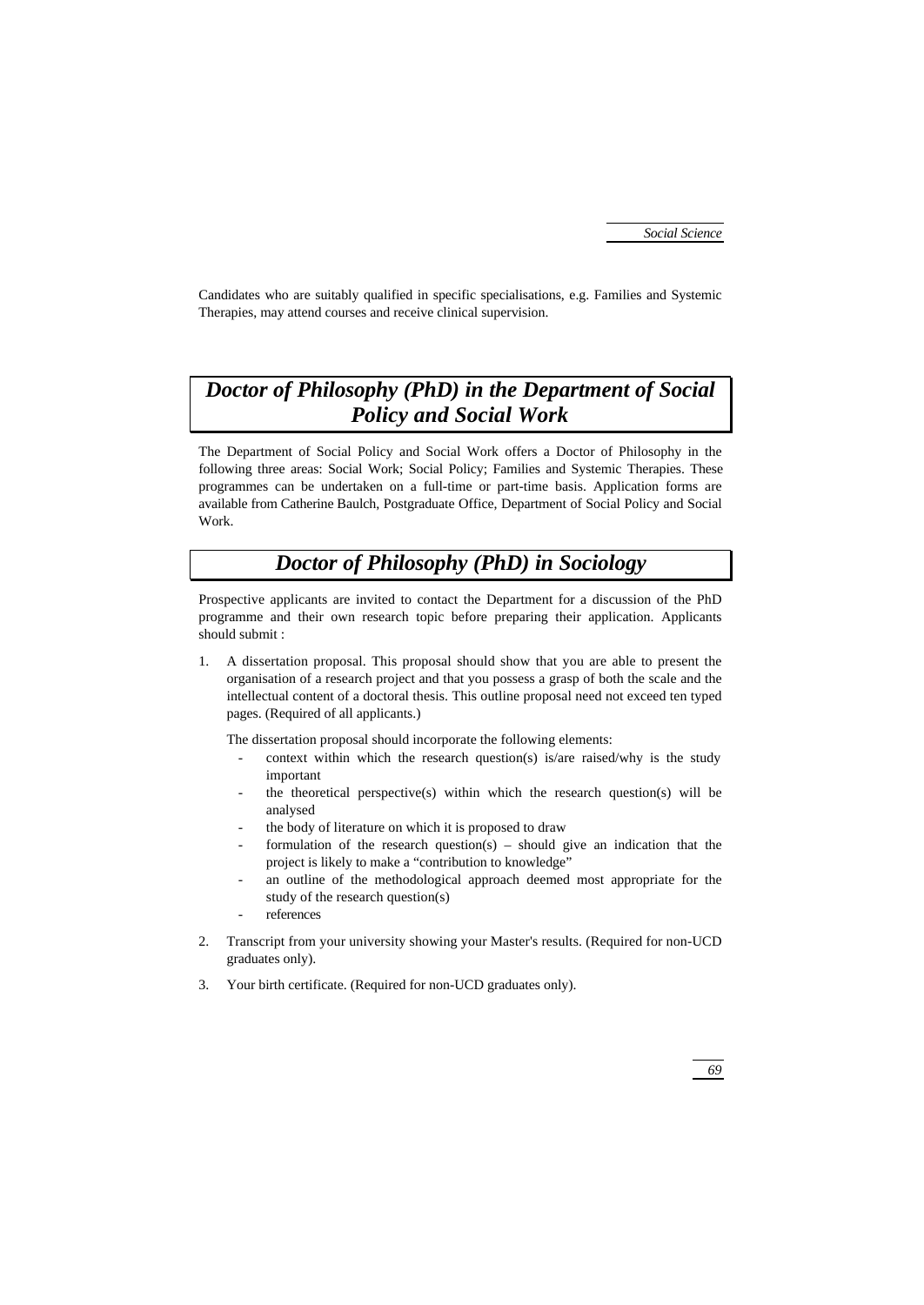Candidates who are suitably qualified in specific specialisations, e.g. Families and Systemic Therapies, may attend courses and receive clinical supervision.

## *Doctor of Philosophy (PhD) in the Department of Social Policy and Social Work*

The Department of Social Policy and Social Work offers a Doctor of Philosophy in the following three areas: Social Work; Social Policy; Families and Systemic Therapies. These programmes can be undertaken on a full-time or part-time basis. Application forms are available from Catherine Baulch, Postgraduate Office, Department of Social Policy and Social Work.

## *Doctor of Philosophy (PhD) in Sociology*

Prospective applicants are invited to contact the Department for a discussion of the PhD programme and their own research topic before preparing their application. Applicants should submit :

1. A dissertation proposal. This proposal should show that you are able to present the organisation of a research project and that you possess a grasp of both the scale and the intellectual content of a doctoral thesis. This outline proposal need not exceed ten typed pages. (Required of all applicants.)

   The dissertation proposal should incorporate the following elements:

   - context within which the research question(s) is/are raised/why is the study important
   - the theoretical perspective(s) within which the research question(s) will be analysed
   - the body of literature on which it is proposed to draw
   - formulation of the research question(s) – should give an indication that the project is likely to make a "contribution to knowledge"
   - an outline of the methodological approach deemed most appropriate for the study of the research question(s)
   - references

2. Transcript from your university showing your Master's results. (Required for non-UCD graduates only).

3. Your birth certificate. (Required for non-UCD graduates only).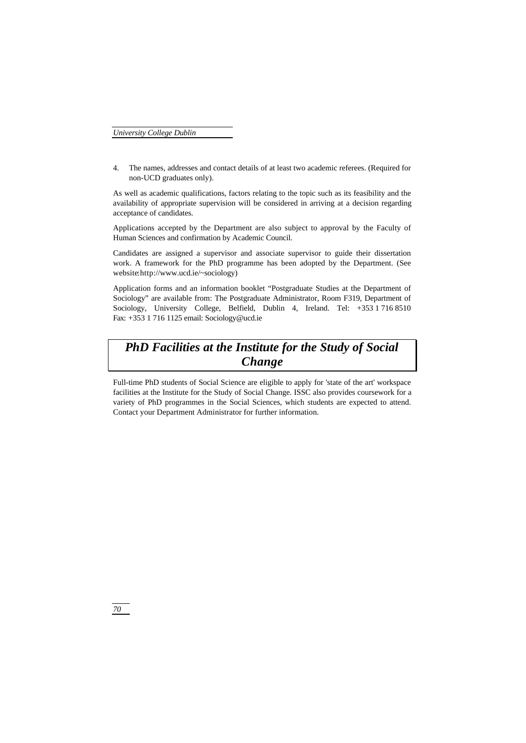4. The names, addresses and contact details of at least two academic referees. (Required for non-UCD graduates only).

As well as academic qualifications, factors relating to the topic such as its feasibility and the availability of appropriate supervision will be considered in arriving at a decision regarding acceptance of candidates.

Applications accepted by the Department are also subject to approval by the Faculty of Human Sciences and confirmation by Academic Council.

Candidates are assigned a supervisor and associate supervisor to guide their dissertation work. A framework for the PhD programme has been adopted by the Department. (See website:http://www.ucd.ie/~sociology)

Application forms and an information booklet "Postgraduate Studies at the Department of Sociology" are available from: The Postgraduate Administrator, Room F319, Department of Sociology, University College, Belfield, Dublin 4, Ireland. Tel: +353 1 716 8510 Fax: +353 1 716 1125 email: Sociology@ucd.ie

## *PhD Facilities at the Institute for the Study of Social Change*

Full-time PhD students of Social Science are eligible to apply for 'state of the art' workspace facilities at the Institute for the Study of Social Change. ISSC also provides coursework for a variety of PhD programmes in the Social Sciences, which students are expected to attend. Contact your Department Administrator for further information.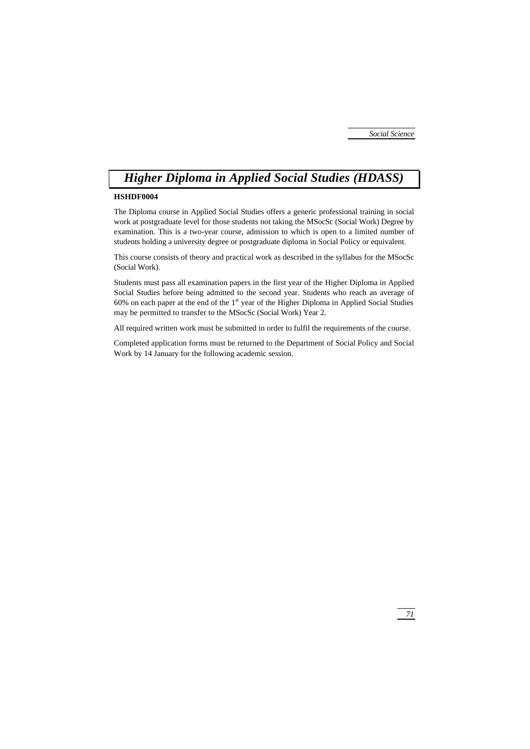# *Higher Diploma in Applied Social Studies (HDASS)*

**HSHDF0004**

The Diploma course in Applied Social Studies offers a generic professional training in social work at postgraduate level for those students not taking the MSocSc (Social Work) Degree by examination. This is a two-year course, admission to which is open to a limited number of students holding a university degree or postgraduate diploma in Social Policy or equivalent.

This course consists of theory and practical work as described in the syllabus for the MSocSc (Social Work).

Students must pass all examination papers in the first year of the Higher Diploma in Applied Social Studies before being admitted to the second year. Students who reach an average of 60% on each paper at the end of the 1st year of the Higher Diploma in Applied Social Studies may be permitted to transfer to the MSocSc (Social Work) Year 2.

All required written work must be submitted in order to fulfil the requirements of the course.

Completed application forms must be returned to the Department of Social Policy and Social Work by 14 January for the following academic session.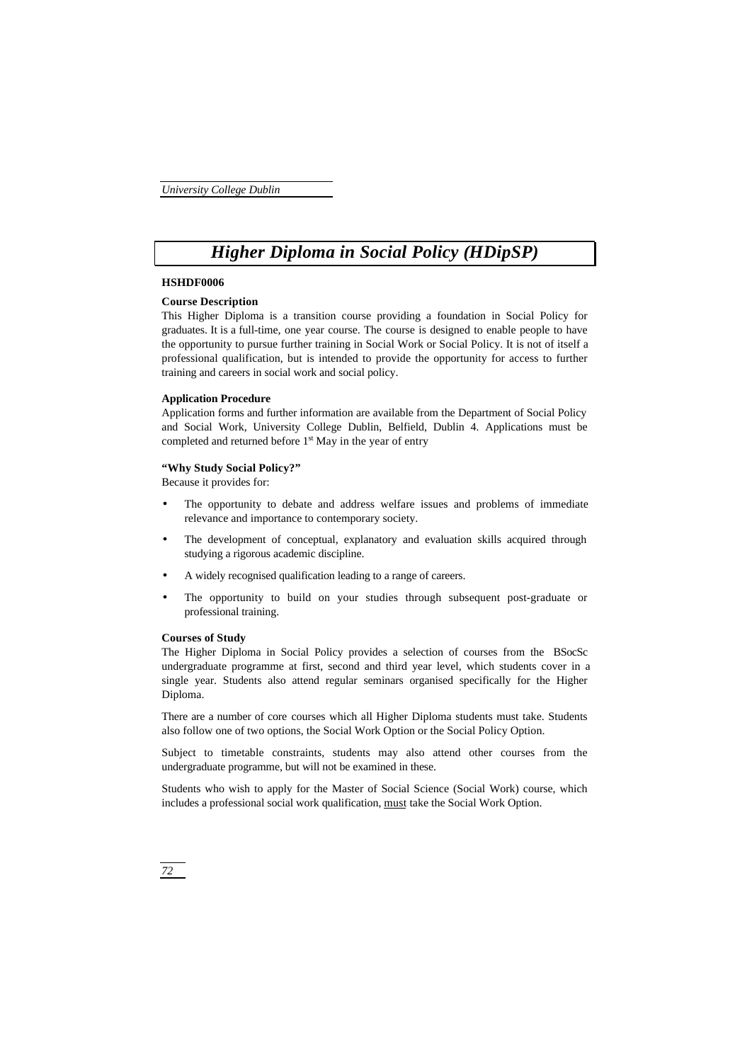# *Higher Diploma in Social Policy (HDipSP)*

**HSHDF0006**

**Course Description**

This Higher Diploma is a transition course providing a foundation in Social Policy for graduates. It is a full-time, one year course. The course is designed to enable people to have the opportunity to pursue further training in Social Work or Social Policy. It is not of itself a professional qualification, but is intended to provide the opportunity for access to further training and careers in social work and social policy.

**Application Procedure**

Application forms and further information are available from the Department of Social Policy and Social Work, University College Dublin, Belfield, Dublin 4. Applications must be completed and returned before 1st May in the year of entry

**"Why Study Social Policy?"**

Because it provides for:

- The opportunity to debate and address welfare issues and problems of immediate relevance and importance to contemporary society.
- The development of conceptual, explanatory and evaluation skills acquired through studying a rigorous academic discipline.
- A widely recognised qualification leading to a range of careers.
- The opportunity to build on your studies through subsequent post-graduate or professional training.

**Courses of Study**

The Higher Diploma in Social Policy provides a selection of courses from the BSocSc undergraduate programme at first, second and third year level, which students cover in a single year. Students also attend regular seminars organised specifically for the Higher Diploma.

There are a number of core courses which all Higher Diploma students must take. Students also follow one of two options, the Social Work Option or the Social Policy Option.

Subject to timetable constraints, students may also attend other courses from the undergraduate programme, but will not be examined in these.

Students who wish to apply for the Master of Social Science (Social Work) course, which includes a professional social work qualification, <u>must</u> take the Social Work Option.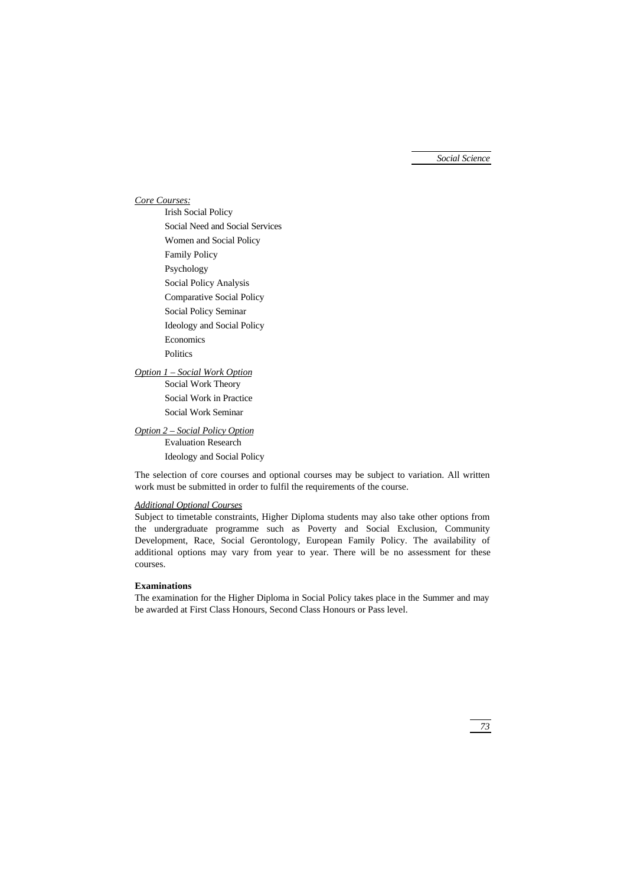*Core Courses:*

- Irish Social Policy
- Social Need and Social Services
- Women and Social Policy
- Family Policy
- Psychology
- Social Policy Analysis
- Comparative Social Policy
- Social Policy Seminar
- Ideology and Social Policy
- Economics
- Politics

*Option 1 – Social Work Option*

- Social Work Theory
- Social Work in Practice
- Social Work Seminar

*Option 2 – Social Policy Option*

- Evaluation Research
- Ideology and Social Policy

The selection of core courses and optional courses may be subject to variation. All written work must be submitted in order to fulfil the requirements of the course.

*Additional Optional Courses*

Subject to timetable constraints, Higher Diploma students may also take other options from the undergraduate programme such as Poverty and Social Exclusion, Community Development, Race, Social Gerontology, European Family Policy. The availability of additional options may vary from year to year. There will be no assessment for these courses.

**Examinations**

The examination for the Higher Diploma in Social Policy takes place in the Summer and may be awarded at First Class Honours, Second Class Honours or Pass level.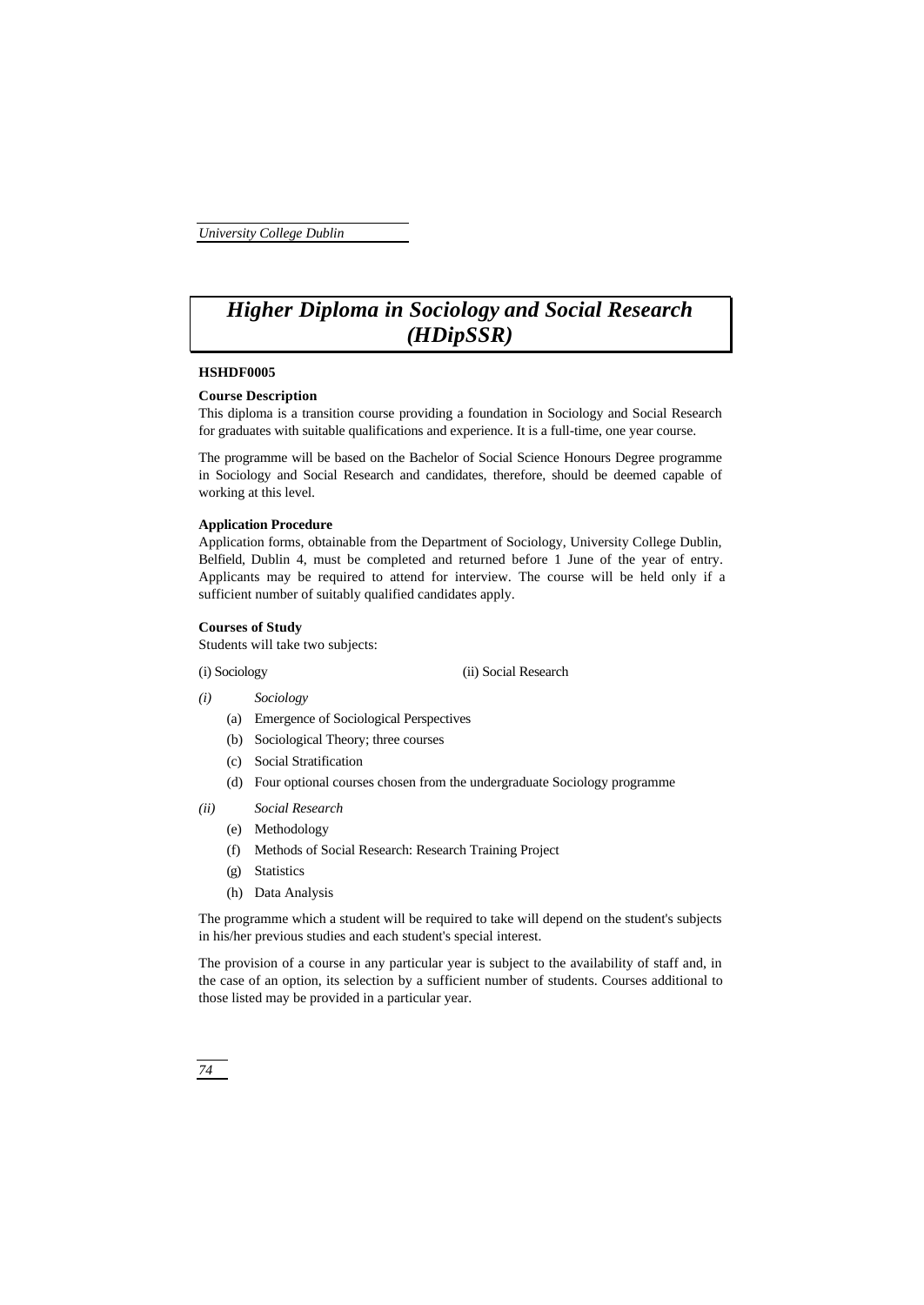# Higher Diploma in Sociology and Social Research (HDipSSR)

**HSHDF0005**

**Course Description**

This diploma is a transition course providing a foundation in Sociology and Social Research for graduates with suitable qualifications and experience. It is a full-time, one year course.

The programme will be based on the Bachelor of Social Science Honours Degree programme in Sociology and Social Research and candidates, therefore, should be deemed capable of working at this level.

**Application Procedure**

Application forms, obtainable from the Department of Sociology, University College Dublin, Belfield, Dublin 4, must be completed and returned before 1 June of the year of entry. Applicants may be required to attend for interview. The course will be held only if a sufficient number of suitably qualified candidates apply.

**Courses of Study**

Students will take two subjects:

(i) Sociology (ii) Social Research

*(i) Sociology*

- (a) Emergence of Sociological Perspectives
- (b) Sociological Theory; three courses
- (c) Social Stratification
- (d) Four optional courses chosen from the undergraduate Sociology programme

*(ii) Social Research*

- (e) Methodology
- (f) Methods of Social Research: Research Training Project
- (g) Statistics
- (h) Data Analysis

The programme which a student will be required to take will depend on the student's subjects in his/her previous studies and each student's special interest.

The provision of a course in any particular year is subject to the availability of staff and, in the case of an option, its selection by a sufficient number of students. Courses additional to those listed may be provided in a particular year.